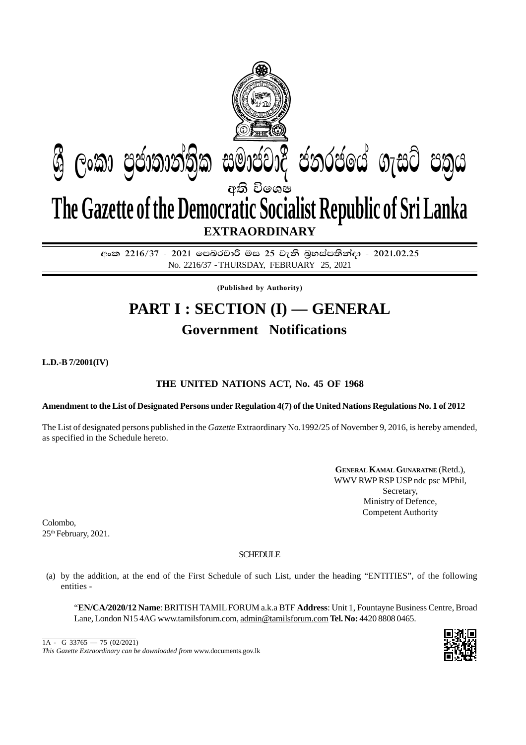ශ්‍රී ලංකා ප්‍රජාතාන්ත්‍රික සමාජවාදී ජනරජයේ ගැසට් පත්‍රය

අති විශෙෂ

# The Gazette of the Democratic Socialist Republic of Sri Lanka

**EXTRAORDINARY**

අංක 2216/37 - 2021 පෙබරවාරි මස 25 වැනි බ්‍රහස්පතින්දා - 2021.02.25

No. 2216/37 - THURSDAY, FEBRUARY 25, 2021

**(Published by Authority)**

# PART I : SECTION (I) — GENERAL

## Government Notifications

**L.D.-B 7/2001(IV)**

### THE UNITED NATIONS ACT, No. 45 OF 1968

**Amendment to the List of Designated Persons under Regulation 4(7) of the United Nations Regulations No. 1 of 2012**

The List of designated persons published in the *Gazette* Extraordinary No.1992/25 of November 9, 2016, is hereby amended, as specified in the Schedule hereto.

GENERAL KAMAL GUNARATNE (Retd.),
WWV RWP RSP USP ndc psc MPhil,
Secretary,
Ministry of Defence,
Competent Authority

Colombo,
25th February, 2021.

SCHEDULE

(a) by the addition, at the end of the First Schedule of such List, under the heading "ENTITIES", of the following entities -

"**EN/CA/2020/12 Name**: BRITISH TAMIL FORUM a.k.a BTF **Address**: Unit 1, Fountayne Business Centre, Broad Lane, London N15 4AG www.tamilsforum.com, admin@tamilsforum.com **Tel. No:** 4420 8808 0465.

1A - G 33765 — 75 (02/2021)

*This Gazette Extraordinary can be downloaded from* www.documents.gov.lk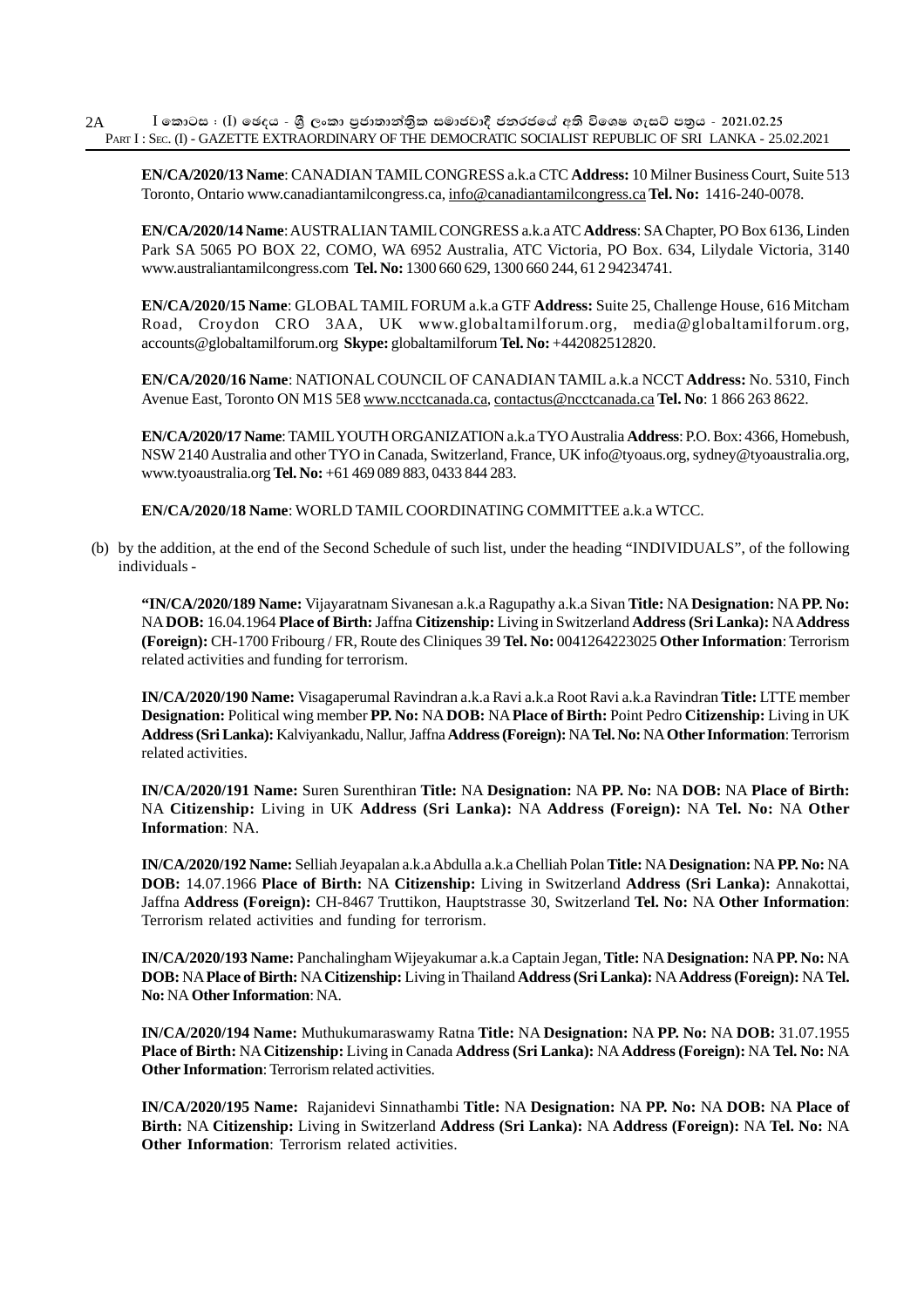**EN/CA/2020/13 Name**: CANADIAN TAMIL CONGRESS a.k.a CTC **Address:** 10 Milner Business Court, Suite 513 Toronto, Ontario www.canadiantamilcongress.ca, info@canadiantamilcongress.ca **Tel. No:** 1416-240-0078.

**EN/CA/2020/14 Name**: AUSTRALIAN TAMIL CONGRESS a.k.a ATC **Address**: SA Chapter, PO Box 6136, Linden Park SA 5065 PO BOX 22, COMO, WA 6952 Australia, ATC Victoria, PO Box. 634, Lilydale Victoria, 3140 www.australiantamilcongress.com **Tel. No:** 1300 660 629, 1300 660 244, 61 2 94234741.

**EN/CA/2020/15 Name**: GLOBAL TAMIL FORUM a.k.a GTF **Address:** Suite 25, Challenge House, 616 Mitcham Road, Croydon CRO 3AA, UK www.globaltamilforum.org, media@globaltamilforum.org, accounts@globaltamilforum.org **Skype:** globaltamilforum **Tel. No:** +442082512820.

**EN/CA/2020/16 Name**: NATIONAL COUNCIL OF CANADIAN TAMIL a.k.a NCCT **Address:** No. 5310, Finch Avenue East, Toronto ON M1S 5E8 www.ncctcanada.ca, contactus@ncctcanada.ca **Tel. No**: 1 866 263 8622.

**EN/CA/2020/17 Name**: TAMIL YOUTH ORGANIZATION a.k.a TYO Australia **Address**: P.O. Box: 4366, Homebush, NSW 2140 Australia and other TYO in Canada, Switzerland, France, UK info@tyoaus.org, sydney@tyoaustralia.org, www.tyoaustralia.org **Tel. No:** +61 469 089 883, 0433 844 283.

**EN/CA/2020/18 Name**: WORLD TAMIL COORDINATING COMMITTEE a.k.a WTCC.

(b) by the addition, at the end of the Second Schedule of such list, under the heading "INDIVIDUALS", of the following individuals -

**"IN/CA/2020/189 Name:** Vijayaratnam Sivanesan a.k.a Ragupathy a.k.a Sivan **Title:** NA **Designation:** NA **PP. No:** NA **DOB:** 16.04.1964 **Place of Birth:** Jaffna **Citizenship:** Living in Switzerland **Address (Sri Lanka):** NA **Address (Foreign):** CH-1700 Fribourg / FR, Route des Cliniques 39 **Tel. No:** 0041264223025 **Other Information**: Terrorism related activities and funding for terrorism.

**IN/CA/2020/190 Name:** Visagaperumal Ravindran a.k.a Ravi a.k.a Root Ravi a.k.a Ravindran **Title:** LTTE member **Designation:** Political wing member **PP. No:** NA **DOB:** NA **Place of Birth:** Point Pedro **Citizenship:** Living in UK **Address (Sri Lanka):** Kalviyankadu, Nallur, Jaffna **Address (Foreign):** NA **Tel. No:** NA **Other Information**: Terrorism related activities.

**IN/CA/2020/191 Name:** Suren Surenthiran **Title:** NA **Designation:** NA **PP. No:** NA **DOB:** NA **Place of Birth:** NA **Citizenship:** Living in UK **Address (Sri Lanka):** NA **Address (Foreign):** NA **Tel. No:** NA **Other Information**: NA.

**IN/CA/2020/192 Name:** Selliah Jeyapalan a.k.a Abdulla a.k.a Chelliah Polan **Title:** NA **Designation:** NA **PP. No:** NA **DOB:** 14.07.1966 **Place of Birth:** NA **Citizenship:** Living in Switzerland **Address (Sri Lanka):** Annakottai, Jaffna **Address (Foreign):** CH-8467 Truttikon, Hauptstrasse 30, Switzerland **Tel. No:** NA **Other Information**: Terrorism related activities and funding for terrorism.

**IN/CA/2020/193 Name:** Panchalingham Wijeyakumar a.k.a Captain Jegan, **Title:** NA **Designation:** NA **PP. No:** NA **DOB:** NA **Place of Birth:** NA **Citizenship:** Living in Thailand **Address (Sri Lanka):** NA **Address (Foreign):** NA **Tel. No:** NA **Other Information**: NA.

**IN/CA/2020/194 Name:** Muthukumaraswamy Ratna **Title:** NA **Designation:** NA **PP. No:** NA **DOB:** 31.07.1955 **Place of Birth:** NA **Citizenship:** Living in Canada **Address (Sri Lanka):** NA **Address (Foreign):** NA **Tel. No:** NA **Other Information**: Terrorism related activities.

**IN/CA/2020/195 Name:** Rajanidevi Sinnathambi **Title:** NA **Designation:** NA **PP. No:** NA **DOB:** NA **Place of Birth:** NA **Citizenship:** Living in Switzerland **Address (Sri Lanka):** NA **Address (Foreign):** NA **Tel. No:** NA **Other Information**: Terrorism related activities.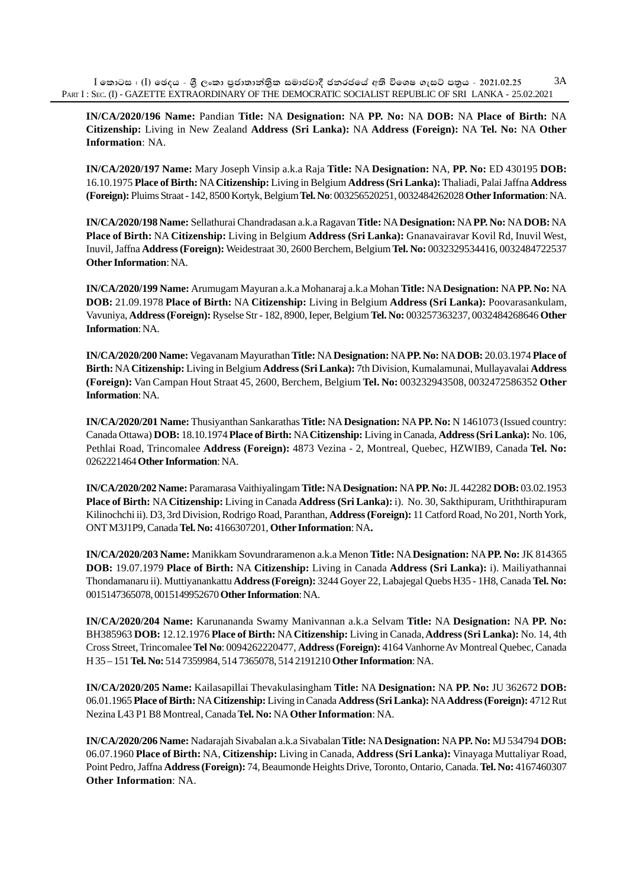**IN/CA/2020/196 Name:** Pandian **Title:** NA **Designation:** NA **PP. No:** NA **DOB:** NA **Place of Birth:** NA **Citizenship:** Living in New Zealand **Address (Sri Lanka):** NA **Address (Foreign):** NA **Tel. No:** NA **Other Information**: NA.

**IN/CA/2020/197 Name:** Mary Joseph Vinsip a.k.a Raja **Title:** NA **Designation:** NA, **PP. No:** ED 430195 **DOB:** 16.10.1975 **Place of Birth:** NA **Citizenship:** Living in Belgium **Address (Sri Lanka):** Thaliadi, Palai Jaffna **Address (Foreign):** Pluims Straat - 142, 8500 Kortyk, Belgium **Tel. No**: 003256520251, 0032484262028 **Other Information**: NA.

**IN/CA/2020/198 Name:** Sellathurai Chandradasan a.k.a Ragavan **Title:** NA **Designation:** NA **PP. No:** NA **DOB:** NA **Place of Birth:** NA **Citizenship:** Living in Belgium **Address (Sri Lanka):** Gnanavairavar Kovil Rd, Inuvil West, Inuvil, Jaffna **Address (Foreign):** Weidestraat 30, 2600 Berchem, Belgium **Tel. No:** 0032329534416, 0032484722537 **Other Information**: NA.

**IN/CA/2020/199 Name:** Arumugam Mayuran a.k.a Mohanaraj a.k.a Mohan **Title:** NA **Designation:** NA **PP. No:** NA **DOB:** 21.09.1978 **Place of Birth:** NA **Citizenship:** Living in Belgium **Address (Sri Lanka):** Poovarasankulam, Vavuniya, **Address (Foreign):** Ryselse Str - 182, 8900, Ieper, Belgium **Tel. No:** 003257363237, 0032484268646 **Other Information**: NA.

**IN/CA/2020/200 Name:** Vegavanam Mayurathan **Title:** NA **Designation:** NA **PP. No:** NA **DOB:** 20.03.1974 **Place of Birth:** NA **Citizenship:** Living in Belgium **Address (Sri Lanka):** 7th Division, Kumalamunai, Mullayavalai **Address (Foreign):** Van Campan Hout Straat 45, 2600, Berchem, Belgium **Tel. No:** 003232943508, 0032472586352 **Other Information**: NA.

**IN/CA/2020/201 Name:** Thusiyanthan Sankarathas **Title:** NA **Designation:** NA **PP. No:** N 1461073 (Issued country: Canada Ottawa) **DOB:** 18.10.1974 **Place of Birth:** NA **Citizenship:** Living in Canada, **Address (Sri Lanka):** No. 106, Pethlai Road, Trincomalee **Address (Foreign):** 4873 Vezina - 2, Montreal, Quebec, HZWIB9, Canada **Tel. No:** 0262221464 **Other Information**: NA.

**IN/CA/2020/202 Name:** Paramarasa Vaithiyalingam **Title:** NA **Designation:** NA **PP. No:** JL 442282 **DOB:** 03.02.1953 **Place of Birth:** NA **Citizenship:** Living in Canada **Address (Sri Lanka):** i). No. 30, Sakthipuram, Uriththirapuram Kilinochchi ii). D3, 3rd Division, Rodrigo Road, Paranthan, **Address (Foreign):** 11 Catford Road, No 201, North York, ONT M3J1P9, Canada **Tel. No:** 4166307201, **Other Information**: NA**.**

**IN/CA/2020/203 Name:** Manikkam Sovundraramenon a.k.a Menon **Title:** NA **Designation:** NA **PP. No:** JK 814365 **DOB:** 19.07.1979 **Place of Birth:** NA **Citizenship:** Living in Canada **Address (Sri Lanka):** i). Mailiyathannai Thondamanaru ii). Muttiyanankattu **Address (Foreign):** 3244 Goyer 22, Labajegal Quebs H35 - 1H8, Canada **Tel. No:** 0015147365078, 0015149952670 **Other Information**: NA.

**IN/CA/2020/204 Name:** Karunananda Swamy Manivannan a.k.a Selvam **Title:** NA **Designation:** NA **PP. No:** BH385963 **DOB:** 12.12.1976 **Place of Birth:** NA **Citizenship:** Living in Canada, **Address (Sri Lanka):** No. 14, 4th Cross Street, Trincomalee **Tel No**: 0094262220477, **Address (Foreign):** 4164 Vanhorne Av Montreal Quebec, Canada H 35 – 151 **Tel. No:** 514 7359984, 514 7365078, 514 2191210 **Other Information**: NA.

**IN/CA/2020/205 Name:** Kailasapillai Thevakulasingham **Title:** NA **Designation:** NA **PP. No:** JU 362672 **DOB:** 06.01.1965 **Place of Birth:** NA **Citizenship:** Living in Canada **Address (Sri Lanka):** NA **Address (Foreign):** 4712 Rut Nezina L43 P1 B8 Montreal, Canada **Tel. No:** NA **Other Information**: NA.

**IN/CA/2020/206 Name:** Nadarajah Sivabalan a.k.a Sivabalan **Title:** NA **Designation:** NA **PP. No:** MJ 534794 **DOB:** 06.07.1960 **Place of Birth:** NA, **Citizenship:** Living in Canada, **Address (Sri Lanka):** Vinayaga Muttaliyar Road, Point Pedro, Jaffna **Address (Foreign):** 74, Beaumonde Heights Drive, Toronto, Ontario, Canada. **Tel. No:** 4167460307 **Other Information**: NA.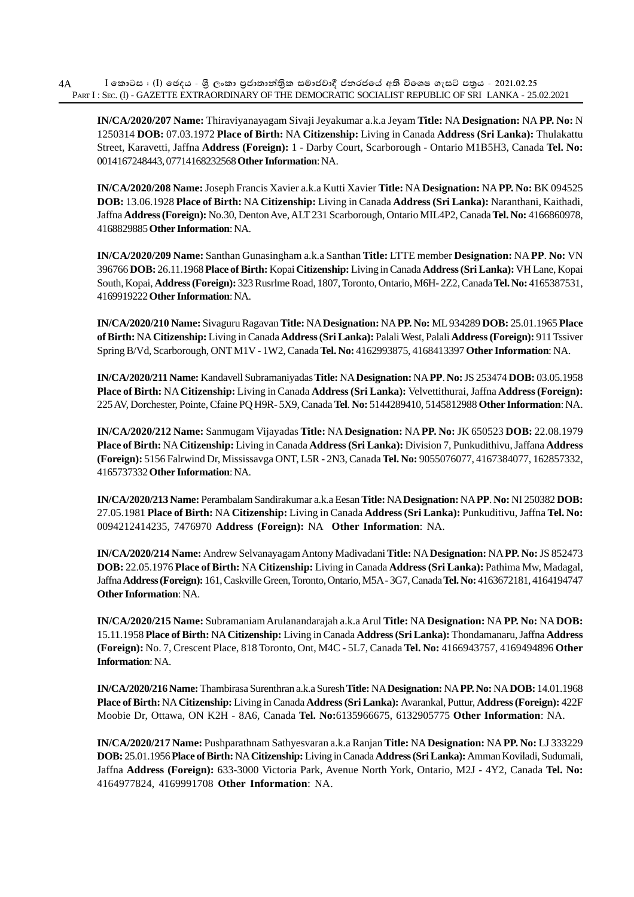**IN/CA/2020/207 Name:** Thiraviyanayagam Sivaji Jeyakumar a.k.a Jeyam **Title:** NA **Designation:** NA **PP. No:** N 1250314 **DOB:** 07.03.1972 **Place of Birth:** NA **Citizenship:** Living in Canada **Address (Sri Lanka):** Thulakattu Street, Karavetti, Jaffna **Address (Foreign):** 1 - Darby Court, Scarborough - Ontario M1B5H3, Canada **Tel. No:** 0014167248443, 07714168232568 **Other Information**: NA.

**IN/CA/2020/208 Name:** Joseph Francis Xavier a.k.a Kutti Xavier **Title:** NA **Designation:** NA **PP. No:** BK 094525 **DOB:** 13.06.1928 **Place of Birth:** NA **Citizenship:** Living in Canada **Address (Sri Lanka):** Naranthani, Kaithadi, Jaffna **Address (Foreign):** No.30, Denton Ave, ALT 231 Scarborough, Ontario MIL4P2, Canada **Tel. No:** 4166860978, 4168829885 **Other Information**: NA.

**IN/CA/2020/209 Name:** Santhan Gunasingham a.k.a Santhan **Title:** LTTE member **Designation:** NA **PP**. **No:** VN 396766 **DOB:** 26.11.1968 **Place of Birth:** Kopai **Citizenship:** Living in Canada **Address (Sri Lanka):** VH Lane, Kopai South, Kopai, **Address (Foreign):** 323 Rusrlme Road, 1807, Toronto, Ontario, M6H- 2Z2, Canada **Tel. No:** 4165387531, 4169919222 **Other Information**: NA.

**IN/CA/2020/210 Name:** Sivaguru Ragavan **Title:** NA **Designation:** NA **PP. No:** ML 934289 **DOB:** 25.01.1965 **Place of Birth:** NA **Citizenship:** Living in Canada **Address (Sri Lanka):** Palali West, Palali **Address (Foreign):** 911 Tssiver Spring B/Vd, Scarborough, ONT M1V - 1W2, Canada **Tel. No:** 4162993875, 4168413397 **Other Information**: NA.

**IN/CA/2020/211 Name:** Kandavell Subramaniyadas **Title:** NA **Designation:** NA **PP**. **No:** JS 253474 **DOB:** 03.05.1958 **Place of Birth:** NA **Citizenship:** Living in Canada **Address (Sri Lanka):** Velvettithurai, Jaffna **Address (Foreign):** 225 AV, Dorchester, Pointe, Cfaine PQ H9R- 5X9, Canada **Tel**. **No:** 5144289410, 5145812988 **Other Information**: NA.

**IN/CA/2020/212 Name:** Sanmugam Vijayadas **Title:** NA **Designation:** NA **PP. No:** JK 650523 **DOB:** 22.08.1979 **Place of Birth:** NA **Citizenship:** Living in Canada **Address (Sri Lanka):** Division 7, Punkudithivu, Jaffana **Address (Foreign):** 5156 Falrwind Dr, Mississavga ONT, L5R - 2N3, Canada **Tel. No:** 9055076077, 4167384077, 162857332, 4165737332 **Other Information**: NA.

**IN/CA/2020/213 Name:** Perambalam Sandirakumar a.k.a Eesan **Title:** NA **Designation:** NA **PP**. **No:** NI 250382 **DOB:** 27.05.1981 **Place of Birth:** NA **Citizenship:** Living in Canada **Address (Sri Lanka):** Punkuditivu, Jaffna **Tel. No:** 0094212414235, 7476970 **Address (Foreign):** NA **Other Information**: NA.

**IN/CA/2020/214 Name:** Andrew Selvanayagam Antony Madivadani **Title:** NA **Designation:** NA **PP. No:** JS 852473 **DOB:** 22.05.1976 **Place of Birth:** NA **Citizenship:** Living in Canada **Address (Sri Lanka):** Pathima Mw, Madagal, Jaffna **Address (Foreign):** 161, Caskville Green, Toronto, Ontario, M5A - 3G7, Canada **Tel. No:** 4163672181, 4164194747 **Other Information**: NA.

**IN/CA/2020/215 Name:** Subramaniam Arulanandarajah a.k.a Arul **Title:** NA **Designation:** NA **PP. No:** NA **DOB:** 15.11.1958 **Place of Birth:** NA **Citizenship:** Living in Canada **Address (Sri Lanka):** Thondamanaru, Jaffna **Address (Foreign):** No. 7, Crescent Place, 818 Toronto, Ont, M4C - 5L7, Canada **Tel. No:** 4166943757, 4169494896 **Other Information**: NA.

**IN/CA/2020/216 Name:** Thambirasa Surenthran a.k.a Suresh **Title:** NA **Designation:** NA **PP. No:** NA **DOB:** 14.01.1968 **Place of Birth:** NA **Citizenship:** Living in Canada **Address (Sri Lanka):** Avarankal, Puttur, **Address (Foreign):** 422F Moobie Dr, Ottawa, ON K2H - 8A6, Canada **Tel. No:**6135966675, 6132905775 **Other Information**: NA.

**IN/CA/2020/217 Name:** Pushparathnam Sathyesvaran a.k.a Ranjan **Title:** NA **Designation:** NA **PP. No:** LJ 333229 **DOB:** 25.01.1956 **Place of Birth:** NA **Citizenship:** Living in Canada **Address (Sri Lanka):** Amman Koviladi, Sudumali, Jaffna **Address (Foreign):** 633-3000 Victoria Park, Avenue North York, Ontario, M2J - 4Y2, Canada **Tel. No:** 4164977824, 4169991708 **Other Information**: NA.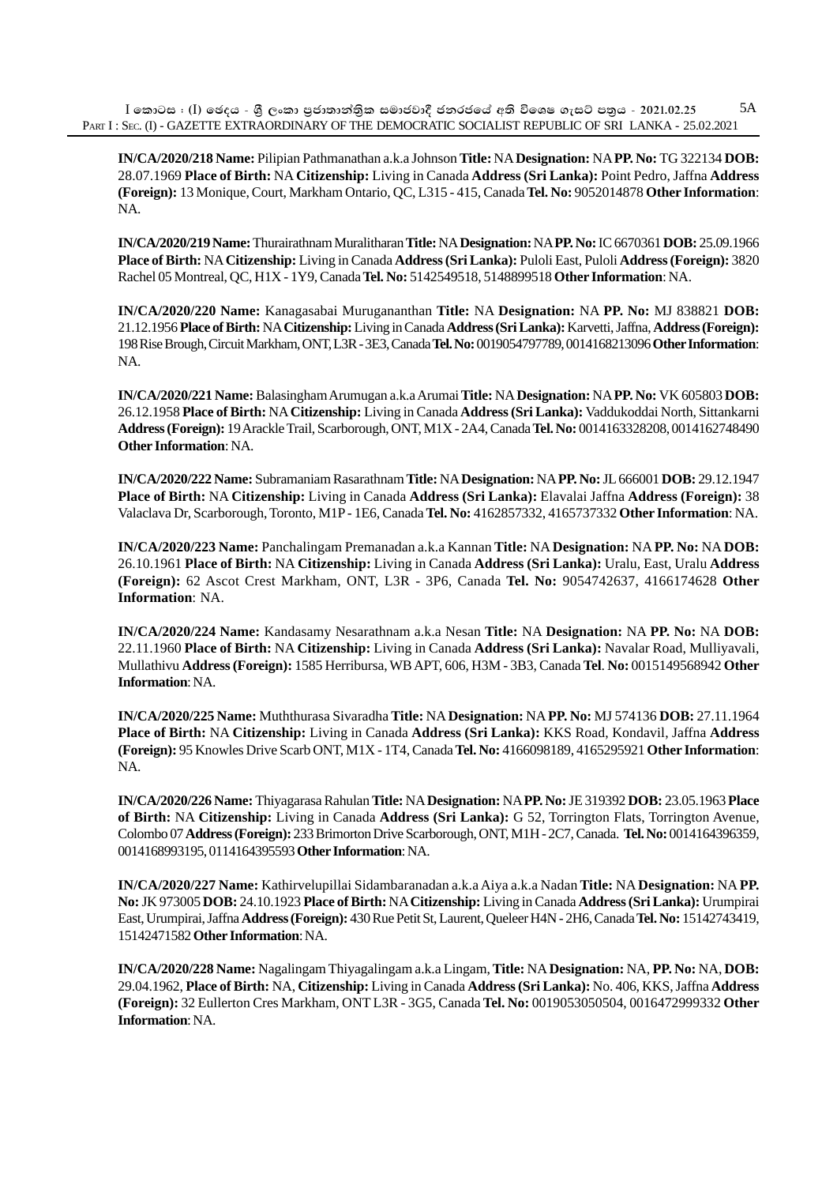**IN/CA/2020/218 Name:** Pilipian Pathmanathan a.k.a Johnson **Title:** NA **Designation:** NA **PP. No:** TG 322134 **DOB:** 28.07.1969 **Place of Birth:** NA **Citizenship:** Living in Canada **Address (Sri Lanka):** Point Pedro, Jaffna **Address (Foreign):** 13 Monique, Court, Markham Ontario, QC, L315 - 415, Canada **Tel. No:** 9052014878 **Other Information**: NA.

**IN/CA/2020/219 Name:** Thurairathnam Muralitharan **Title:** NA **Designation:** NA **PP. No:** IC 6670361 **DOB:** 25.09.1966 **Place of Birth:** NA **Citizenship:** Living in Canada **Address (Sri Lanka):** Puloli East, Puloli **Address (Foreign):** 3820 Rachel 05 Montreal, QC, H1X - 1Y9, Canada **Tel. No:** 5142549518, 5148899518 **Other Information**: NA.

**IN/CA/2020/220 Name:** Kanagasabai Murugananthan **Title:** NA **Designation:** NA **PP. No:** MJ 838821 **DOB:** 21.12.1956 **Place of Birth:** NA **Citizenship:** Living in Canada **Address (Sri Lanka):** Karvetti, Jaffna, **Address (Foreign):** 198 Rise Brough, Circuit Markham, ONT, L3R - 3E3, Canada **Tel. No:** 0019054797789, 0014168213096 **Other Information**: NA.

**IN/CA/2020/221 Name:** Balasingham Arumugan a.k.a Arumai **Title:** NA **Designation:** NA **PP. No:** VK 605803 **DOB:** 26.12.1958 **Place of Birth:** NA **Citizenship:** Living in Canada **Address (Sri Lanka):** Vaddukoddai North, Sittankarni **Address (Foreign):** 19 Arackle Trail, Scarborough, ONT, M1X - 2A4, Canada **Tel. No:** 0014163328208, 0014162748490 **Other Information**: NA.

**IN/CA/2020/222 Name:** Subramaniam Rasarathnam **Title:** NA **Designation:** NA **PP. No:** JL 666001 **DOB:** 29.12.1947 **Place of Birth:** NA **Citizenship:** Living in Canada **Address (Sri Lanka):** Elavalai Jaffna **Address (Foreign):** 38 Valaclava Dr, Scarborough, Toronto, M1P - 1E6, Canada **Tel. No:** 4162857332, 4165737332 **Other Information**: NA.

**IN/CA/2020/223 Name:** Panchalingam Premanadan a.k.a Kannan **Title:** NA **Designation:** NA **PP. No:** NA **DOB:** 26.10.1961 **Place of Birth:** NA **Citizenship:** Living in Canada **Address (Sri Lanka):** Uralu, East, Uralu **Address (Foreign):** 62 Ascot Crest Markham, ONT, L3R - 3P6, Canada **Tel. No:** 9054742637, 4166174628 **Other Information**: NA.

**IN/CA/2020/224 Name:** Kandasamy Nesarathnam a.k.a Nesan **Title:** NA **Designation:** NA **PP. No:** NA **DOB:** 22.11.1960 **Place of Birth:** NA **Citizenship:** Living in Canada **Address (Sri Lanka):** Navalar Road, Mulliyavali, Mullathivu **Address (Foreign):** 1585 Herribursa, WB APT, 606, H3M - 3B3, Canada **Tel**. **No:** 0015149568942 **Other Information**: NA.

**IN/CA/2020/225 Name:** Muththurasa Sivaradha **Title:** NA **Designation:** NA **PP. No:** MJ 574136 **DOB:** 27.11.1964 **Place of Birth:** NA **Citizenship:** Living in Canada **Address (Sri Lanka):** KKS Road, Kondavil, Jaffna **Address (Foreign):** 95 Knowles Drive Scarb ONT, M1X - 1T4, Canada **Tel. No:** 4166098189, 4165295921 **Other Information**: NA.

**IN/CA/2020/226 Name:** Thiyagarasa Rahulan **Title:** NA **Designation:** NA **PP. No:** JE 319392 **DOB:** 23.05.1963 **Place of Birth:** NA **Citizenship:** Living in Canada **Address (Sri Lanka):** G 52, Torrington Flats, Torrington Avenue, Colombo 07 **Address (Foreign):** 233 Brimorton Drive Scarborough, ONT, M1H - 2C7, Canada. **Tel. No:** 0014164396359, 0014168993195, 0114164395593 **Other Information**: NA.

**IN/CA/2020/227 Name:** Kathirvelupillai Sidambaranadan a.k.a Aiya a.k.a Nadan **Title:** NA **Designation:** NA **PP. No:** JK 973005 **DOB:** 24.10.1923 **Place of Birth:** NA **Citizenship:** Living in Canada **Address (Sri Lanka):** Urumpirai East, Urumpirai, Jaffna **Address (Foreign):** 430 Rue Petit St, Laurent, Queleer H4N - 2H6, Canada **Tel. No:** 15142743419, 15142471582 **Other Information**: NA.

**IN/CA/2020/228 Name:** Nagalingam Thiyagalingam a.k.a Lingam, **Title:** NA **Designation:** NA, **PP. No:** NA, **DOB:** 29.04.1962, **Place of Birth:** NA, **Citizenship:** Living in Canada **Address (Sri Lanka):** No. 406, KKS, Jaffna **Address (Foreign):** 32 Eullerton Cres Markham, ONT L3R - 3G5, Canada **Tel. No:** 0019053050504, 0016472999332 **Other Information**: NA.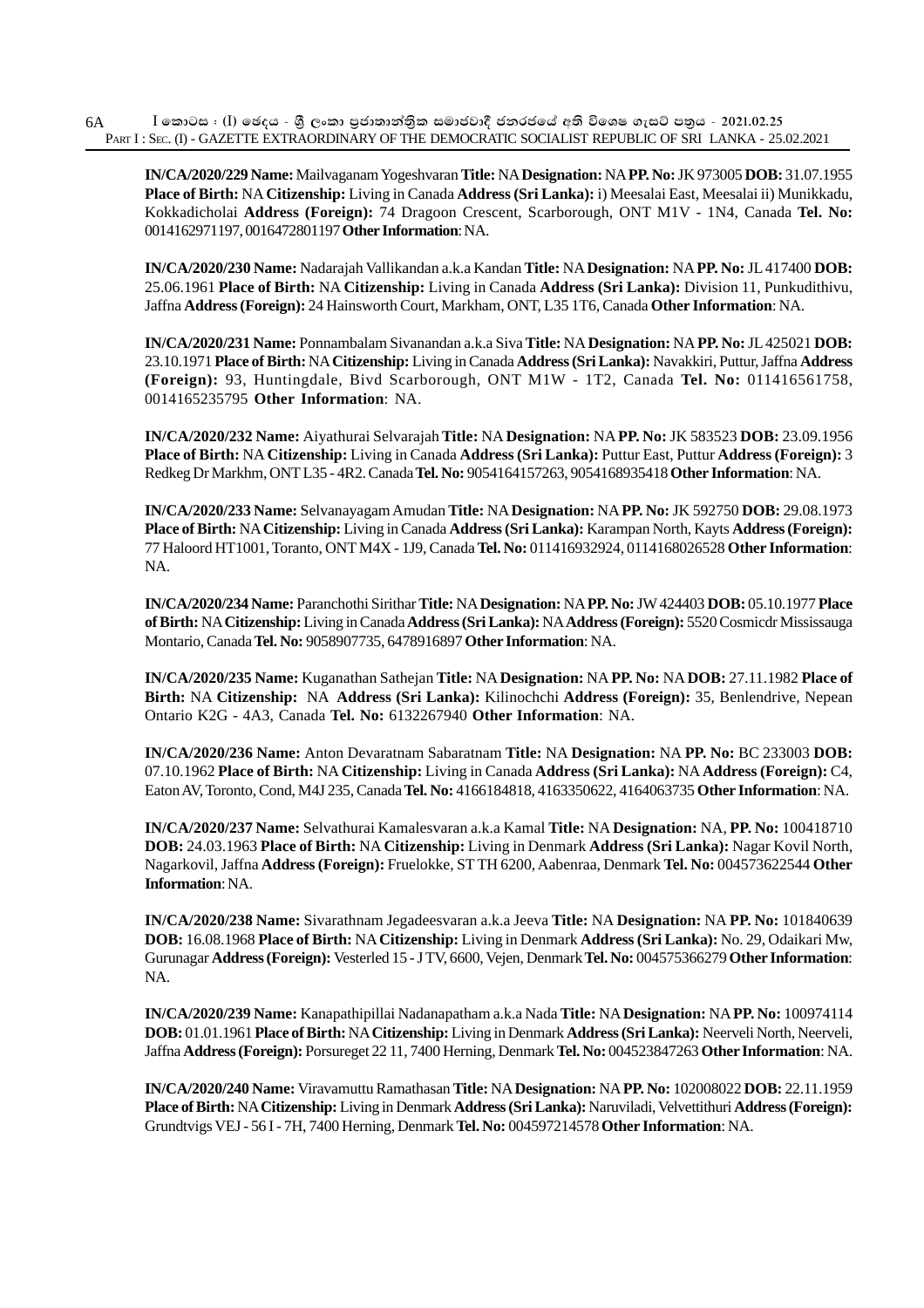**IN/CA/2020/229 Name:** Mailvaganam Yogeshvaran **Title:** NA **Designation:** NA **PP. No:** JK 973005 **DOB:** 31.07.1955 **Place of Birth:** NA **Citizenship:** Living in Canada **Address (Sri Lanka):** i) Meesalai East, Meesalai ii) Munikkadu, Kokkadicholai **Address (Foreign):** 74 Dragoon Crescent, Scarborough, ONT M1V - 1N4, Canada **Tel. No:** 0014162971197, 0016472801197 **Other Information**: NA.

**IN/CA/2020/230 Name:** Nadarajah Vallikandan a.k.a Kandan **Title:** NA **Designation:** NA **PP. No:** JL 417400 **DOB:** 25.06.1961 **Place of Birth:** NA **Citizenship:** Living in Canada **Address (Sri Lanka):** Division 11, Punkudithivu, Jaffna **Address (Foreign):** 24 Hainsworth Court, Markham, ONT, L35 1T6, Canada **Other Information**: NA.

**IN/CA/2020/231 Name:** Ponnambalam Sivanandan a.k.a Siva **Title:** NA **Designation:** NA **PP. No:** JL 425021 **DOB:** 23.10.1971 **Place of Birth:** NA **Citizenship:** Living in Canada **Address (Sri Lanka):** Navakkiri, Puttur, Jaffna **Address (Foreign):** 93, Huntingdale, Bivd Scarborough, ONT M1W - 1T2, Canada **Tel. No:** 011416561758, 0014165235795 **Other Information**: NA.

**IN/CA/2020/232 Name:** Aiyathurai Selvarajah **Title:** NA **Designation:** NA **PP. No:** JK 583523 **DOB:** 23.09.1956 **Place of Birth:** NA **Citizenship:** Living in Canada **Address (Sri Lanka):** Puttur East, Puttur **Address (Foreign):** 3 Redkeg Dr Markhm, ONT L35 - 4R2. Canada **Tel. No:** 9054164157263, 9054168935418 **Other Information**: NA.

**IN/CA/2020/233 Name:** Selvanayagam Amudan **Title:** NA **Designation:** NA **PP. No:** JK 592750 **DOB:** 29.08.1973 **Place of Birth:** NA **Citizenship:** Living in Canada **Address (Sri Lanka):** Karampan North, Kayts **Address (Foreign):** 77 Haloord HT1001, Toranto, ONT M4X - 1J9, Canada **Tel. No:** 011416932924, 0114168026528 **Other Information**: NA.

**IN/CA/2020/234 Name:** Paranchothi Sirithar **Title:** NA **Designation:** NA **PP. No:** JW 424403 **DOB:** 05.10.1977 **Place of Birth:** NA **Citizenship:** Living in Canada **Address (Sri Lanka):** NA **Address (Foreign):** 5520 Cosmicdr Mississauga Montario, Canada **Tel. No:** 9058907735, 6478916897 **Other Information**: NA.

**IN/CA/2020/235 Name:** Kuganathan Sathejan **Title:** NA **Designation:** NA **PP. No:** NA **DOB:** 27.11.1982 **Place of Birth:** NA **Citizenship:** NA **Address (Sri Lanka):** Kilinochchi **Address (Foreign):** 35, Benlendrive, Nepean Ontario K2G - 4A3, Canada **Tel. No:** 6132267940 **Other Information**: NA.

**IN/CA/2020/236 Name:** Anton Devaratnam Sabaratnam **Title:** NA **Designation:** NA **PP. No:** BC 233003 **DOB:** 07.10.1962 **Place of Birth:** NA **Citizenship:** Living in Canada **Address (Sri Lanka):** NA **Address (Foreign):** C4, Eaton AV, Toronto, Cond, M4J 235, Canada **Tel. No:** 4166184818, 4163350622, 4164063735 **Other Information**: NA.

**IN/CA/2020/237 Name:** Selvathurai Kamalesvaran a.k.a Kamal **Title:** NA **Designation:** NA, **PP. No:** 100418710 **DOB:** 24.03.1963 **Place of Birth:** NA **Citizenship:** Living in Denmark **Address (Sri Lanka):** Nagar Kovil North, Nagarkovil, Jaffna **Address (Foreign):** Fruelokke, ST TH 6200, Aabenraa, Denmark **Tel. No:** 004573622544 **Other Information**: NA.

**IN/CA/2020/238 Name:** Sivarathnam Jegadeesvaran a.k.a Jeeva **Title:** NA **Designation:** NA **PP. No:** 101840639 **DOB:** 16.08.1968 **Place of Birth:** NA **Citizenship:** Living in Denmark **Address (Sri Lanka):** No. 29, Odaikari Mw, Gurunagar **Address (Foreign):** Vesterled 15 - J TV, 6600, Vejen, Denmark **Tel. No:** 004575366279 **Other Information**: NA.

**IN/CA/2020/239 Name:** Kanapathipillai Nadanapatham a.k.a Nada **Title:** NA **Designation:** NA **PP. No:** 100974114 **DOB:** 01.01.1961 **Place of Birth:** NA **Citizenship:** Living in Denmark **Address (Sri Lanka):** Neerveli North, Neerveli, Jaffna **Address (Foreign):** Porsureget 22 11, 7400 Herning, Denmark **Tel. No:** 004523847263 **Other Information**: NA.

**IN/CA/2020/240 Name:** Viravamuttu Ramathasan **Title:** NA **Designation:** NA **PP. No:** 102008022 **DOB:** 22.11.1959 **Place of Birth:** NA **Citizenship:** Living in Denmark **Address (Sri Lanka):** Naruviladi, Velvettithuri **Address (Foreign):** Grundtvigs VEJ - 56 I - 7H, 7400 Herning, Denmark **Tel. No:** 004597214578 **Other Information**: NA.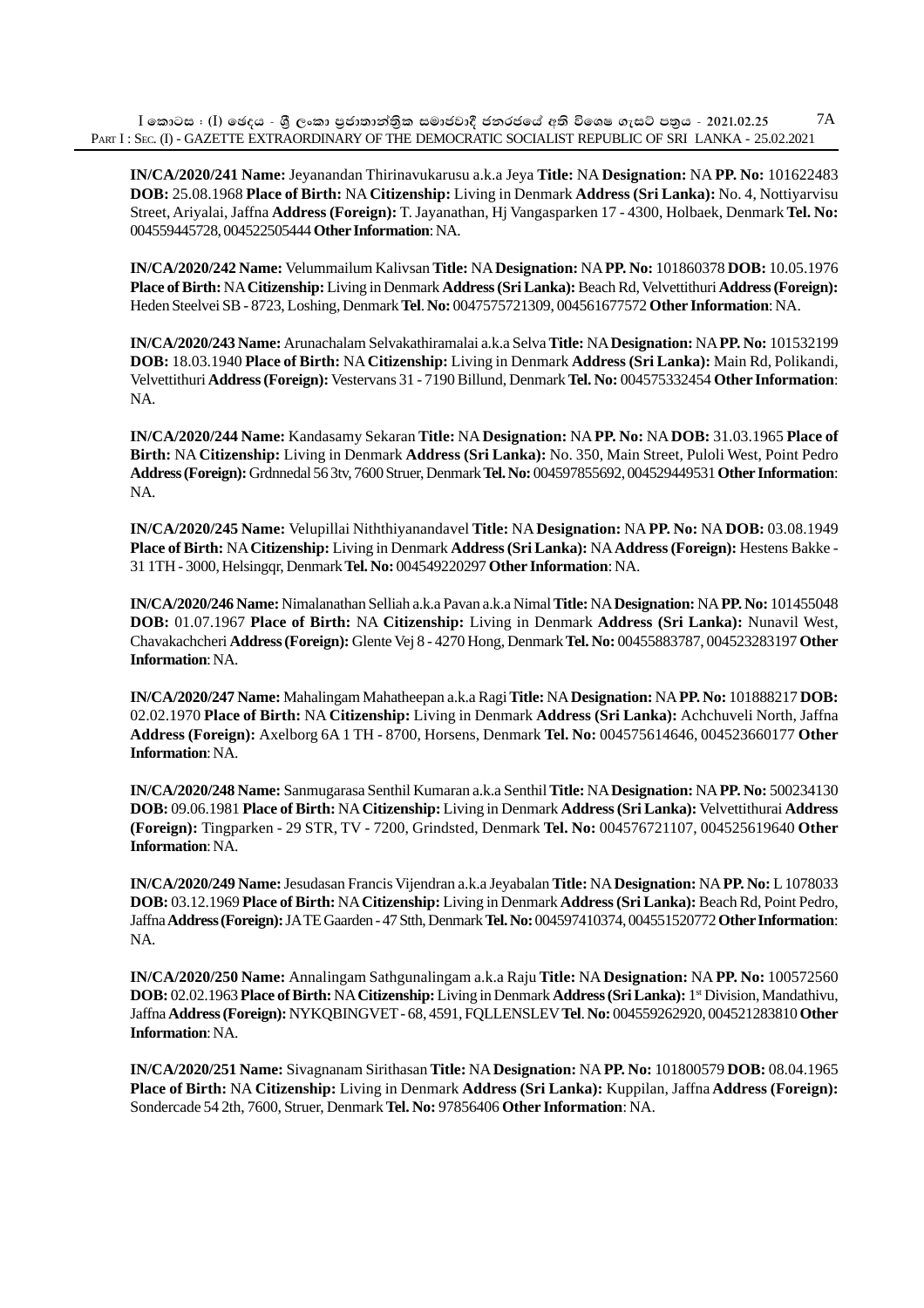**IN/CA/2020/241 Name:** Jeyanandan Thirinavukarusu a.k.a Jeya **Title:** NA **Designation:** NA **PP. No:** 101622483 **DOB:** 25.08.1968 **Place of Birth:** NA **Citizenship:** Living in Denmark **Address (Sri Lanka):** No. 4, Nottiyarvisu Street, Ariyalai, Jaffna **Address (Foreign):** T. Jayanathan, Hj Vangasparken 17 - 4300, Holbaek, Denmark **Tel. No:** 004559445728, 004522505444 **Other Information**: NA.

**IN/CA/2020/242 Name:** Velummailum Kalivsan **Title:** NA **Designation:** NA **PP. No:** 101860378 **DOB:** 10.05.1976 **Place of Birth:** NA **Citizenship:** Living in Denmark **Address (Sri Lanka):** Beach Rd, Velvettithuri **Address (Foreign):** Heden Steelvei SB - 8723, Loshing, Denmark **Tel**. **No:** 0047575721309, 004561677572 **Other Information**: NA.

**IN/CA/2020/243 Name:** Arunachalam Selvakathiramalai a.k.a Selva **Title:** NA **Designation:** NA **PP. No:** 101532199 **DOB:** 18.03.1940 **Place of Birth:** NA **Citizenship:** Living in Denmark **Address (Sri Lanka):** Main Rd, Polikandi, Velvettithuri **Address (Foreign):** Vestervans 31 - 7190 Billund, Denmark **Tel. No:** 004575332454 **Other Information**: NA.

**IN/CA/2020/244 Name:** Kandasamy Sekaran **Title:** NA **Designation:** NA **PP. No:** NA **DOB:** 31.03.1965 **Place of Birth:** NA **Citizenship:** Living in Denmark **Address (Sri Lanka):** No. 350, Main Street, Puloli West, Point Pedro **Address (Foreign):** Grdnnedal 56 3tv, 7600 Struer, Denmark **Tel. No:** 004597855692, 004529449531 **Other Information**: NA.

**IN/CA/2020/245 Name:** Velupillai Niththiyanandavel **Title:** NA **Designation:** NA **PP. No:** NA **DOB:** 03.08.1949 **Place of Birth:** NA **Citizenship:** Living in Denmark **Address (Sri Lanka):** NA **Address (Foreign):** Hestens Bakke - 31 1TH - 3000, Helsingqr, Denmark **Tel. No:** 004549220297 **Other Information**: NA.

**IN/CA/2020/246 Name:** Nimalanathan Selliah a.k.a Pavan a.k.a Nimal **Title:** NA **Designation:** NA **PP. No:** 101455048 **DOB:** 01.07.1967 **Place of Birth:** NA **Citizenship:** Living in Denmark **Address (Sri Lanka):** Nunavil West, Chavakachcheri **Address (Foreign):** Glente Vej 8 - 4270 Hong, Denmark **Tel. No:** 00455883787, 004523283197 **Other Information**: NA.

**IN/CA/2020/247 Name:** Mahalingam Mahatheepan a.k.a Ragi **Title:** NA **Designation:** NA **PP. No:** 101888217 **DOB:** 02.02.1970 **Place of Birth:** NA **Citizenship:** Living in Denmark **Address (Sri Lanka):** Achchuveli North, Jaffna **Address (Foreign):** Axelborg 6A 1 TH - 8700, Horsens, Denmark **Tel. No:** 004575614646, 004523660177 **Other Information**: NA.

**IN/CA/2020/248 Name:** Sanmugarasa Senthil Kumaran a.k.a Senthil **Title:** NA **Designation:** NA **PP. No:** 500234130 **DOB:** 09.06.1981 **Place of Birth:** NA **Citizenship:** Living in Denmark **Address (Sri Lanka):** Velvettithurai **Address (Foreign):** Tingparken - 29 STR, TV - 7200, Grindsted, Denmark **Tel. No:** 004576721107, 004525619640 **Other Information**: NA.

**IN/CA/2020/249 Name:** Jesudasan Francis Vijendran a.k.a Jeyabalan **Title:** NA **Designation:** NA **PP. No:** L 1078033 **DOB:** 03.12.1969 **Place of Birth:** NA **Citizenship:** Living in Denmark **Address (Sri Lanka):** Beach Rd, Point Pedro, Jaffna **Address (Foreign):** JA TE Gaarden - 47 Stth, Denmark **Tel. No:** 004597410374, 004551520772 **Other Information**: NA.

**IN/CA/2020/250 Name:** Annalingam Sathgunalingam a.k.a Raju **Title:** NA **Designation:** NA **PP. No:** 100572560 **DOB:** 02.02.1963 **Place of Birth:** NA **Citizenship:** Living in Denmark **Address (Sri Lanka):** 1st Division, Mandathivu, Jaffna **Address (Foreign):** NYKQBINGVET - 68, 4591, FQLLENSLEV **Tel**. **No:** 004559262920, 004521283810 **Other Information**: NA.

**IN/CA/2020/251 Name:** Sivagnanam Sirithasan **Title:** NA **Designation:** NA **PP. No:** 101800579 **DOB:** 08.04.1965 **Place of Birth:** NA **Citizenship:** Living in Denmark **Address (Sri Lanka):** Kuppilan, Jaffna **Address (Foreign):** Sondercade 54 2th, 7600, Struer, Denmark **Tel. No:** 97856406 **Other Information**: NA.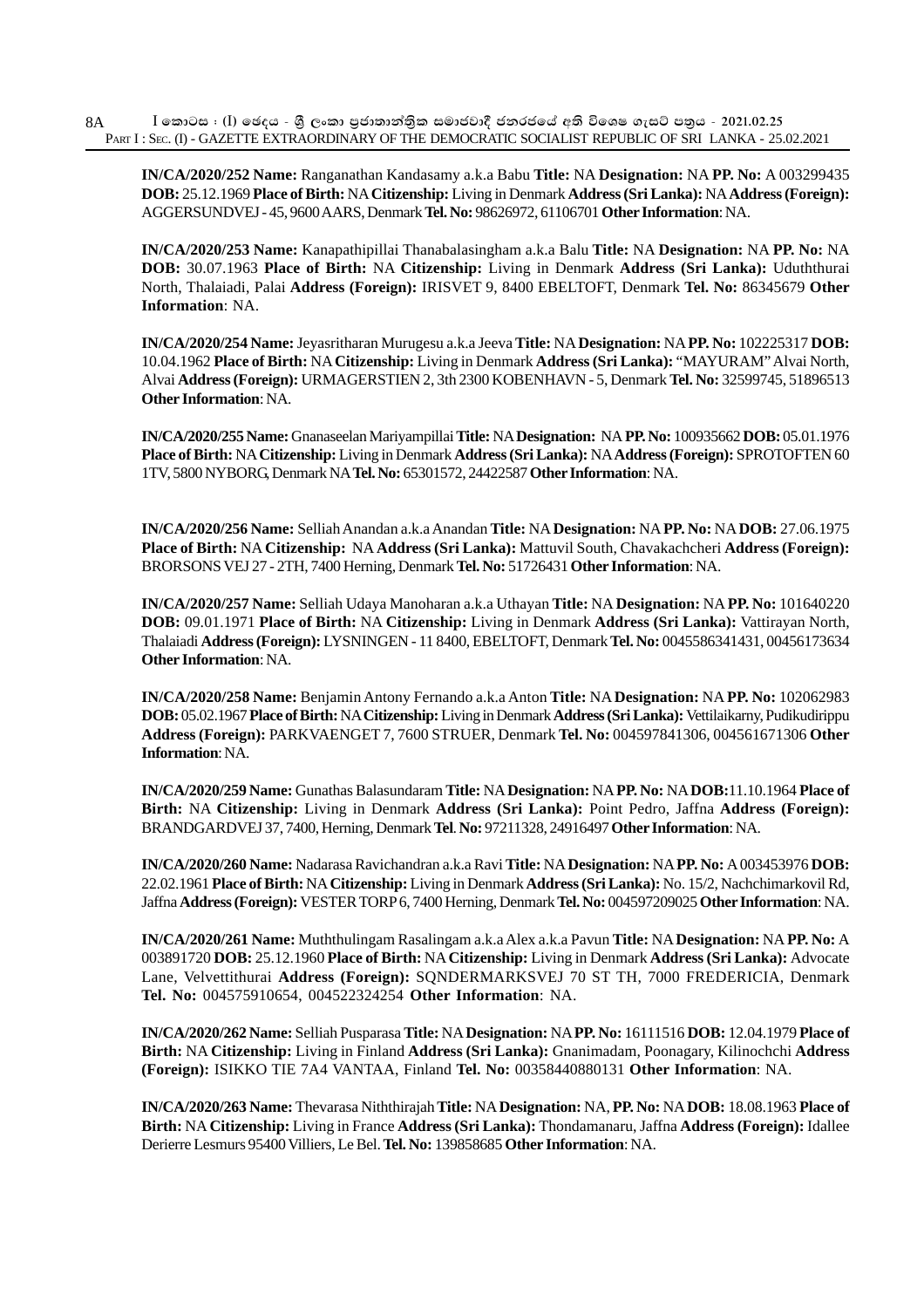**IN/CA/2020/252 Name:** Ranganathan Kandasamy a.k.a Babu **Title:** NA **Designation:** NA **PP. No:** A 003299435 **DOB:** 25.12.1969 **Place of Birth:** NA **Citizenship:** Living in Denmark **Address (Sri Lanka):** NA **Address (Foreign):** AGGERSUNDVEJ - 45, 9600 AARS, Denmark **Tel. No:** 98626972, 61106701 **Other Information**: NA.

**IN/CA/2020/253 Name:** Kanapathipillai Thanabalasingham a.k.a Balu **Title:** NA **Designation:** NA **PP. No:** NA **DOB:** 30.07.1963 **Place of Birth:** NA **Citizenship:** Living in Denmark **Address (Sri Lanka):** Uduththurai North, Thalaiadi, Palai **Address (Foreign):** IRISVET 9, 8400 EBELTOFT, Denmark **Tel. No:** 86345679 **Other Information**: NA.

**IN/CA/2020/254 Name:** Jeyasritharan Murugesu a.k.a Jeeva **Title:** NA **Designation:** NA **PP. No:** 102225317 **DOB:** 10.04.1962 **Place of Birth:** NA **Citizenship:** Living in Denmark **Address (Sri Lanka):** "MAYURAM" Alvai North, Alvai **Address (Foreign):** URMAGERSTIEN 2, 3th 2300 KOBENHAVN - 5, Denmark **Tel. No:** 32599745, 51896513 **Other Information**: NA.

**IN/CA/2020/255 Name:** Gnanaseelan Mariyampillai **Title:** NA **Designation:** NA **PP. No:** 100935662 **DOB:** 05.01.1976 **Place of Birth:** NA **Citizenship:** Living in Denmark **Address (Sri Lanka):** NA **Address (Foreign):** SPROTOFTEN 60 1TV, 5800 NYBORG, Denmark NA **Tel. No:** 65301572, 24422587 **Other Information**: NA.

**IN/CA/2020/256 Name:** Selliah Anandan a.k.a Anandan **Title:** NA **Designation:** NA **PP. No:** NA **DOB:** 27.06.1975 **Place of Birth:** NA **Citizenship:** NA **Address (Sri Lanka):** Mattuvil South, Chavakachcheri **Address (Foreign):** BRORSONS VEJ 27 - 2TH, 7400 Herning, Denmark **Tel. No:** 51726431 **Other Information**: NA.

**IN/CA/2020/257 Name:** Selliah Udaya Manoharan a.k.a Uthayan **Title:** NA **Designation:** NA **PP. No:** 101640220 **DOB:** 09.01.1971 **Place of Birth:** NA **Citizenship:** Living in Denmark **Address (Sri Lanka):** Vattirayan North, Thalaiadi **Address (Foreign):** LYSNINGEN - 11 8400, EBELTOFT, Denmark **Tel. No:** 0045586341431, 00456173634 **Other Information**: NA.

**IN/CA/2020/258 Name:** Benjamin Antony Fernando a.k.a Anton **Title:** NA **Designation:** NA **PP. No:** 102062983 **DOB:** 05.02.1967 **Place of Birth:** NA **Citizenship:** Living in Denmark **Address (Sri Lanka):** Vettilaikarny, Pudikudirippu **Address (Foreign):** PARKVAENGET 7, 7600 STRUER, Denmark **Tel. No:** 004597841306, 004561671306 **Other Information**: NA.

**IN/CA/2020/259 Name:** Gunathas Balasundaram **Title:** NA **Designation:** NA **PP. No:** NA **DOB:**11.10.1964 **Place of Birth:** NA **Citizenship:** Living in Denmark **Address (Sri Lanka):** Point Pedro, Jaffna **Address (Foreign):** BRANDGARDVEJ 37, 7400, Herning, Denmark **Tel**. **No:** 97211328, 24916497 **Other Information**: NA.

**IN/CA/2020/260 Name:** Nadarasa Ravichandran a.k.a Ravi **Title:** NA **Designation:** NA **PP. No:** A 003453976 **DOB:** 22.02.1961 **Place of Birth:** NA **Citizenship:** Living in Denmark **Address (Sri Lanka):** No. 15/2, Nachchimarkovil Rd, Jaffna **Address (Foreign):** VESTER TORP 6, 7400 Herning, Denmark **Tel. No:** 004597209025 **Other Information**: NA.

**IN/CA/2020/261 Name:** Muththulingam Rasalingam a.k.a Alex a.k.a Pavun **Title:** NA **Designation:** NA **PP. No:** A 003891720 **DOB:** 25.12.1960 **Place of Birth:** NA **Citizenship:** Living in Denmark **Address (Sri Lanka):** Advocate Lane, Velvettithurai **Address (Foreign):** SQNDERMARKSVEJ 70 ST TH, 7000 FREDERICIA, Denmark **Tel. No:** 004575910654, 004522324254 **Other Information**: NA.

**IN/CA/2020/262 Name:** Selliah Pusparasa **Title:** NA **Designation:** NA **PP. No:** 16111516 **DOB:** 12.04.1979 **Place of Birth:** NA **Citizenship:** Living in Finland **Address (Sri Lanka):** Gnanimadam, Poonagary, Kilinochchi **Address (Foreign):** ISIKKO TIE 7A4 VANTAA, Finland **Tel. No:** 00358440880131 **Other Information**: NA.

**IN/CA/2020/263 Name:** Thevarasa Niththirajah **Title:** NA **Designation:** NA, **PP. No:** NA **DOB:** 18.08.1963 **Place of Birth:** NA **Citizenship:** Living in France **Address (Sri Lanka):** Thondamanaru, Jaffna **Address (Foreign):** Idallee Derierre Lesmurs 95400 Villiers, Le Bel. **Tel. No:** 139858685 **Other Information**: NA.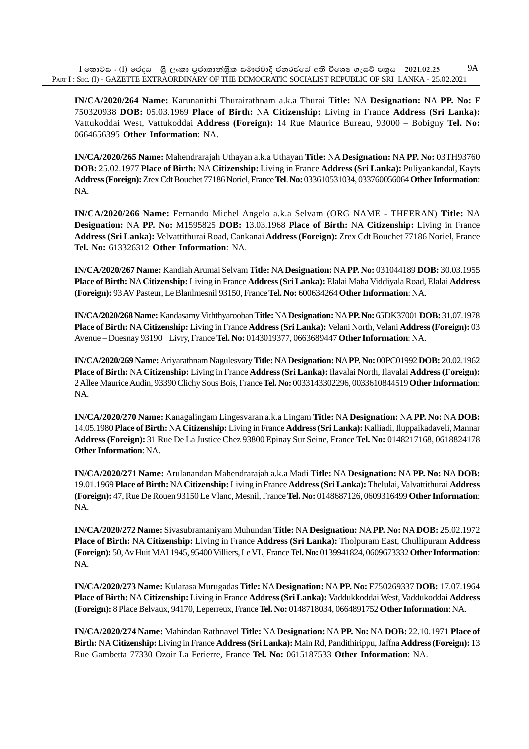**IN/CA/2020/264 Name:** Karunanithi Thurairathnam a.k.a Thurai **Title:** NA **Designation:** NA **PP. No:** F 750320938 **DOB:** 05.03.1969 **Place of Birth:** NA **Citizenship:** Living in France **Address (Sri Lanka):** Vattukoddai West, Vattukoddai **Address (Foreign):** 14 Rue Maurice Bureau, 93000 – Bobigny **Tel. No:** 0664656395 **Other Information**: NA.

**IN/CA/2020/265 Name:** Mahendrarajah Uthayan a.k.a Uthayan **Title:** NA **Designation:** NA **PP. No:** 03TH93760 **DOB:** 25.02.1977 **Place of Birth:** NA **Citizenship:** Living in France **Address (Sri Lanka):** Puliyankandal, Kayts **Address (Foreign):** Zrex Cdt Bouchet 77186 Noriel, France **Tel**. **No:** 033610531034, 033760056064 **Other Information**: NA.

**IN/CA/2020/266 Name:** Fernando Michel Angelo a.k.a Selvam (ORG NAME - THEERAN) **Title:** NA **Designation:** NA **PP. No:** M1595825 **DOB:** 13.03.1968 **Place of Birth:** NA **Citizenship:** Living in France **Address (Sri Lanka):** Velvattithurai Road, Cankanai **Address (Foreign):** Zrex Cdt Bouchet 77186 Noriel, France **Tel. No:** 613326312 **Other Information**: NA.

**IN/CA/2020/267 Name:** Kandiah Arumai Selvam **Title:** NA **Designation:** NA **PP. No:** 031044189 **DOB:** 30.03.1955 **Place of Birth:** NA **Citizenship:** Living in France **Address (Sri Lanka):** Elalai Maha Viddiyala Road, Elalai **Address (Foreign):** 93 AV Pasteur, Le Blanlmesnil 93150, France **Tel. No:** 600634264 **Other Information**: NA.

**IN/CA/2020/268 Name:** Kandasamy Viththyarooban **Title:** NA **Designation:** NA **PP. No:** 65DK37001 **DOB:** 31.07.1978 **Place of Birth:** NA **Citizenship:** Living in France **Address (Sri Lanka):** Velani North, Velani **Address (Foreign):** 03 Avenue – Duesnay 93190 Livry, France **Tel. No:** 0143019377, 0663689447 **Other Information**: NA.

**IN/CA/2020/269 Name:** Ariyarathnam Nagulesvary **Title:** NA **Designation:** NA **PP. No:** 00PC01992 **DOB:** 20.02.1962 **Place of Birth:** NA **Citizenship:** Living in France **Address (Sri Lanka):** Ilavalai North, Ilavalai **Address (Foreign):** 2 Allee Maurice Audin, 93390 Clichy Sous Bois, France **Tel. No:** 0033143302296, 0033610844519 **Other Information**: NA.

**IN/CA/2020/270 Name:** Kanagalingam Lingesvaran a.k.a Lingam **Title:** NA **Designation:** NA **PP. No:** NA **DOB:** 14.05.1980 **Place of Birth:** NA **Citizenship:** Living in France **Address (Sri Lanka):** Kalliadi, Iluppaikadaveli, Mannar **Address (Foreign):** 31 Rue De La Justice Chez 93800 Epinay Sur Seine, France **Tel. No:** 0148217168, 0618824178 **Other Information**: NA.

**IN/CA/2020/271 Name:** Arulanandan Mahendrarajah a.k.a Madi **Title:** NA **Designation:** NA **PP. No:** NA **DOB:** 19.01.1969 **Place of Birth:** NA **Citizenship:** Living in France **Address (Sri Lanka):** Thelulai, Valvattithurai **Address (Foreign):** 47, Rue De Rouen 93150 Le Vlanc, Mesnil, France **Tel. No:** 0148687126, 0609316499 **Other Information**: NA.

**IN/CA/2020/272 Name:** Sivasubramaniyam Muhundan **Title:** NA **Designation:** NA **PP. No:** NA **DOB:** 25.02.1972 **Place of Birth:** NA **Citizenship:** Living in France **Address (Sri Lanka):** Tholpuram East, Chullipuram **Address (Foreign):** 50, Av Huit MAI 1945, 95400 Villiers, Le VL, France **Tel. No:** 0139941824, 0609673332 **Other Information**: NA.

**IN/CA/2020/273 Name:** Kularasa Murugadas **Title:** NA **Designation:** NA **PP. No:** F750269337 **DOB:** 17.07.1964 **Place of Birth:** NA **Citizenship:** Living in France **Address (Sri Lanka):** Vaddukkoddai West, Vaddukoddai **Address (Foreign):** 8 Place Belvaux, 94170, Leperreux, France **Tel. No:** 0148718034, 0664891752 **Other Information**: NA.

**IN/CA/2020/274 Name:** Mahindan Rathnavel **Title:** NA **Designation:** NA **PP. No:** NA **DOB:** 22.10.1971 **Place of Birth:** NA **Citizenship:** Living in France **Address (Sri Lanka):** Main Rd, Pandithirippu, Jaffna **Address (Foreign):** 13 Rue Gambetta 77330 Ozoir La Ferierre, France **Tel. No:** 0615187533 **Other Information**: NA.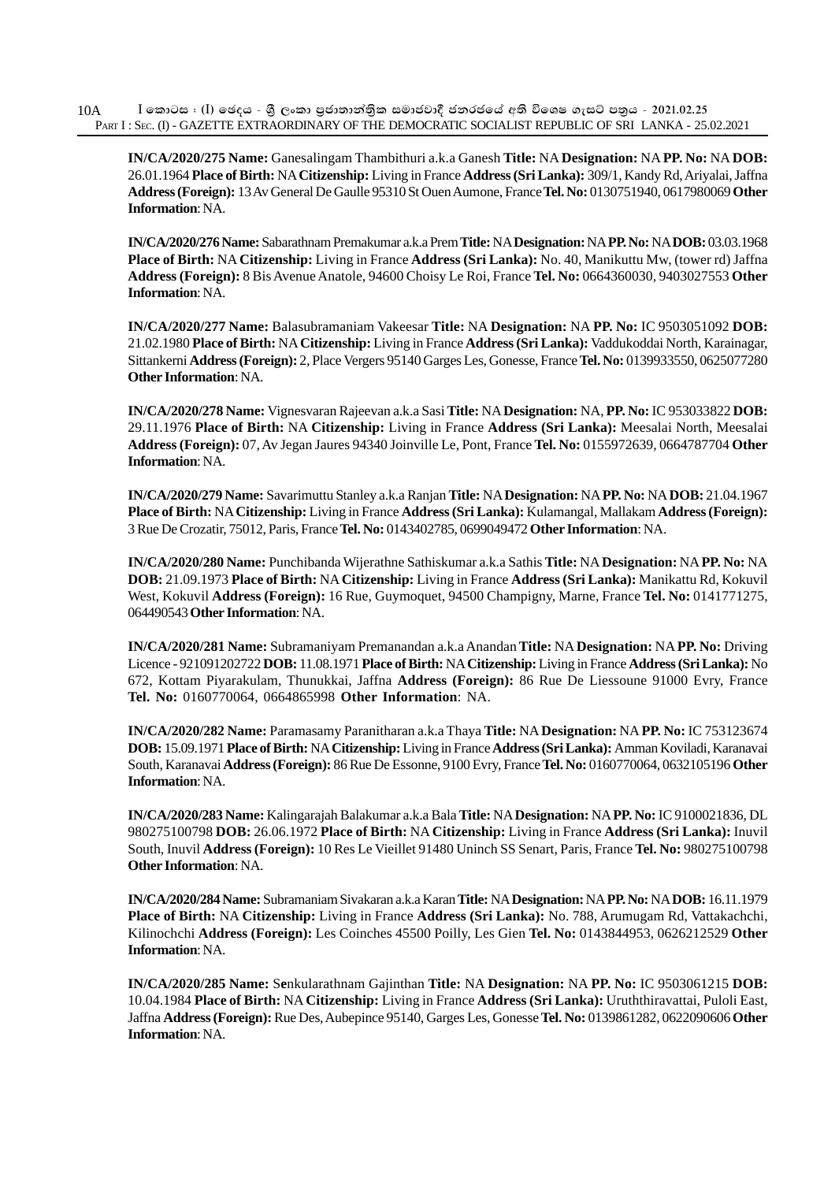**IN/CA/2020/275 Name:** Ganesalingam Thambithuri a.k.a Ganesh **Title:** NA **Designation:** NA **PP. No:** NA **DOB:** 26.01.1964 **Place of Birth:** NA **Citizenship:** Living in France **Address (Sri Lanka):** 309/1, Kandy Rd, Ariyalai, Jaffna **Address (Foreign):** 13 Av General De Gaulle 95310 St Ouen Aumone, France **Tel. No:** 0130751940, 0617980069 **Other Information**: NA.

**IN/CA/2020/276 Name:** Sabarathnam Premakumar a.k.a Prem **Title:** NA **Designation:** NA **PP. No:** NA **DOB:** 03.03.1968 **Place of Birth:** NA **Citizenship:** Living in France **Address (Sri Lanka):** No. 40, Manikuttu Mw, (tower rd) Jaffna **Address (Foreign):** 8 Bis Avenue Anatole, 94600 Choisy Le Roi, France **Tel. No:** 0664360030, 9403027553 **Other Information**: NA.

**IN/CA/2020/277 Name:** Balasubramaniam Vakeesar **Title:** NA **Designation:** NA **PP. No:** IC 9503051092 **DOB:** 21.02.1980 **Place of Birth:** NA **Citizenship:** Living in France **Address (Sri Lanka):** Vaddukoddai North, Karainagar, Sittankerni **Address (Foreign):** 2, Place Vergers 95140 Garges Les, Gonesse, France **Tel. No:** 0139933550, 0625077280 **Other Information**: NA.

**IN/CA/2020/278 Name:** Vignesvaran Rajeevan a.k.a Sasi **Title:** NA **Designation:** NA, **PP. No:** IC 953033822 **DOB:** 29.11.1976 **Place of Birth:** NA **Citizenship:** Living in France **Address (Sri Lanka):** Meesalai North, Meesalai **Address (Foreign):** 07, Av Jegan Jaures 94340 Joinville Le, Pont, France **Tel. No:** 0155972639, 0664787704 **Other Information**: NA.

**IN/CA/2020/279 Name:** Savarimuttu Stanley a.k.a Ranjan **Title:** NA **Designation:** NA **PP. No:** NA **DOB:** 21.04.1967 **Place of Birth:** NA **Citizenship:** Living in France **Address (Sri Lanka):** Kulamangal, Mallakam **Address (Foreign):** 3 Rue De Crozatir, 75012, Paris, France **Tel. No:** 0143402785, 0699049472 **Other Information**: NA.

**IN/CA/2020/280 Name:** Punchibanda Wijerathne Sathiskumar a.k.a Sathis **Title:** NA **Designation:** NA **PP. No:** NA **DOB:** 21.09.1973 **Place of Birth:** NA **Citizenship:** Living in France **Address (Sri Lanka):** Manikattu Rd, Kokuvil West, Kokuvil **Address (Foreign):** 16 Rue, Guymoquet, 94500 Champigny, Marne, France **Tel. No:** 0141771275, 064490543 **Other Information**: NA.

**IN/CA/2020/281 Name:** Subramaniyam Premanandan a.k.a Anandan **Title:** NA **Designation:** NA **PP. No:** Driving Licence - 921091202722 **DOB:** 11.08.1971 **Place of Birth:** NA **Citizenship:** Living in France **Address (Sri Lanka):** No 672, Kottam Piyarakulam, Thunukkai, Jaffna **Address (Foreign):** 86 Rue De Liessoune 91000 Evry, France **Tel. No:** 0160770064, 0664865998 **Other Information**: NA.

**IN/CA/2020/282 Name:** Paramasamy Paranitharan a.k.a Thaya **Title:** NA **Designation:** NA **PP. No:** IC 753123674 **DOB:** 15.09.1971 **Place of Birth:** NA **Citizenship:** Living in France **Address (Sri Lanka):** Amman Koviladi, Karanavai South, Karanavai **Address (Foreign):** 86 Rue De Essonne, 9100 Evry, France **Tel. No:** 0160770064, 0632105196 **Other Information**: NA.

**IN/CA/2020/283 Name:** Kalingarajah Balakumar a.k.a Bala **Title:** NA **Designation:** NA **PP. No:** IC 9100021836, DL 980275100798 **DOB:** 26.06.1972 **Place of Birth:** NA **Citizenship:** Living in France **Address (Sri Lanka):** Inuvil South, Inuvil **Address (Foreign):** 10 Res Le Vieillet 91480 Uninch SS Senart, Paris, France **Tel. No:** 980275100798 **Other Information**: NA.

**IN/CA/2020/284 Name:** Subramaniam Sivakaran a.k.a Karan **Title:** NA **Designation:** NA **PP. No:** NA **DOB:** 16.11.1979 **Place of Birth:** NA **Citizenship:** Living in France **Address (Sri Lanka):** No. 788, Arumugam Rd, Vattakachchi, Kilinochchi **Address (Foreign):** Les Coinches 45500 Poilly, Les Gien **Tel. No:** 0143844953, 0626212529 **Other Information**: NA.

**IN/CA/2020/285 Name:** Senkularathnam Gajinthan **Title:** NA **Designation:** NA **PP. No:** IC 9503061215 **DOB:** 10.04.1984 **Place of Birth:** NA **Citizenship:** Living in France **Address (Sri Lanka):** Uruththiravattai, Puloli East, Jaffna **Address (Foreign):** Rue Des, Aubepince 95140, Garges Les, Gonesse **Tel. No:** 0139861282, 0622090606 **Other Information**: NA.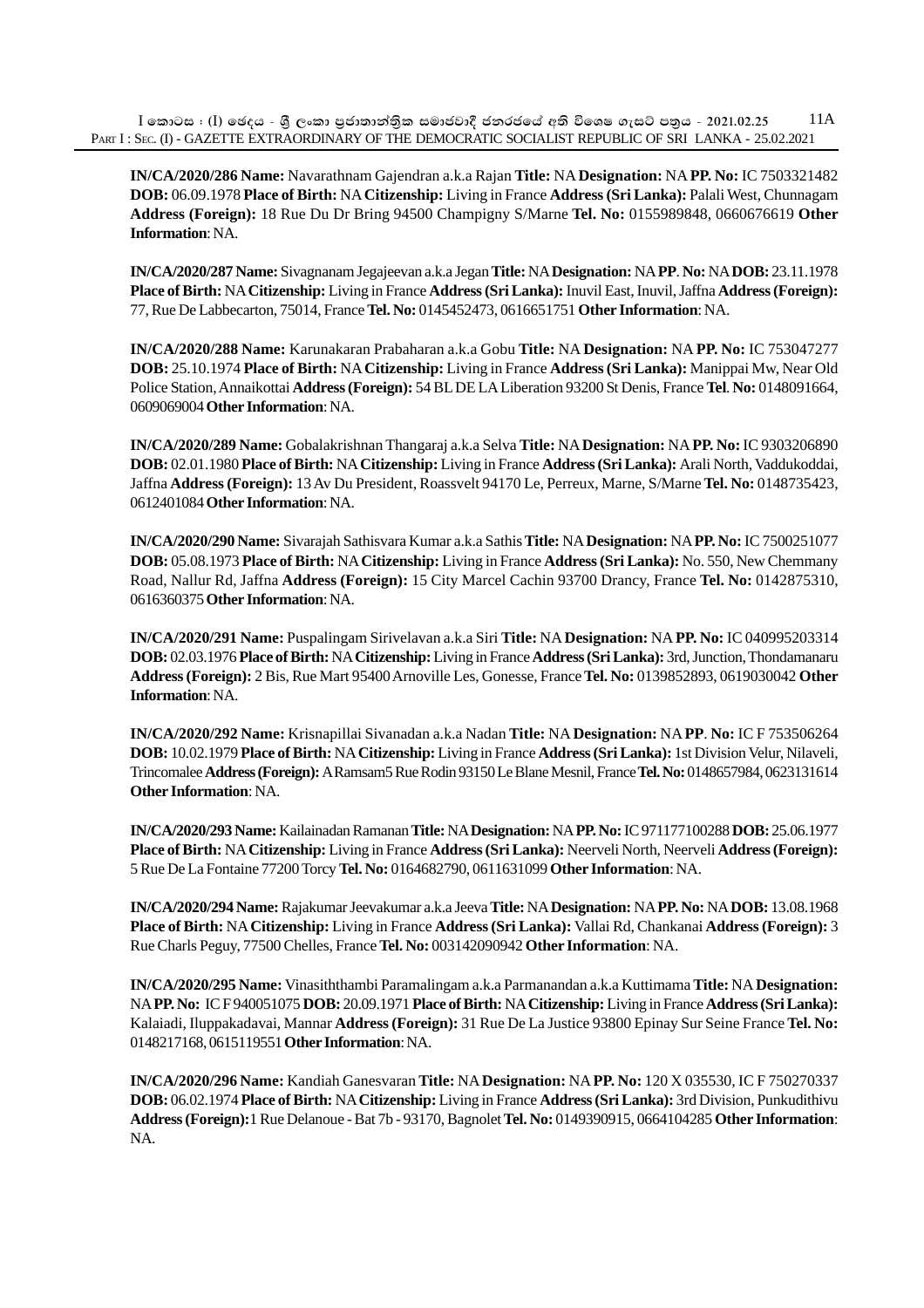**IN/CA/2020/286 Name:** Navarathnam Gajendran a.k.a Rajan **Title:** NA **Designation:** NA **PP. No:** IC 7503321482 **DOB:** 06.09.1978 **Place of Birth:** NA **Citizenship:** Living in France **Address (Sri Lanka):** Palali West, Chunnagam **Address (Foreign):** 18 Rue Du Dr Bring 94500 Champigny S/Marne **Tel. No:** 0155989848, 0660676619 **Other Information**: NA.

**IN/CA/2020/287 Name:** Sivagnanam Jegajeevan a.k.a Jegan **Title:** NA **Designation:** NA **PP**. **No:** NA **DOB:** 23.11.1978 **Place of Birth:** NA **Citizenship:** Living in France **Address (Sri Lanka):** Inuvil East, Inuvil, Jaffna **Address (Foreign):** 77, Rue De Labbecarton, 75014, France **Tel. No:** 0145452473, 0616651751 **Other Information**: NA.

**IN/CA/2020/288 Name:** Karunakaran Prabaharan a.k.a Gobu **Title:** NA **Designation:** NA **PP. No:** IC 753047277 **DOB:** 25.10.1974 **Place of Birth:** NA **Citizenship:** Living in France **Address (Sri Lanka):** Manippai Mw, Near Old Police Station, Annaikottai **Address (Foreign):** 54 BL DE LA Liberation 93200 St Denis, France **Tel**. **No:** 0148091664, 0609069004 **Other Information**: NA.

**IN/CA/2020/289 Name:** Gobalakrishnan Thangaraj a.k.a Selva **Title:** NA **Designation:** NA **PP. No:** IC 9303206890 **DOB:** 02.01.1980 **Place of Birth:** NA **Citizenship:** Living in France **Address (Sri Lanka):** Arali North, Vaddukoddai, Jaffna **Address (Foreign):** 13 Av Du President, Roassvelt 94170 Le, Perreux, Marne, S/Marne **Tel. No:** 0148735423, 0612401084 **Other Information**: NA.

**IN/CA/2020/290 Name:** Sivarajah Sathisvara Kumar a.k.a Sathis **Title:** NA **Designation:** NA **PP. No:** IC 7500251077 **DOB:** 05.08.1973 **Place of Birth:** NA **Citizenship:** Living in France **Address (Sri Lanka):** No. 550, New Chemmany Road, Nallur Rd, Jaffna **Address (Foreign):** 15 City Marcel Cachin 93700 Drancy, France **Tel. No:** 0142875310, 0616360375 **Other Information**: NA.

**IN/CA/2020/291 Name:** Puspalingam Sirivelavan a.k.a Siri **Title:** NA **Designation:** NA **PP. No:** IC 040995203314 **DOB:** 02.03.1976 **Place of Birth:** NA **Citizenship:** Living in France **Address (Sri Lanka):** 3rd, Junction, Thondamanaru **Address (Foreign):** 2 Bis, Rue Mart 95400 Arnoville Les, Gonesse, France **Tel. No:** 0139852893, 0619030042 **Other Information**: NA.

**IN/CA/2020/292 Name:** Krisnapillai Sivanadan a.k.a Nadan **Title:** NA **Designation:** NA **PP**. **No:** IC F 753506264 **DOB:** 10.02.1979 **Place of Birth:** NA **Citizenship:** Living in France **Address (Sri Lanka):** 1st Division Velur, Nilaveli, Trincomalee **Address (Foreign):** A Ramsam5 Rue Rodin 93150 Le Blane Mesnil, France **Tel. No:** 0148657984, 0623131614 **Other Information**: NA.

**IN/CA/2020/293 Name:** Kailainadan Ramanan **Title:** NA **Designation:** NA **PP. No:** IC 971177100288 **DOB:** 25.06.1977 **Place of Birth:** NA **Citizenship:** Living in France **Address (Sri Lanka):** Neerveli North, Neerveli **Address (Foreign):** 5 Rue De La Fontaine 77200 Torcy **Tel. No:** 0164682790, 0611631099 **Other Information**: NA.

**IN/CA/2020/294 Name:** Rajakumar Jeevakumar a.k.a Jeeva **Title:** NA **Designation:** NA **PP. No:** NA **DOB:** 13.08.1968 **Place of Birth:** NA **Citizenship:** Living in France **Address (Sri Lanka):** Vallai Rd, Chankanai **Address (Foreign):** 3 Rue Charls Peguy, 77500 Chelles, France **Tel. No:** 003142090942 **Other Information**: NA.

**IN/CA/2020/295 Name:** Vinasiththambi Paramalingam a.k.a Parmanandan a.k.a Kuttimama **Title:** NA **Designation:** NA **PP. No:** IC F 940051075 **DOB:** 20.09.1971 **Place of Birth:** NA **Citizenship:** Living in France **Address (Sri Lanka):** Kalaiadi, Iluppakadavai, Mannar **Address (Foreign):** 31 Rue De La Justice 93800 Epinay Sur Seine France **Tel. No:** 0148217168, 0615119551 **Other Information**: NA.

**IN/CA/2020/296 Name:** Kandiah Ganesvaran **Title:** NA **Designation:** NA **PP. No:** 120 X 035530, IC F 750270337 **DOB:** 06.02.1974 **Place of Birth:** NA **Citizenship:** Living in France **Address (Sri Lanka):** 3rd Division, Punkudithivu **Address (Foreign):** 1 Rue Delanoue - Bat 7b - 93170, Bagnolet **Tel. No:** 0149390915, 0664104285 **Other Information**: NA.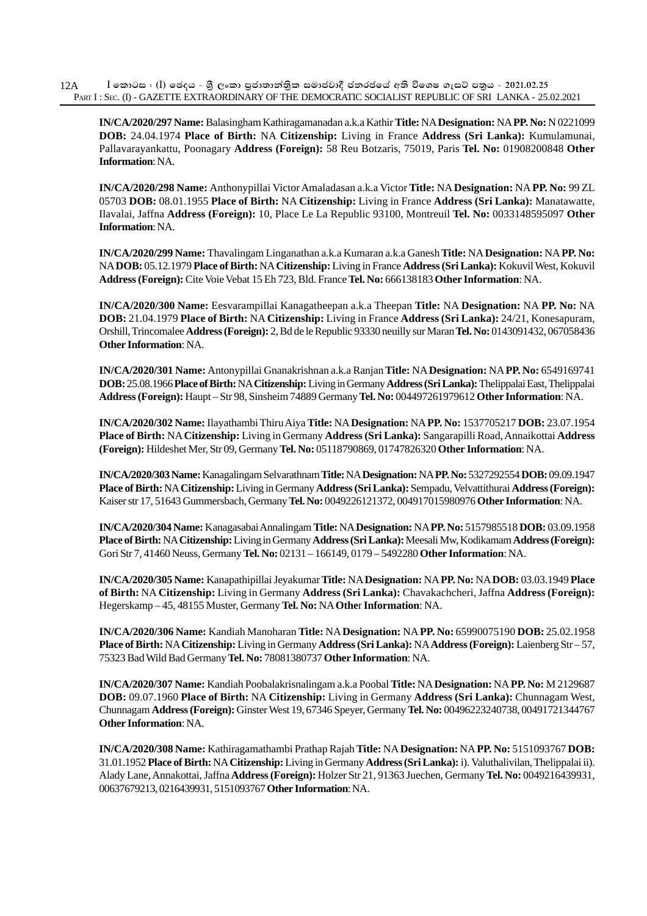**IN/CA/2020/297 Name:** Balasingham Kathiragamanadan a.k.a Kathir **Title:** NA **Designation:** NA **PP. No:** N 0221099 **DOB:** 24.04.1974 **Place of Birth:** NA **Citizenship:** Living in France **Address (Sri Lanka):** Kumulamunai, Pallavarayankattu, Poonagary **Address (Foreign):** 58 Reu Botzaris, 75019, Paris **Tel. No:** 01908200848 **Other Information**: NA.

**IN/CA/2020/298 Name:** Anthonypillai Victor Amaladasan a.k.a Victor **Title:** NA **Designation:** NA **PP. No:** 99 ZL 05703 **DOB:** 08.01.1955 **Place of Birth:** NA **Citizenship:** Living in France **Address (Sri Lanka):** Manatawatte, Ilavalai, Jaffna **Address (Foreign):** 10, Place Le La Republic 93100, Montreuil **Tel. No:** 0033148595097 **Other Information**: NA.

**IN/CA/2020/299 Name:** Thavalingam Linganathan a.k.a Kumaran a.k.a Ganesh **Title:** NA **Designation:** NA **PP. No:** NA **DOB:** 05.12.1979 **Place of Birth:** NA **Citizenship:** Living in France **Address (Sri Lanka):** Kokuvil West, Kokuvil **Address (Foreign):** Cite Voie Vebat 15 Eh 723, Bld. France **Tel. No:** 666138183 **Other Information**: NA.

**IN/CA/2020/300 Name:** Eesvarampillai Kanagatheepan a.k.a Theepan **Title:** NA **Designation:** NA **PP. No:** NA **DOB:** 21.04.1979 **Place of Birth:** NA **Citizenship:** Living in France **Address (Sri Lanka):** 24/21, Konesapuram, Orshill, Trincomalee **Address (Foreign):** 2, Bd de le Republic 93330 neuilly sur Maran **Tel. No:** 0143091432, 067058436 **Other Information**: NA.

**IN/CA/2020/301 Name:** Antonypillai Gnanakrishnan a.k.a Ranjan **Title:** NA **Designation:** NA **PP. No:** 6549169741 **DOB:** 25.08.1966 **Place of Birth:** NA **Citizenship:** Living in Germany **Address (Sri Lanka):** Thelippalai East, Thelippalai **Address (Foreign):** Haupt – Str 98, Sinsheim 74889 Germany **Tel. No:** 004497261979612 **Other Information**: NA.

**IN/CA/2020/302 Name:** Ilayathambi Thiru Aiya **Title:** NA **Designation:** NA **PP. No:** 1537705217 **DOB:** 23.07.1954 **Place of Birth:** NA **Citizenship:** Living in Germany **Address (Sri Lanka):** Sangarapilli Road, Annaikottai **Address (Foreign):** Hildeshet Mer, Str 09, Germany **Tel. No:** 05118790869, 01747826320 **Other Information**: NA.

**IN/CA/2020/303 Name:** Kanagalingam Selvarathnam **Title:** NA **Designation:** NA **PP. No:** 5327292554 **DOB:** 09.09.1947 **Place of Birth:** NA **Citizenship:** Living in Germany **Address (Sri Lanka):** Sempadu, Velvattithurai **Address (Foreign):** Kaiser str 17, 51643 Gummersbach, Germany **Tel. No:** 0049226121372, 004917015980976 **Other Information**: NA.

**IN/CA/2020/304 Name:** Kanagasabai Annalingam **Title:** NA **Designation:** NA **PP. No:** 5157985518 **DOB:** 03.09.1958 **Place of Birth:** NA **Citizenship:** Living in Germany **Address (Sri Lanka):** Meesali Mw, Kodikamam **Address (Foreign):** Gori Str 7, 41460 Neuss, Germany **Tel. No:** 02131 – 166149, 0179 – 5492280 **Other Information**: NA.

**IN/CA/2020/305 Name:** Kanapathipillai Jeyakumar **Title:** NA **Designation:** NA **PP. No:** NA **DOB:** 03.03.1949 **Place of Birth:** NA **Citizenship:** Living in Germany **Address (Sri Lanka):** Chavakachcheri, Jaffna **Address (Foreign):** Hegerskamp – 45, 48155 Muster, Germany **Tel. No:** NA **Other Information**: NA.

**IN/CA/2020/306 Name:** Kandiah Manoharan **Title:** NA **Designation:** NA **PP. No:** 65990075190 **DOB:** 25.02.1958 **Place of Birth:** NA **Citizenship:** Living in Germany **Address (Sri Lanka):** NA **Address (Foreign):** Laienberg Str – 57, 75323 Bad Wild Bad Germany **Tel. No:** 78081380737 **Other Information**: NA.

**IN/CA/2020/307 Name:** Kandiah Poobalakrisnalingam a.k.a Poobal **Title:** NA **Designation:** NA **PP. No:** M 2129687 **DOB:** 09.07.1960 **Place of Birth:** NA **Citizenship:** Living in Germany **Address (Sri Lanka):** Chunnagam West, Chunnagam **Address (Foreign):** Ginster West 19, 67346 Speyer, Germany **Tel. No:** 00496223240738, 00491721344767 **Other Information**: NA.

**IN/CA/2020/308 Name:** Kathiragamathambi Prathap Rajah **Title:** NA **Designation:** NA **PP. No:** 5151093767 **DOB:** 31.01.1952 **Place of Birth:** NA **Citizenship:** Living in Germany **Address (Sri Lanka):** i). Valuthalivilan, Thelippalai ii). Alady Lane, Annakottai, Jaffna **Address (Foreign):** Holzer Str 21, 91363 Juechen, Germany **Tel. No:** 0049216439931, 00637679213, 0216439931, 5151093767 **Other Information**: NA.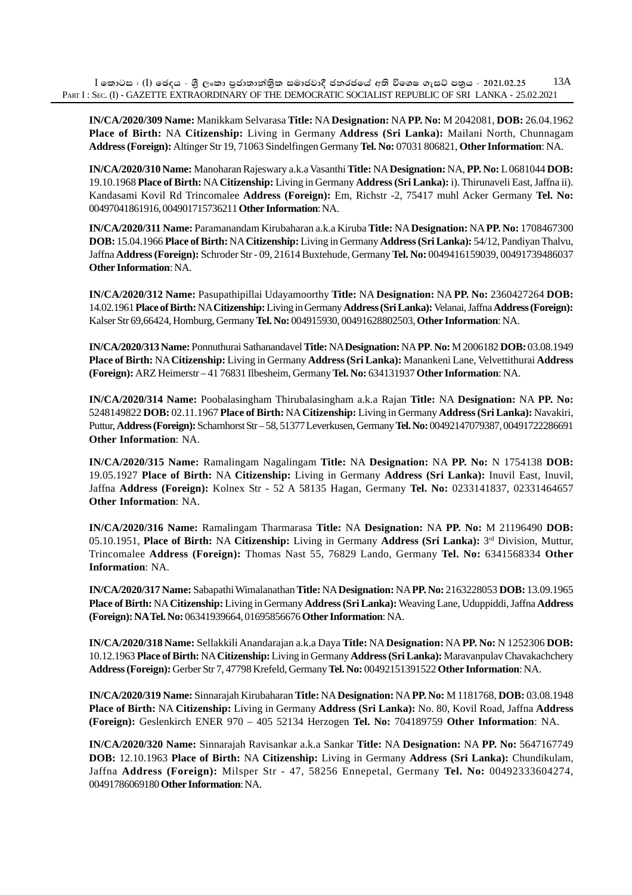**IN/CA/2020/309 Name:** Manikkam Selvarasa **Title:** NA **Designation:** NA **PP. No:** M 2042081, **DOB:** 26.04.1962 **Place of Birth:** NA **Citizenship:** Living in Germany **Address (Sri Lanka):** Mailani North, Chunnagam **Address (Foreign):** Altinger Str 19, 71063 Sindelfingen Germany **Tel. No:** 07031 806821, **Other Information**: NA.

**IN/CA/2020/310 Name:** Manoharan Rajeswary a.k.a Vasanthi **Title:** NA **Designation:** NA, **PP. No:** L 0681044 **DOB:** 19.10.1968 **Place of Birth:** NA **Citizenship:** Living in Germany **Address (Sri Lanka):** i). Thirunaveli East, Jaffna ii). Kandasami Kovil Rd Trincomalee **Address (Foreign):** Em, Richstr -2, 75417 muhl Acker Germany **Tel. No:** 00497041861916, 004901715736211 **Other Information**: NA.

**IN/CA/2020/311 Name:** Paramanandam Kirubaharan a.k.a Kiruba **Title:** NA **Designation:** NA **PP. No:** 1708467300 **DOB:** 15.04.1966 **Place of Birth:** NA **Citizenship:** Living in Germany **Address (Sri Lanka):** 54/12, Pandiyan Thalvu, Jaffna **Address (Foreign):** Schroder Str - 09, 21614 Buxtehude, Germany **Tel. No:** 0049416159039, 00491739486037 **Other Information**: NA.

**IN/CA/2020/312 Name:** Pasupathipillai Udayamoorthy **Title:** NA **Designation:** NA **PP. No:** 2360427264 **DOB:** 14.02.1961 **Place of Birth:** NA **Citizenship:** Living in Germany **Address (Sri Lanka):** Velanai, Jaffna **Address (Foreign):** Kalser Str 69,66424, Homburg, Germany **Tel. No:** 004915930, 00491628802503, **Other Information**: NA.

**IN/CA/2020/313 Name:** Ponnuthurai Sathanandavel **Title:** NA **Designation:** NA **PP**. **No:** M 2006182 **DOB:** 03.08.1949 **Place of Birth:** NA **Citizenship:** Living in Germany **Address (Sri Lanka):** Manankeni Lane, Velvettithurai **Address (Foreign):** ARZ Heimerstr – 41 76831 Ilbesheim, Germany **Tel. No:** 634131937 **Other Information**: NA.

**IN/CA/2020/314 Name:** Poobalasingham Thirubalasingham a.k.a Rajan **Title:** NA **Designation:** NA **PP. No:** 5248149822 **DOB:** 02.11.1967 **Place of Birth:** NA **Citizenship:** Living in Germany **Address (Sri Lanka):** Navakiri, Puttur, **Address (Foreign):** Scharnhorst Str – 58, 51377 Leverkusen, Germany **Tel. No:** 00492147079387, 00491722286691 **Other Information**: NA.

**IN/CA/2020/315 Name:** Ramalingam Nagalingam **Title:** NA **Designation:** NA **PP. No:** N 1754138 **DOB:** 19.05.1927 **Place of Birth:** NA **Citizenship:** Living in Germany **Address (Sri Lanka):** Inuvil East, Inuvil, Jaffna **Address (Foreign):** Kolnex Str - 52 A 58135 Hagan, Germany **Tel. No:** 0233141837, 02331464657 **Other Information**: NA.

**IN/CA/2020/316 Name:** Ramalingam Tharmarasa **Title:** NA **Designation:** NA **PP. No:** M 21196490 **DOB:** 05.10.1951, **Place of Birth:** NA **Citizenship:** Living in Germany **Address (Sri Lanka):** 3rd Division, Muttur, Trincomalee **Address (Foreign):** Thomas Nast 55, 76829 Lando, Germany **Tel. No:** 6341568334 **Other Information**: NA.

**IN/CA/2020/317 Name:** Sabapathi Wimalanathan **Title:** NA **Designation:** NA **PP. No:** 2163228053 **DOB:** 13.09.1965 **Place of Birth:** NA **Citizenship:** Living in Germany **Address (Sri Lanka):** Weaving Lane, Uduppiddi, Jaffna **Address (Foreign): NA Tel. No:** 06341939664, 01695856676 **Other Information**: NA.

**IN/CA/2020/318 Name:** Sellakkili Anandarajan a.k.a Daya **Title:** NA **Designation:** NA **PP. No:** N 1252306 **DOB:** 10.12.1963 **Place of Birth:** NA **Citizenship:** Living in Germany **Address (Sri Lanka):** Maravanpulav Chavakachchery **Address (Foreign):** Gerber Str 7, 47798 Krefeld, Germany **Tel. No:** 00492151391522 **Other Information**: NA.

**IN/CA/2020/319 Name:** Sinnarajah Kirubaharan **Title:** NA **Designation:** NA **PP. No:** M 1181768, **DOB:** 03.08.1948 **Place of Birth:** NA **Citizenship:** Living in Germany **Address (Sri Lanka):** No. 80, Kovil Road, Jaffna **Address (Foreign):** Geslenkirch ENER 970 – 405 52134 Herzogen **Tel. No:** 704189759 **Other Information**: NA.

**IN/CA/2020/320 Name:** Sinnarajah Ravisankar a.k.a Sankar **Title:** NA **Designation:** NA **PP. No:** 5647167749 **DOB:** 12.10.1963 **Place of Birth:** NA **Citizenship:** Living in Germany **Address (Sri Lanka):** Chundikulam, Jaffna **Address (Foreign):** Milsper Str - 47, 58256 Ennepetal, Germany **Tel. No:** 00492333604274, 00491786069180 **Other Information**: NA.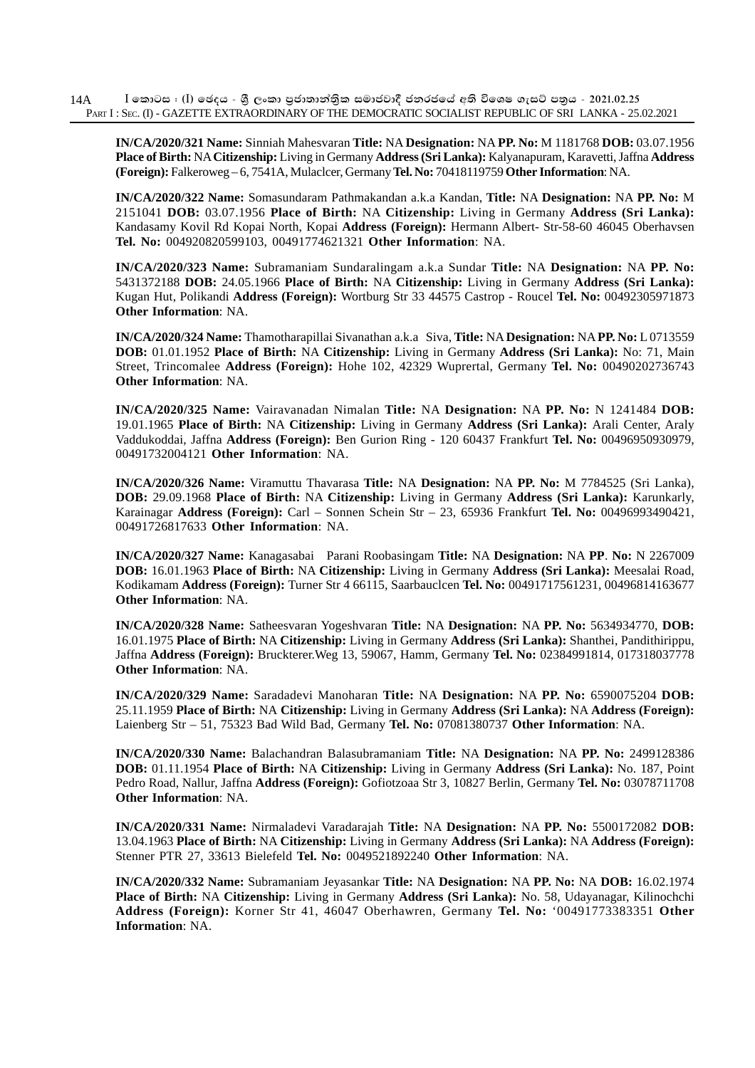**IN/CA/2020/321 Name:** Sinniah Mahesvaran **Title:** NA **Designation:** NA **PP. No:** M 1181768 **DOB:** 03.07.1956 **Place of Birth:** NA **Citizenship:** Living in Germany **Address (Sri Lanka):** Kalyanapuram, Karavetti, Jaffna **Address (Foreign):** Falkeroweg – 6, 7541A, Mulaclcer, Germany **Tel. No:** 70418119759 **Other Information**: NA.

**IN/CA/2020/322 Name:** Somasundaram Pathmakandan a.k.a Kandan, **Title:** NA **Designation:** NA **PP. No:** M 2151041 **DOB:** 03.07.1956 **Place of Birth:** NA **Citizenship:** Living in Germany **Address (Sri Lanka):** Kandasamy Kovil Rd Kopai North, Kopai **Address (Foreign):** Hermann Albert- Str-58-60 46045 Oberhavsen **Tel. No:** 004920820599103, 00491774621321 **Other Information**: NA.

**IN/CA/2020/323 Name:** Subramaniam Sundaralingam a.k.a Sundar **Title:** NA **Designation:** NA **PP. No:** 5431372188 **DOB:** 24.05.1966 **Place of Birth:** NA **Citizenship:** Living in Germany **Address (Sri Lanka):** Kugan Hut, Polikandi **Address (Foreign):** Wortburg Str 33 44575 Castrop - Roucel **Tel. No:** 00492305971873 **Other Information**: NA.

**IN/CA/2020/324 Name:** Thamotharapillai Sivanathan a.k.a Siva, **Title:** NA **Designation:** NA **PP. No:** L 0713559 **DOB:** 01.01.1952 **Place of Birth:** NA **Citizenship:** Living in Germany **Address (Sri Lanka):** No: 71, Main Street, Trincomalee **Address (Foreign):** Hohe 102, 42329 Wuprertal, Germany **Tel. No:** 00490202736743 **Other Information**: NA.

**IN/CA/2020/325 Name:** Vairavanadan Nimalan **Title:** NA **Designation:** NA **PP. No:** N 1241484 **DOB:** 19.01.1965 **Place of Birth:** NA **Citizenship:** Living in Germany **Address (Sri Lanka):** Arali Center, Araly Vaddukoddai, Jaffna **Address (Foreign):** Ben Gurion Ring - 120 60437 Frankfurt **Tel. No:** 00496950930979, 00491732004121 **Other Information**: NA.

**IN/CA/2020/326 Name:** Viramuttu Thavarasa **Title:** NA **Designation:** NA **PP. No:** M 7784525 (Sri Lanka), **DOB:** 29.09.1968 **Place of Birth:** NA **Citizenship:** Living in Germany **Address (Sri Lanka):** Karunkarly, Karainagar **Address (Foreign):** Carl – Sonnen Schein Str – 23, 65936 Frankfurt **Tel. No:** 00496993490421, 00491726817633 **Other Information**: NA.

**IN/CA/2020/327 Name:** Kanagasabai Parani Roobasingam **Title:** NA **Designation:** NA **PP**. **No:** N 2267009 **DOB:** 16.01.1963 **Place of Birth:** NA **Citizenship:** Living in Germany **Address (Sri Lanka):** Meesalai Road, Kodikamam **Address (Foreign):** Turner Str 4 66115, Saarbauclcen **Tel. No:** 00491717561231, 00496814163677 **Other Information**: NA.

**IN/CA/2020/328 Name:** Satheesvaran Yogeshvaran **Title:** NA **Designation:** NA **PP. No:** 5634934770, **DOB:** 16.01.1975 **Place of Birth:** NA **Citizenship:** Living in Germany **Address (Sri Lanka):** Shanthei, Pandithirippu, Jaffna **Address (Foreign):** Bruckterer.Weg 13, 59067, Hamm, Germany **Tel. No:** 02384991814, 017318037778 **Other Information**: NA.

**IN/CA/2020/329 Name:** Saradadevi Manoharan **Title:** NA **Designation:** NA **PP. No:** 6590075204 **DOB:** 25.11.1959 **Place of Birth:** NA **Citizenship:** Living in Germany **Address (Sri Lanka):** NA **Address (Foreign):** Laienberg Str – 51, 75323 Bad Wild Bad, Germany **Tel. No:** 07081380737 **Other Information**: NA.

**IN/CA/2020/330 Name:** Balachandran Balasubramaniam **Title:** NA **Designation:** NA **PP. No:** 2499128386 **DOB:** 01.11.1954 **Place of Birth:** NA **Citizenship:** Living in Germany **Address (Sri Lanka):** No. 187, Point Pedro Road, Nallur, Jaffna **Address (Foreign):** Gofiotzoaa Str 3, 10827 Berlin, Germany **Tel. No:** 03078711708 **Other Information**: NA.

**IN/CA/2020/331 Name:** Nirmaladevi Varadarajah **Title:** NA **Designation:** NA **PP. No:** 5500172082 **DOB:** 13.04.1963 **Place of Birth:** NA **Citizenship:** Living in Germany **Address (Sri Lanka):** NA **Address (Foreign):** Stenner PTR 27, 33613 Bielefeld **Tel. No:** 0049521892240 **Other Information**: NA.

**IN/CA/2020/332 Name:** Subramaniam Jeyasankar **Title:** NA **Designation:** NA **PP. No:** NA **DOB:** 16.02.1974 **Place of Birth:** NA **Citizenship:** Living in Germany **Address (Sri Lanka):** No. 58, Udayanagar, Kilinochchi **Address (Foreign):** Korner Str 41, 46047 Oberhawren, Germany **Tel. No:** '00491773383351 **Other Information**: NA.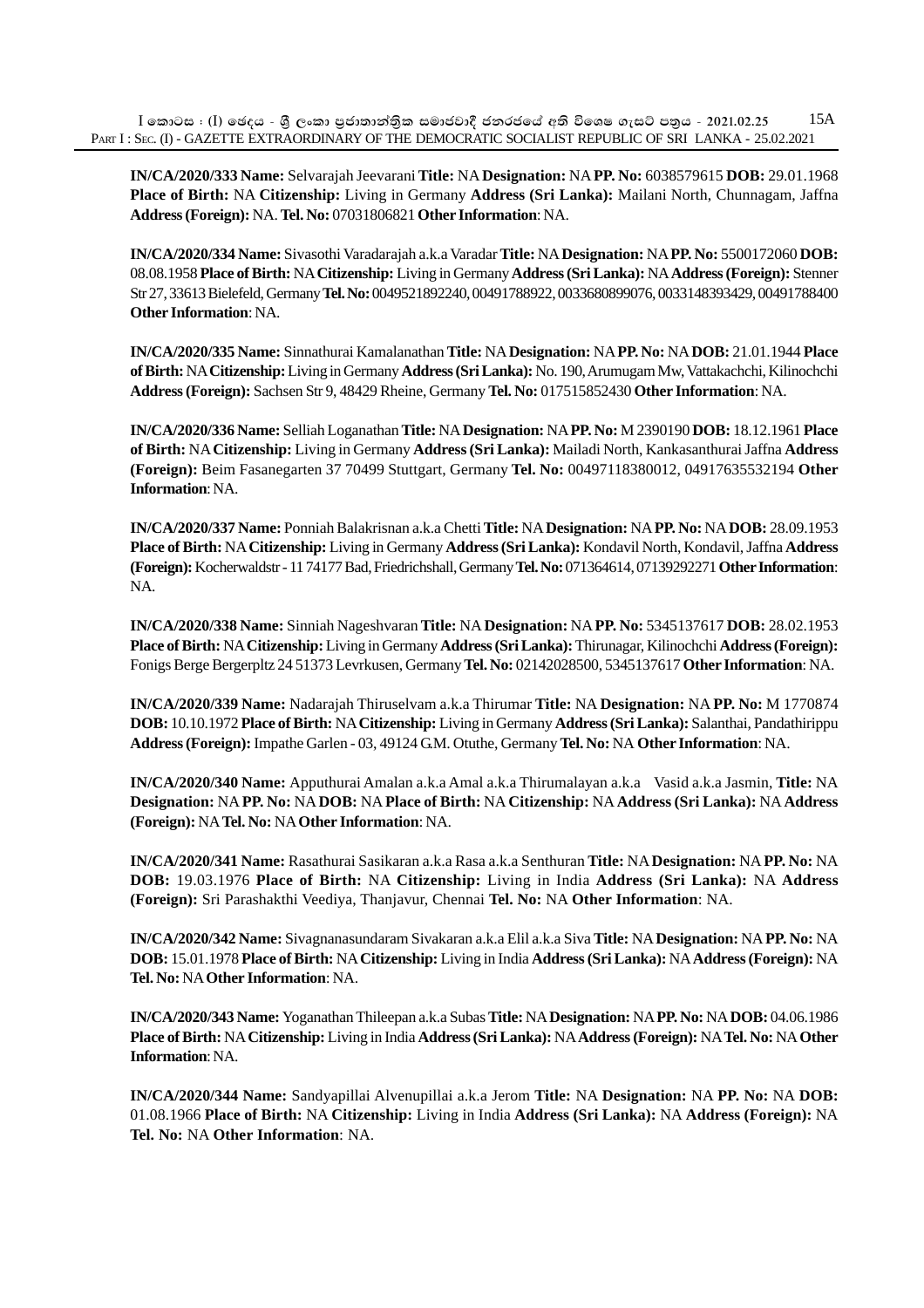**IN/CA/2020/333 Name:** Selvarajah Jeevarani **Title:** NA **Designation:** NA **PP. No:** 6038579615 **DOB:** 29.01.1968 **Place of Birth:** NA **Citizenship:** Living in Germany **Address (Sri Lanka):** Mailani North, Chunnagam, Jaffna **Address (Foreign):** NA. **Tel. No:** 07031806821 **Other Information**: NA.

**IN/CA/2020/334 Name:** Sivasothi Varadarajah a.k.a Varadar **Title:** NA **Designation:** NA **PP. No:** 5500172060 **DOB:** 08.08.1958 **Place of Birth:** NA **Citizenship:** Living in Germany **Address (Sri Lanka):** NA **Address (Foreign):** Stenner Str 27, 33613 Bielefeld, Germany **Tel. No:** 0049521892240, 00491788922, 0033680899076, 0033148393429, 00491788400 **Other Information**: NA.

**IN/CA/2020/335 Name:** Sinnathurai Kamalanathan **Title:** NA **Designation:** NA **PP. No:** NA **DOB:** 21.01.1944 **Place of Birth:** NA **Citizenship:** Living in Germany **Address (Sri Lanka):** No. 190, Arumugam Mw, Vattakachchi, Kilinochchi **Address (Foreign):** Sachsen Str 9, 48429 Rheine, Germany **Tel. No:** 017515852430 **Other Information**: NA.

**IN/CA/2020/336 Name:** Selliah Loganathan **Title:** NA **Designation:** NA **PP. No:** M 2390190 **DOB:** 18.12.1961 **Place of Birth:** NA **Citizenship:** Living in Germany **Address (Sri Lanka):** Mailadi North, Kankasanthurai Jaffna **Address (Foreign):** Beim Fasanegarten 37 70499 Stuttgart, Germany **Tel. No:** 00497118380012, 04917635532194 **Other Information**: NA.

**IN/CA/2020/337 Name:** Ponniah Balakrisnan a.k.a Chetti **Title:** NA **Designation:** NA **PP. No:** NA **DOB:** 28.09.1953 **Place of Birth:** NA **Citizenship:** Living in Germany **Address (Sri Lanka):** Kondavil North, Kondavil, Jaffna **Address (Foreign):** Kocherwaldstr - 11 74177 Bad, Friedrichshall, Germany **Tel. No:** 071364614, 07139292271 **Other Information**: NA.

**IN/CA/2020/338 Name:** Sinniah Nageshvaran **Title:** NA **Designation:** NA **PP. No:** 5345137617 **DOB:** 28.02.1953 **Place of Birth:** NA **Citizenship:** Living in Germany **Address (Sri Lanka):** Thirunagar, Kilinochchi **Address (Foreign):** Fonigs Berge Bergerpltz 24 51373 Levrkusen, Germany **Tel. No:** 02142028500, 5345137617 **Other Information**: NA.

**IN/CA/2020/339 Name:** Nadarajah Thiruselvam a.k.a Thirumar **Title:** NA **Designation:** NA **PP. No:** M 1770874 **DOB:** 10.10.1972 **Place of Birth:** NA **Citizenship:** Living in Germany **Address (Sri Lanka):** Salanthai, Pandathirippu **Address (Foreign):** Impathe Garlen - 03, 49124 G.M. Otuthe, Germany **Tel. No:** NA **Other Information**: NA.

**IN/CA/2020/340 Name:** Apputhurai Amalan a.k.a Amal a.k.a Thirumalayan a.k.a Vasid a.k.a Jasmin, **Title:** NA **Designation:** NA **PP. No:** NA **DOB:** NA **Place of Birth:** NA **Citizenship:** NA **Address (Sri Lanka):** NA **Address (Foreign):** NA **Tel. No:** NA **Other Information**: NA.

**IN/CA/2020/341 Name:** Rasathurai Sasikaran a.k.a Rasa a.k.a Senthuran **Title:** NA **Designation:** NA **PP. No:** NA **DOB:** 19.03.1976 **Place of Birth:** NA **Citizenship:** Living in India **Address (Sri Lanka):** NA **Address (Foreign):** Sri Parashakthi Veediya, Thanjavur, Chennai **Tel. No:** NA **Other Information**: NA.

**IN/CA/2020/342 Name:** Sivagnanasundaram Sivakaran a.k.a Elil a.k.a Siva **Title:** NA **Designation:** NA **PP. No:** NA **DOB:** 15.01.1978 **Place of Birth:** NA **Citizenship:** Living in India **Address (Sri Lanka):** NA **Address (Foreign):** NA **Tel. No:** NA **Other Information**: NA.

**IN/CA/2020/343 Name:** Yoganathan Thileepan a.k.a Subas **Title:** NA **Designation:** NA **PP. No:** NA **DOB:** 04.06.1986 **Place of Birth:** NA **Citizenship:** Living in India **Address (Sri Lanka):** NA **Address (Foreign):** NA **Tel. No:** NA **Other Information**: NA.

**IN/CA/2020/344 Name:** Sandyapillai Alvenupillai a.k.a Jerom **Title:** NA **Designation:** NA **PP. No:** NA **DOB:** 01.08.1966 **Place of Birth:** NA **Citizenship:** Living in India **Address (Sri Lanka):** NA **Address (Foreign):** NA **Tel. No:** NA **Other Information**: NA.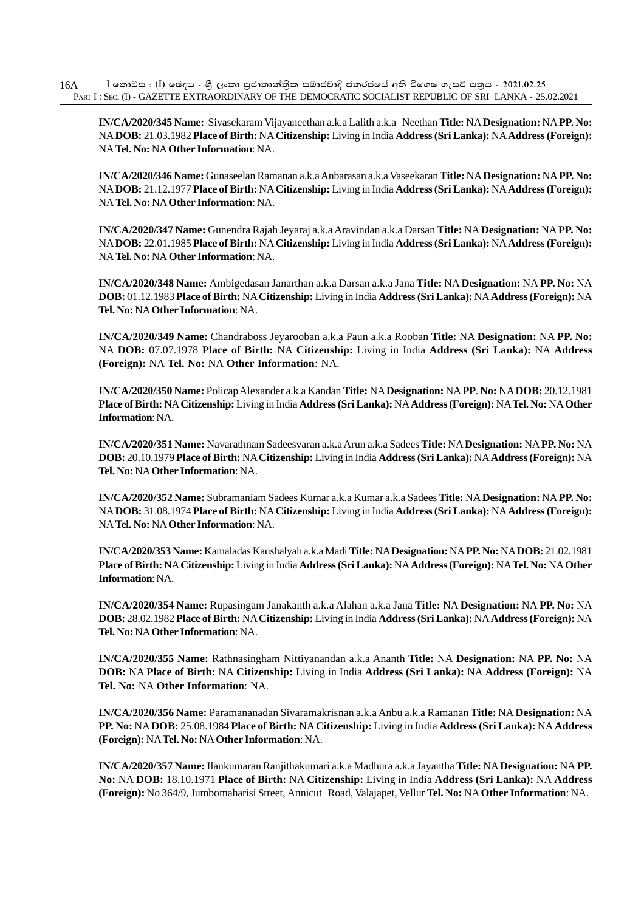**IN/CA/2020/345 Name:** Sivasekaram Vijayaneethan a.k.a Lalith a.k.a Neethan **Title:** NA **Designation:** NA **PP. No:** NA **DOB:** 21.03.1982 **Place of Birth:** NA **Citizenship:** Living in India **Address (Sri Lanka):** NA **Address (Foreign):** NA **Tel. No:** NA **Other Information**: NA.

**IN/CA/2020/346 Name:** Gunaseelan Ramanan a.k.a Anbarasan a.k.a Vaseekaran **Title:** NA **Designation:** NA **PP. No:** NA **DOB:** 21.12.1977 **Place of Birth:** NA **Citizenship:** Living in India **Address (Sri Lanka):** NA **Address (Foreign):** NA **Tel. No:** NA **Other Information**: NA.

**IN/CA/2020/347 Name:** Gunendra Rajah Jeyaraj a.k.a Aravindan a.k.a Darsan **Title:** NA **Designation:** NA **PP. No:** NA **DOB:** 22.01.1985 **Place of Birth:** NA **Citizenship:** Living in India **Address (Sri Lanka):** NA **Address (Foreign):** NA **Tel. No:** NA **Other Information**: NA.

**IN/CA/2020/348 Name:** Ambigedasan Janarthan a.k.a Darsan a.k.a Jana **Title:** NA **Designation:** NA **PP. No:** NA **DOB:** 01.12.1983 **Place of Birth:** NA **Citizenship:** Living in India **Address (Sri Lanka):** NA **Address (Foreign):** NA **Tel. No:** NA **Other Information**: NA.

**IN/CA/2020/349 Name:** Chandraboss Jeyarooban a.k.a Paun a.k.a Rooban **Title:** NA **Designation:** NA **PP. No:** NA **DOB:** 07.07.1978 **Place of Birth:** NA **Citizenship:** Living in India **Address (Sri Lanka):** NA **Address (Foreign):** NA **Tel. No:** NA **Other Information**: NA.

**IN/CA/2020/350 Name:** Policap Alexander a.k.a Kandan **Title:** NA **Designation:** NA **PP**. **No:** NA **DOB:** 20.12.1981 **Place of Birth:** NA **Citizenship:** Living in India **Address (Sri Lanka):** NA **Address (Foreign):** NA **Tel. No:** NA **Other Information**: NA.

**IN/CA/2020/351 Name:** Navarathnam Sadeesvaran a.k.a Arun a.k.a Sadees **Title:** NA **Designation:** NA **PP. No:** NA **DOB:** 20.10.1979 **Place of Birth:** NA **Citizenship:** Living in India **Address (Sri Lanka):** NA **Address (Foreign):** NA **Tel. No:** NA **Other Information**: NA.

**IN/CA/2020/352 Name:** Subramaniam Sadees Kumar a.k.a Kumar a.k.a Sadees **Title:** NA **Designation:** NA **PP. No:** NA **DOB:** 31.08.1974 **Place of Birth:** NA **Citizenship:** Living in India **Address (Sri Lanka):** NA **Address (Foreign):** NA **Tel. No:** NA **Other Information**: NA.

**IN/CA/2020/353 Name:** Kamaladas Kaushalyah a.k.a Madi **Title:** NA **Designation:** NA **PP. No:** NA **DOB:** 21.02.1981 **Place of Birth:** NA **Citizenship:** Living in India **Address (Sri Lanka):** NA **Address (Foreign):** NA **Tel. No:** NA **Other Information**: NA.

**IN/CA/2020/354 Name:** Rupasingam Janakanth a.k.a Alahan a.k.a Jana **Title:** NA **Designation:** NA **PP. No:** NA **DOB:** 28.02.1982 **Place of Birth:** NA **Citizenship:** Living in India **Address (Sri Lanka):** NA **Address (Foreign):** NA **Tel. No:** NA **Other Information**: NA.

**IN/CA/2020/355 Name:** Rathnasingham Nittiyanandan a.k.a Ananth **Title:** NA **Designation:** NA **PP. No:** NA **DOB:** NA **Place of Birth:** NA **Citizenship:** Living in India **Address (Sri Lanka):** NA **Address (Foreign):** NA **Tel. No:** NA **Other Information**: NA.

**IN/CA/2020/356 Name:** Paramananadan Sivaramakrisnan a.k.a Anbu a.k.a Ramanan **Title:** NA **Designation:** NA **PP. No:** NA **DOB:** 25.08.1984 **Place of Birth:** NA **Citizenship:** Living in India **Address (Sri Lanka):** NA **Address (Foreign):** NA **Tel. No:** NA **Other Information**: NA.

**IN/CA/2020/357 Name:** Ilankumaran Ranjithakumari a.k.a Madhura a.k.a Jayantha **Title:** NA **Designation:** NA **PP. No:** NA **DOB:** 18.10.1971 **Place of Birth:** NA **Citizenship:** Living in India **Address (Sri Lanka):** NA **Address (Foreign):** No 364/9, Jumbomaharisi Street, Annicut Road, Valajapet, Vellur **Tel. No:** NA **Other Information**: NA.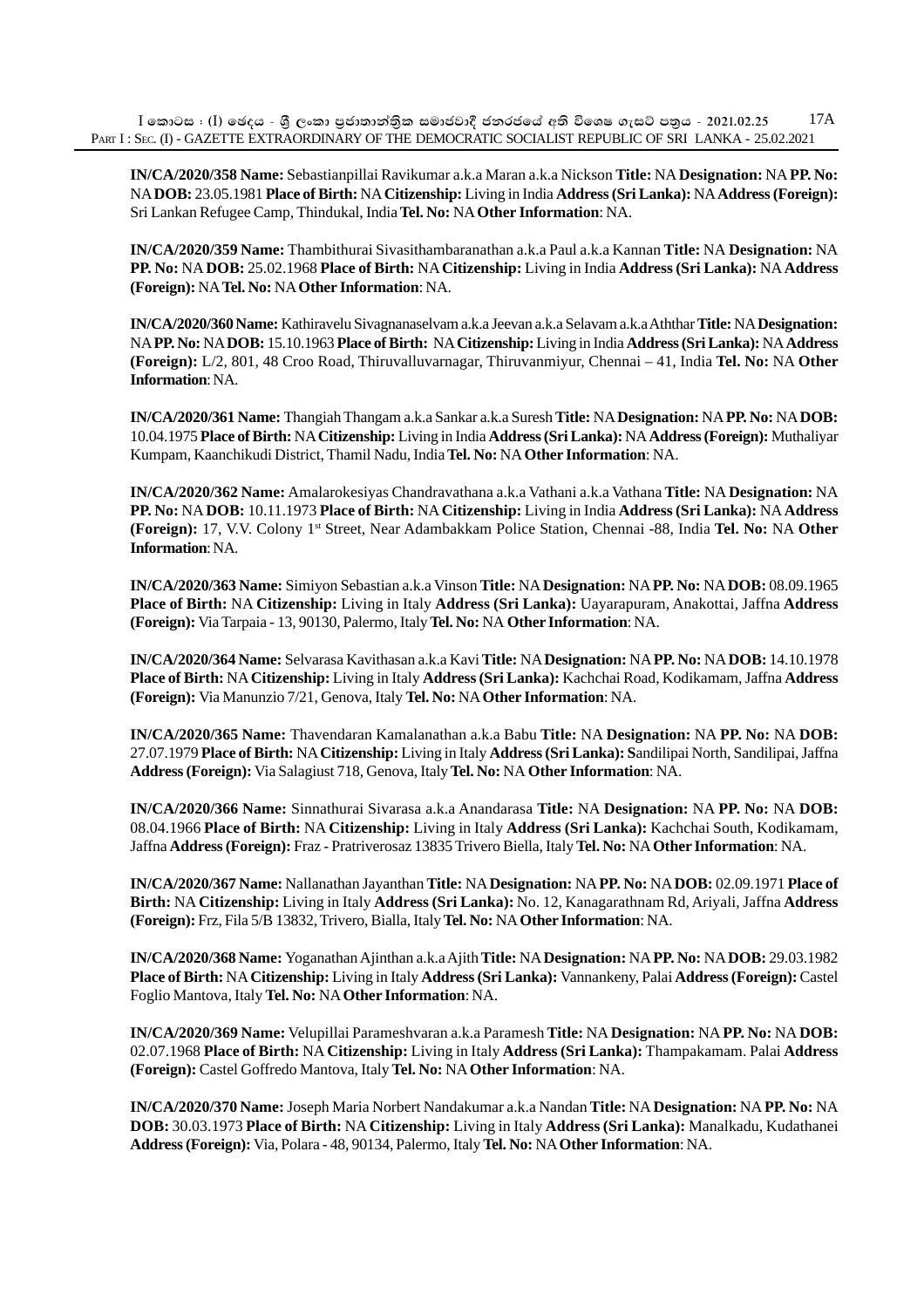**IN/CA/2020/358 Name:** Sebastianpillai Ravikumar a.k.a Maran a.k.a Nickson **Title:** NA **Designation:** NA **PP. No:** NA **DOB:** 23.05.1981 **Place of Birth:** NA **Citizenship:** Living in India **Address (Sri Lanka):** NA **Address (Foreign):** Sri Lankan Refugee Camp, Thindukal, India **Tel. No:** NA **Other Information**: NA.

**IN/CA/2020/359 Name:** Thambithurai Sivasithambaranathan a.k.a Paul a.k.a Kannan **Title:** NA **Designation:** NA **PP. No:** NA **DOB:** 25.02.1968 **Place of Birth:** NA **Citizenship:** Living in India **Address (Sri Lanka):** NA **Address (Foreign):** NA **Tel. No:** NA **Other Information**: NA.

**IN/CA/2020/360 Name:** Kathiravelu Sivagnanaselvam a.k.a Jeevan a.k.a Selavam a.k.a Aththar **Title:** NA **Designation:** NA **PP. No:** NA **DOB:** 15.10.1963 **Place of Birth:** NA **Citizenship:** Living in India **Address (Sri Lanka):** NA **Address (Foreign):** L/2, 801, 48 Croo Road, Thiruvalluvarnagar, Thiruvanmiyur, Chennai – 41, India **Tel. No:** NA **Other Information**: NA.

**IN/CA/2020/361 Name:** Thangiah Thangam a.k.a Sankar a.k.a Suresh **Title:** NA **Designation:** NA **PP. No:** NA **DOB:** 10.04.1975 **Place of Birth:** NA **Citizenship:** Living in India **Address (Sri Lanka):** NA **Address (Foreign):** Muthaliyar Kumpam, Kaanchikudi District, Thamil Nadu, India **Tel. No:** NA **Other Information**: NA.

**IN/CA/2020/362 Name:** Amalarokesiyas Chandravathana a.k.a Vathani a.k.a Vathana **Title:** NA **Designation:** NA **PP. No:** NA **DOB:** 10.11.1973 **Place of Birth:** NA **Citizenship:** Living in India **Address (Sri Lanka):** NA **Address (Foreign):** 17, V.V. Colony 1st Street, Near Adambakkam Police Station, Chennai -88, India **Tel. No:** NA **Other Information**: NA.

**IN/CA/2020/363 Name:** Simiyon Sebastian a.k.a Vinson **Title:** NA **Designation:** NA **PP. No:** NA **DOB:** 08.09.1965 **Place of Birth:** NA **Citizenship:** Living in Italy **Address (Sri Lanka):** Uayarapuram, Anakottai, Jaffna **Address (Foreign):** Via Tarpaia - 13, 90130, Palermo, Italy **Tel. No:** NA **Other Information**: NA.

**IN/CA/2020/364 Name:** Selvarasa Kavithasan a.k.a Kavi **Title:** NA **Designation:** NA **PP. No:** NA **DOB:** 14.10.1978 **Place of Birth:** NA **Citizenship:** Living in Italy **Address (Sri Lanka):** Kachchai Road, Kodikamam, Jaffna **Address (Foreign):** Via Manunzio 7/21, Genova, Italy **Tel. No:** NA **Other Information**: NA.

**IN/CA/2020/365 Name:** Thavendaran Kamalanathan a.k.a Babu **Title:** NA **Designation:** NA **PP. No:** NA **DOB:** 27.07.1979 **Place of Birth:** NA **Citizenship:** Living in Italy **Address (Sri Lanka):** Sandilipai North, Sandilipai, Jaffna **Address (Foreign):** Via Salagiust 718, Genova, Italy **Tel. No:** NA **Other Information**: NA.

**IN/CA/2020/366 Name:** Sinnathurai Sivarasa a.k.a Anandarasa **Title:** NA **Designation:** NA **PP. No:** NA **DOB:** 08.04.1966 **Place of Birth:** NA **Citizenship:** Living in Italy **Address (Sri Lanka):** Kachchai South, Kodikamam, Jaffna **Address (Foreign):** Fraz - Pratriverosaz 13835 Trivero Biella, Italy **Tel. No:** NA **Other Information**: NA.

**IN/CA/2020/367 Name:** Nallanathan Jayanthan **Title:** NA **Designation:** NA **PP. No:** NA **DOB:** 02.09.1971 **Place of Birth:** NA **Citizenship:** Living in Italy **Address (Sri Lanka):** No. 12, Kanagarathnam Rd, Ariyali, Jaffna **Address (Foreign):** Frz, Fila 5/B 13832, Trivero, Bialla, Italy **Tel. No:** NA **Other Information**: NA.

**IN/CA/2020/368 Name:** Yoganathan Ajinthan a.k.a Ajith **Title:** NA **Designation:** NA **PP. No:** NA **DOB:** 29.03.1982 **Place of Birth:** NA **Citizenship:** Living in Italy **Address (Sri Lanka):** Vannankeny, Palai **Address (Foreign):** Castel Foglio Mantova, Italy **Tel. No:** NA **Other Information**: NA.

**IN/CA/2020/369 Name:** Velupillai Parameshvaran a.k.a Paramesh **Title:** NA **Designation:** NA **PP. No:** NA **DOB:** 02.07.1968 **Place of Birth:** NA **Citizenship:** Living in Italy **Address (Sri Lanka):** Thampakamam. Palai **Address (Foreign):** Castel Goffredo Mantova, Italy **Tel. No:** NA **Other Information**: NA.

**IN/CA/2020/370 Name:** Joseph Maria Norbert Nandakumar a.k.a Nandan **Title:** NA **Designation:** NA **PP. No:** NA **DOB:** 30.03.1973 **Place of Birth:** NA **Citizenship:** Living in Italy **Address (Sri Lanka):** Manalkadu, Kudathanei **Address (Foreign):** Via, Polara - 48, 90134, Palermo, Italy **Tel. No:** NA **Other Information**: NA.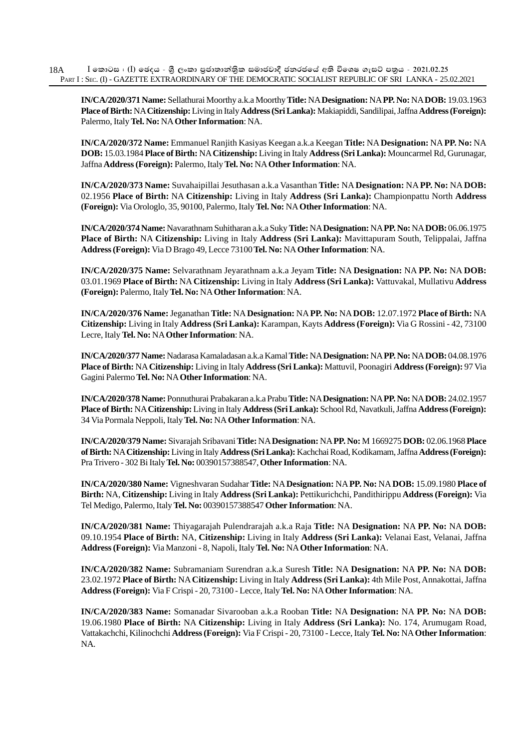**IN/CA/2020/371 Name:** Sellathurai Moorthy a.k.a Moorthy **Title:** NA **Designation:** NA **PP. No:** NA **DOB:** 19.03.1963 **Place of Birth:** NA **Citizenship:** Living in Italy **Address (Sri Lanka):** Makiapiddi, Sandilipai, Jaffna **Address (Foreign):** Palermo, Italy **Tel. No:** NA **Other Information**: NA.

**IN/CA/2020/372 Name:** Emmanuel Ranjith Kasiyas Keegan a.k.a Keegan **Title:** NA **Designation:** NA **PP. No:** NA **DOB:** 15.03.1984 **Place of Birth:** NA **Citizenship:** Living in Italy **Address (Sri Lanka):** Mouncarmel Rd, Gurunagar, Jaffna **Address (Foreign):** Palermo, Italy **Tel. No:** NA **Other Information**: NA.

**IN/CA/2020/373 Name:** Suvahaipillai Jesuthasan a.k.a Vasanthan **Title:** NA **Designation:** NA **PP. No:** NA **DOB:** 02.1956 **Place of Birth:** NA **Citizenship:** Living in Italy **Address (Sri Lanka):** Championpattu North **Address (Foreign):** Via Orologlo, 35, 90100, Palermo, Italy **Tel. No:** NA **Other Information**: NA.

**IN/CA/2020/374 Name:** Navarathnam Suhitharan a.k.a Suky **Title:** NA **Designation:** NA **PP. No:** NA **DOB:** 06.06.1975 **Place of Birth:** NA **Citizenship:** Living in Italy **Address (Sri Lanka):** Mavittapuram South, Telippalai, Jaffna **Address (Foreign):** Via D Brago 49, Lecce 73100 **Tel. No:** NA **Other Information**: NA.

**IN/CA/2020/375 Name:** Selvarathnam Jeyarathnam a.k.a Jeyam **Title:** NA **Designation:** NA **PP. No:** NA **DOB:** 03.01.1969 **Place of Birth:** NA **Citizenship:** Living in Italy **Address (Sri Lanka):** Vattuvakal, Mullativu **Address (Foreign):** Palermo, Italy **Tel. No:** NA **Other Information**: NA.

**IN/CA/2020/376 Name:** Jeganathan **Title:** NA **Designation:** NA **PP. No:** NA **DOB:** 12.07.1972 **Place of Birth:** NA **Citizenship:** Living in Italy **Address (Sri Lanka):** Karampan, Kayts **Address (Foreign):** Via G Rossini - 42, 73100 Lecre, Italy **Tel. No:** NA **Other Information**: NA.

**IN/CA/2020/377 Name:** Nadarasa Kamaladasan a.k.a Kamal **Title:** NA **Designation:** NA **PP. No:** NA **DOB:** 04.08.1976 **Place of Birth:** NA **Citizenship:** Living in Italy **Address (Sri Lanka):** Mattuvil, Poonagiri **Address (Foreign):** 97 Via Gagini Palermo **Tel. No:** NA **Other Information**: NA.

**IN/CA/2020/378 Name:** Ponnuthurai Prabakaran a.k.a Prabu **Title:** NA **Designation:** NA **PP. No:** NA **DOB:** 24.02.1957 **Place of Birth:** NA **Citizenship:** Living in Italy **Address (Sri Lanka):** School Rd, Navatkuli, Jaffna **Address (Foreign):** 34 Via Pormala Neppoli, Italy **Tel. No:** NA **Other Information**: NA.

**IN/CA/2020/379 Name:** Sivarajah Sribavani **Title:** NA **Designation:** NA **PP. No:** M 1669275 **DOB:** 02.06.1968 **Place of Birth:** NA **Citizenship:** Living in Italy **Address (Sri Lanka):** Kachchai Road, Kodikamam, Jaffna **Address (Foreign):** Pra Trivero - 302 Bi Italy **Tel. No:** 00390157388547, **Other Information**: NA.

**IN/CA/2020/380 Name:** Vigneshvaran Sudahar **Title:** NA **Designation:** NA **PP. No:** NA **DOB:** 15.09.1980 **Place of Birth:** NA, **Citizenship:** Living in Italy **Address (Sri Lanka):** Pettikurichchi, Pandithirippu **Address (Foreign):** Via Tel Medigo, Palermo, Italy **Tel. No:** 00390157388547 **Other Information**: NA.

**IN/CA/2020/381 Name:** Thiyagarajah Pulendrarajah a.k.a Raja **Title:** NA **Designation:** NA **PP. No:** NA **DOB:** 09.10.1954 **Place of Birth:** NA, **Citizenship:** Living in Italy **Address (Sri Lanka):** Velanai East, Velanai, Jaffna **Address (Foreign):** Via Manzoni - 8, Napoli, Italy **Tel. No:** NA **Other Information**: NA.

**IN/CA/2020/382 Name:** Subramaniam Surendran a.k.a Suresh **Title:** NA **Designation:** NA **PP. No:** NA **DOB:** 23.02.1972 **Place of Birth:** NA **Citizenship:** Living in Italy **Address (Sri Lanka):** 4th Mile Post, Annakottai, Jaffna **Address (Foreign):** Via F Crispi - 20, 73100 - Lecce, Italy **Tel. No:** NA **Other Information**: NA.

**IN/CA/2020/383 Name:** Somanadar Sivarooban a.k.a Rooban **Title:** NA **Designation:** NA **PP. No:** NA **DOB:** 19.06.1980 **Place of Birth:** NA **Citizenship:** Living in Italy **Address (Sri Lanka):** No. 174, Arumugam Road, Vattakachchi, Kilinochchi **Address (Foreign):** Via F Crispi - 20, 73100 - Lecce, Italy **Tel. No:** NA **Other Information**: NA.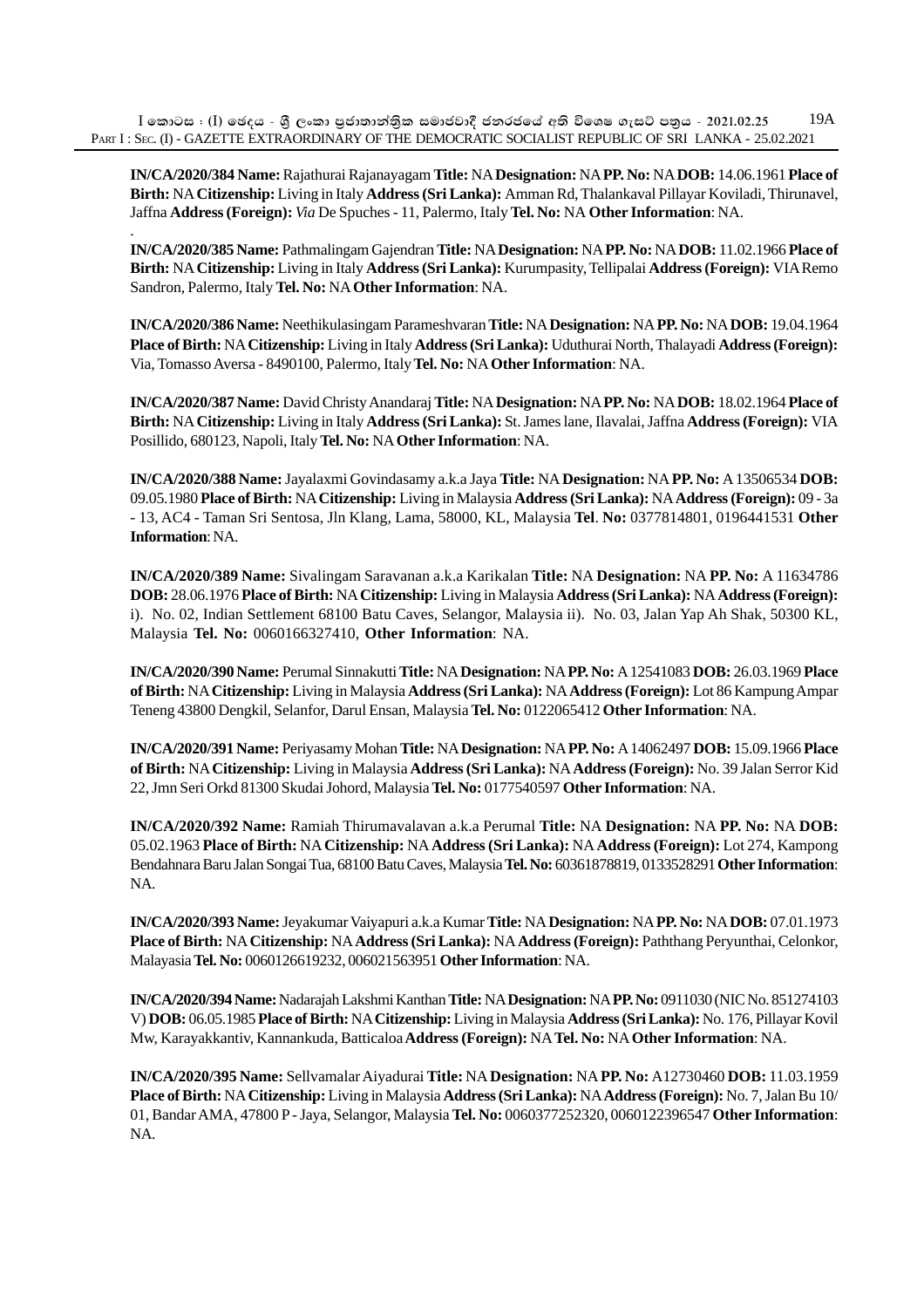**IN/CA/2020/384 Name:** Rajathurai Rajanayagam **Title:** NA **Designation:** NA **PP. No:** NA **DOB:** 14.06.1961 **Place of Birth:** NA **Citizenship:** Living in Italy **Address (Sri Lanka):** Amman Rd, Thalankaval Pillayar Koviladi, Thirunavel, Jaffna **Address (Foreign):** *Via* De Spuches - 11, Palermo, Italy **Tel. No:** NA **Other Information**: NA.

.

**IN/CA/2020/385 Name:** Pathmalingam Gajendran **Title:** NA **Designation:** NA **PP. No:** NA **DOB:** 11.02.1966 **Place of Birth:** NA **Citizenship:** Living in Italy **Address (Sri Lanka):** Kurumpasity, Tellipalai **Address (Foreign):** VIA Remo Sandron, Palermo, Italy **Tel. No:** NA **Other Information**: NA.

**IN/CA/2020/386 Name:** Neethikulasingam Parameshvaran **Title:** NA **Designation:** NA **PP. No:** NA **DOB:** 19.04.1964 **Place of Birth:** NA **Citizenship:** Living in Italy **Address (Sri Lanka):** Uduthurai North, Thalayadi **Address (Foreign):** Via, Tomasso Aversa - 8490100, Palermo, Italy **Tel. No:** NA **Other Information**: NA.

**IN/CA/2020/387 Name:** David Christy Anandaraj **Title:** NA **Designation:** NA **PP. No:** NA **DOB:** 18.02.1964 **Place of Birth:** NA **Citizenship:** Living in Italy **Address (Sri Lanka):** St. James lane, Ilavalai, Jaffna **Address (Foreign):** VIA Posillido, 680123, Napoli, Italy **Tel. No:** NA **Other Information**: NA.

**IN/CA/2020/388 Name:** Jayalaxmi Govindasamy a.k.a Jaya **Title:** NA **Designation:** NA **PP. No:** A 13506534 **DOB:** 09.05.1980 **Place of Birth:** NA **Citizenship:** Living in Malaysia **Address (Sri Lanka):** NA **Address (Foreign):** 09 - 3a - 13, AC4 - Taman Sri Sentosa, Jln Klang, Lama, 58000, KL, Malaysia **Tel**. **No:** 0377814801, 0196441531 **Other Information**: NA.

**IN/CA/2020/389 Name:** Sivalingam Saravanan a.k.a Karikalan **Title:** NA **Designation:** NA **PP. No:** A 11634786 **DOB:** 28.06.1976 **Place of Birth:** NA **Citizenship:** Living in Malaysia **Address (Sri Lanka):** NA **Address (Foreign):** i). No. 02, Indian Settlement 68100 Batu Caves, Selangor, Malaysia ii). No. 03, Jalan Yap Ah Shak, 50300 KL, Malaysia **Tel. No:** 0060166327410, **Other Information**: NA.

**IN/CA/2020/390 Name:** Perumal Sinnakutti **Title:** NA **Designation:** NA **PP. No:** A 12541083 **DOB:** 26.03.1969 **Place of Birth:** NA **Citizenship:** Living in Malaysia **Address (Sri Lanka):** NA **Address (Foreign):** Lot 86 Kampung Ampar Teneng 43800 Dengkil, Selanfor, Darul Ensan, Malaysia **Tel. No:** 0122065412 **Other Information**: NA.

**IN/CA/2020/391 Name:** Periyasamy Mohan **Title:** NA **Designation:** NA **PP. No:** A 14062497 **DOB:** 15.09.1966 **Place of Birth:** NA **Citizenship:** Living in Malaysia **Address (Sri Lanka):** NA **Address (Foreign):** No. 39 Jalan Serror Kid 22, Jmn Seri Orkd 81300 Skudai Johord, Malaysia **Tel. No:** 0177540597 **Other Information**: NA.

**IN/CA/2020/392 Name:** Ramiah Thirumavalavan a.k.a Perumal **Title:** NA **Designation:** NA **PP. No:** NA **DOB:** 05.02.1963 **Place of Birth:** NA **Citizenship:** NA **Address (Sri Lanka):** NA **Address (Foreign):** Lot 274, Kampong Bendahnara Baru Jalan Songai Tua, 68100 Batu Caves, Malaysia **Tel. No:** 60361878819, 0133528291 **Other Information**: NA.

**IN/CA/2020/393 Name:** Jeyakumar Vaiyapuri a.k.a Kumar **Title:** NA **Designation:** NA **PP. No:** NA **DOB:** 07.01.1973 **Place of Birth:** NA **Citizenship:** NA **Address (Sri Lanka):** NA **Address (Foreign):** Paththang Peryunthai, Celonkor, Malayasia **Tel. No:** 0060126619232, 006021563951 **Other Information**: NA.

**IN/CA/2020/394 Name:** Nadarajah Lakshmi Kanthan **Title:** NA **Designation:** NA **PP. No:** 0911030 (NIC No. 851274103 V) **DOB:** 06.05.1985 **Place of Birth:** NA **Citizenship:** Living in Malaysia **Address (Sri Lanka):** No. 176, Pillayar Kovil Mw, Karayakkantiv, Kannankuda, Batticaloa **Address (Foreign):** NA **Tel. No:** NA **Other Information**: NA.

**IN/CA/2020/395 Name:** Sellvamalar Aiyadurai **Title:** NA **Designation:** NA **PP. No:** A12730460 **DOB:** 11.03.1959 **Place of Birth:** NA **Citizenship:** Living in Malaysia **Address (Sri Lanka):** NA **Address (Foreign):** No. 7, Jalan Bu 10/ 01, Bandar AMA, 47800 P - Jaya, Selangor, Malaysia **Tel. No:** 0060377252320, 0060122396547 **Other Information**: NA.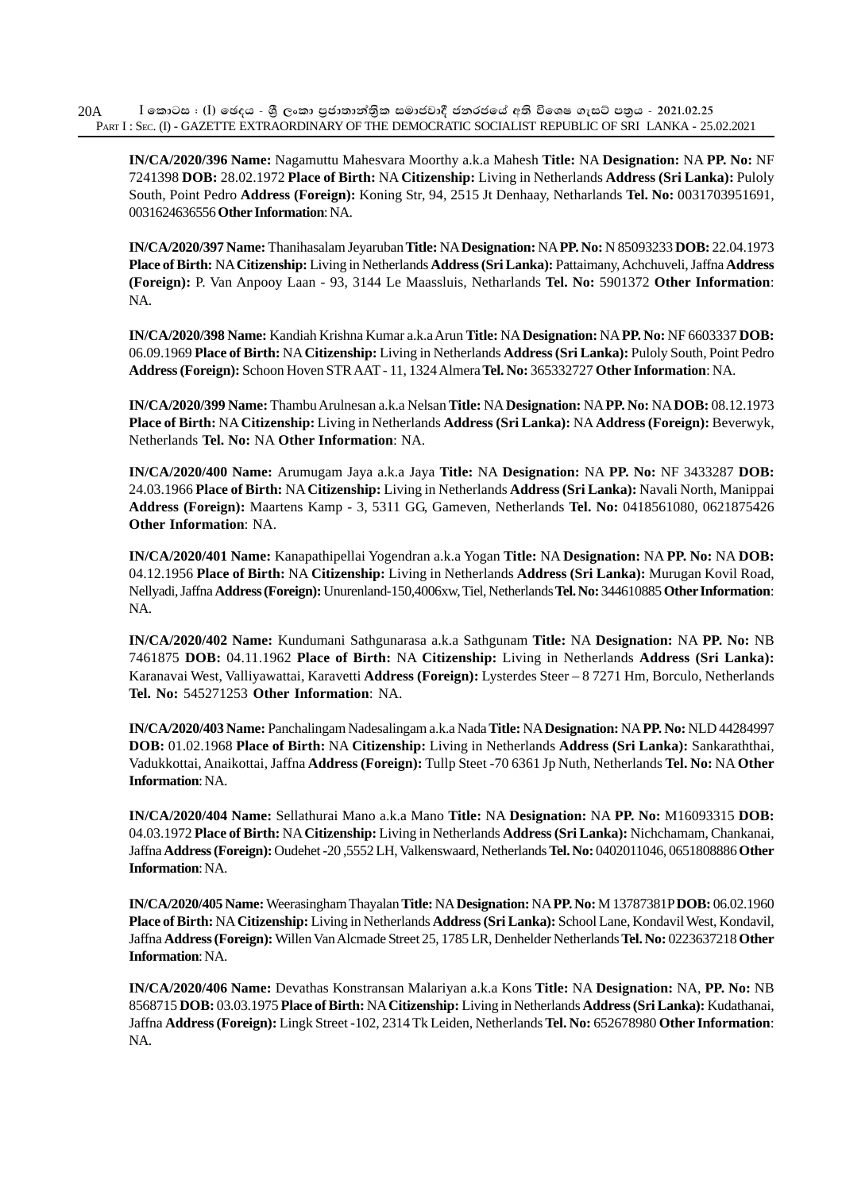**IN/CA/2020/396 Name:** Nagamuttu Mahesvara Moorthy a.k.a Mahesh **Title:** NA **Designation:** NA **PP. No:** NF 7241398 **DOB:** 28.02.1972 **Place of Birth:** NA **Citizenship:** Living in Netherlands **Address (Sri Lanka):** Puloly South, Point Pedro **Address (Foreign):** Koning Str, 94, 2515 Jt Denhaay, Netharlands **Tel. No:** 0031703951691, 0031624636556 **Other Information**: NA.

**IN/CA/2020/397 Name:** Thanihasalam Jeyaruban **Title:** NA **Designation:** NA **PP. No:** N 85093233 **DOB:** 22.04.1973 **Place of Birth:** NA **Citizenship:** Living in Netherlands **Address (Sri Lanka):** Pattaimany, Achchuveli, Jaffna **Address (Foreign):** P. Van Anpooy Laan - 93, 3144 Le Maassluis, Netharlands **Tel. No:** 5901372 **Other Information**: NA.

**IN/CA/2020/398 Name:** Kandiah Krishna Kumar a.k.a Arun **Title:** NA **Designation:** NA **PP. No:** NF 6603337 **DOB:** 06.09.1969 **Place of Birth:** NA **Citizenship:** Living in Netherlands **Address (Sri Lanka):** Puloly South, Point Pedro **Address (Foreign):** Schoon Hoven STR AAT - 11, 1324 Almera **Tel. No:** 365332727 **Other Information**: NA.

**IN/CA/2020/399 Name:** Thambu Arulnesan a.k.a Nelsan **Title:** NA **Designation:** NA **PP. No:** NA **DOB:** 08.12.1973 **Place of Birth:** NA **Citizenship:** Living in Netherlands **Address (Sri Lanka):** NA **Address (Foreign):** Beverwyk, Netherlands **Tel. No:** NA **Other Information**: NA.

**IN/CA/2020/400 Name:** Arumugam Jaya a.k.a Jaya **Title:** NA **Designation:** NA **PP. No:** NF 3433287 **DOB:** 24.03.1966 **Place of Birth:** NA **Citizenship:** Living in Netherlands **Address (Sri Lanka):** Navali North, Manippai **Address (Foreign):** Maartens Kamp - 3, 5311 GG, Gameven, Netherlands **Tel. No:** 0418561080, 0621875426 **Other Information**: NA.

**IN/CA/2020/401 Name:** Kanapathipellai Yogendran a.k.a Yogan **Title:** NA **Designation:** NA **PP. No:** NA **DOB:** 04.12.1956 **Place of Birth:** NA **Citizenship:** Living in Netherlands **Address (Sri Lanka):** Murugan Kovil Road, Nellyadi, Jaffna **Address (Foreign):** Unurenland-150,4006xw, Tiel, Netherlands **Tel. No:** 344610885 **Other Information**: NA.

**IN/CA/2020/402 Name:** Kundumani Sathgunarasa a.k.a Sathgunam **Title:** NA **Designation:** NA **PP. No:** NB 7461875 **DOB:** 04.11.1962 **Place of Birth:** NA **Citizenship:** Living in Netherlands **Address (Sri Lanka):** Karanavai West, Valliyawattai, Karavetti **Address (Foreign):** Lysterdes Steer – 8 7271 Hm, Borculo, Netherlands **Tel. No:** 545271253 **Other Information**: NA.

**IN/CA/2020/403 Name:** Panchalingam Nadesalingam a.k.a Nada **Title:** NA **Designation:** NA **PP. No:** NLD 44284997 **DOB:** 01.02.1968 **Place of Birth:** NA **Citizenship:** Living in Netherlands **Address (Sri Lanka):** Sankaraththai, Vadukkottai, Anaikottai, Jaffna **Address (Foreign):** Tullp Steet -70 6361 Jp Nuth, Netherlands **Tel. No:** NA **Other Information**: NA.

**IN/CA/2020/404 Name:** Sellathurai Mano a.k.a Mano **Title:** NA **Designation:** NA **PP. No:** M16093315 **DOB:** 04.03.1972 **Place of Birth:** NA **Citizenship:** Living in Netherlands **Address (Sri Lanka):** Nichchamam, Chankanai, Jaffna **Address (Foreign):** Oudehet -20 ,5552 LH, Valkenswaard, Netherlands **Tel. No:** 0402011046, 0651808886 **Other Information**: NA.

**IN/CA/2020/405 Name:** Weerasingham Thayalan **Title:** NA **Designation:** NA **PP. No:** M 13787381P **DOB:** 06.02.1960 **Place of Birth:** NA **Citizenship:** Living in Netherlands **Address (Sri Lanka):** School Lane, Kondavil West, Kondavil, Jaffna **Address (Foreign):** Willen Van Alcmade Street 25, 1785 LR, Denhelder Netherlands **Tel. No:** 0223637218 **Other Information**: NA.

**IN/CA/2020/406 Name:** Devathas Konstransan Malariyan a.k.a Kons **Title:** NA **Designation:** NA, **PP. No:** NB 8568715 **DOB:** 03.03.1975 **Place of Birth:** NA **Citizenship:** Living in Netherlands **Address (Sri Lanka):** Kudathanai, Jaffna **Address (Foreign):** Lingk Street -102, 2314 Tk Leiden, Netherlands **Tel. No:** 652678980 **Other Information**: NA.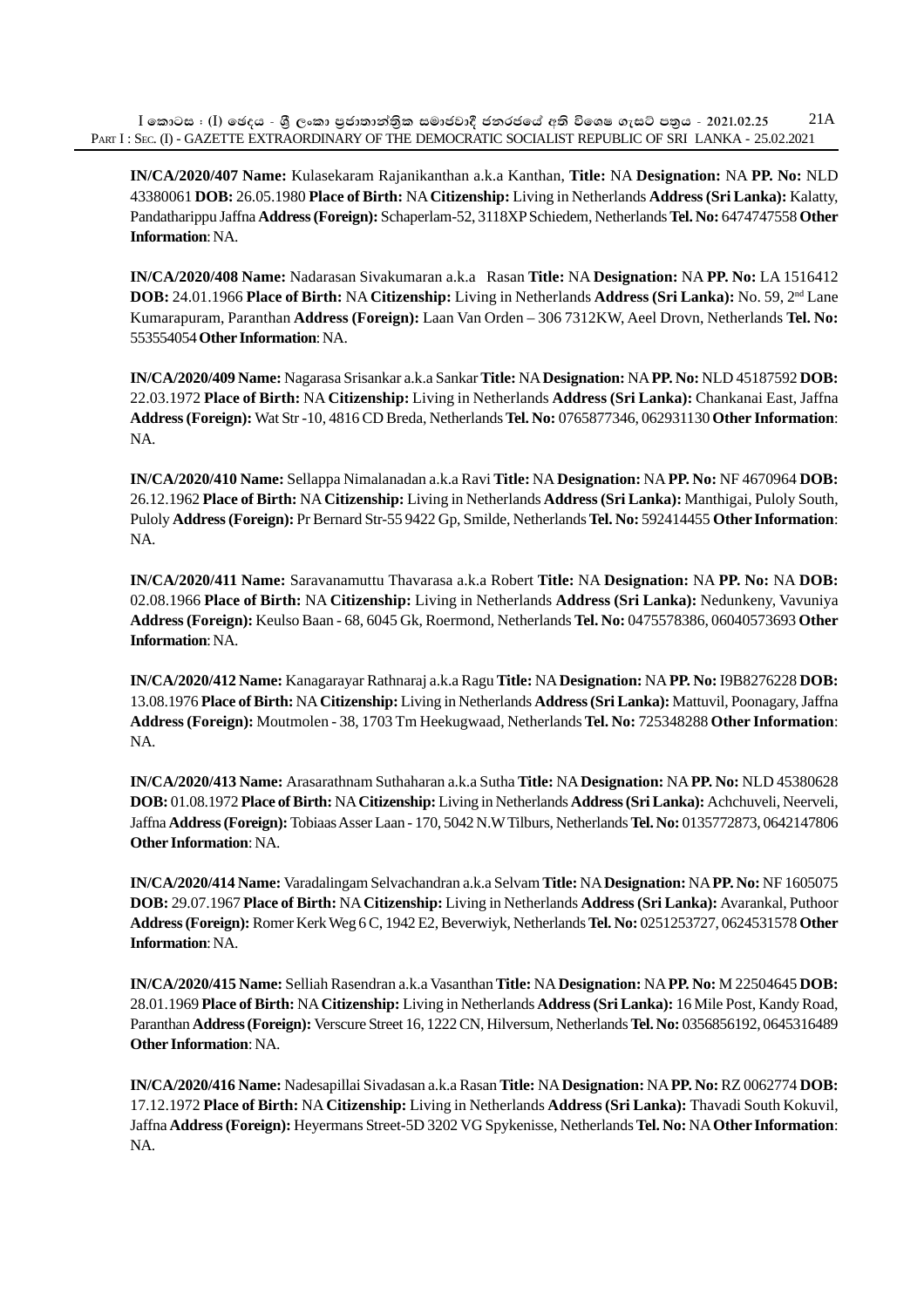**IN/CA/2020/407 Name:** Kulasekaram Rajanikanthan a.k.a Kanthan, **Title:** NA **Designation:** NA **PP. No:** NLD 43380061 **DOB:** 26.05.1980 **Place of Birth:** NA **Citizenship:** Living in Netherlands **Address (Sri Lanka):** Kalatty, Pandatharippu Jaffna **Address (Foreign):** Schaperlam-52, 3118XP Schiedem, Netherlands **Tel. No:** 6474747558 **Other Information**: NA.

**IN/CA/2020/408 Name:** Nadarasan Sivakumaran a.k.a Rasan **Title:** NA **Designation:** NA **PP. No:** LA 1516412 **DOB:** 24.01.1966 **Place of Birth:** NA **Citizenship:** Living in Netherlands **Address (Sri Lanka):** No. 59, 2nd Lane Kumarapuram, Paranthan **Address (Foreign):** Laan Van Orden – 306 7312KW, Aeel Drovn, Netherlands **Tel. No:** 553554054 **Other Information**: NA.

**IN/CA/2020/409 Name:** Nagarasa Srisankar a.k.a Sankar **Title:** NA **Designation:** NA **PP. No:** NLD 45187592 **DOB:** 22.03.1972 **Place of Birth:** NA **Citizenship:** Living in Netherlands **Address (Sri Lanka):** Chankanai East, Jaffna **Address (Foreign):** Wat Str -10, 4816 CD Breda, Netherlands **Tel. No:** 0765877346, 062931130 **Other Information**: NA.

**IN/CA/2020/410 Name:** Sellappa Nimalanadan a.k.a Ravi **Title:** NA **Designation:** NA **PP. No:** NF 4670964 **DOB:** 26.12.1962 **Place of Birth:** NA **Citizenship:** Living in Netherlands **Address (Sri Lanka):** Manthigai, Puloly South, Puloly **Address (Foreign):** Pr Bernard Str-55 9422 Gp, Smilde, Netherlands **Tel. No:** 592414455 **Other Information**: NA.

**IN/CA/2020/411 Name:** Saravanamuttu Thavarasa a.k.a Robert **Title:** NA **Designation:** NA **PP. No:** NA **DOB:** 02.08.1966 **Place of Birth:** NA **Citizenship:** Living in Netherlands **Address (Sri Lanka):** Nedunkeny, Vavuniya **Address (Foreign):** Keulso Baan - 68, 6045 Gk, Roermond, Netherlands **Tel. No:** 0475578386, 06040573693 **Other Information**: NA.

**IN/CA/2020/412 Name:** Kanagarayar Rathnaraj a.k.a Ragu **Title:** NA **Designation:** NA **PP. No:** I9B8276228 **DOB:** 13.08.1976 **Place of Birth:** NA **Citizenship:** Living in Netherlands **Address (Sri Lanka):** Mattuvil, Poonagary, Jaffna **Address (Foreign):** Moutmolen - 38, 1703 Tm Heekugwaad, Netherlands **Tel. No:** 725348288 **Other Information**: NA.

**IN/CA/2020/413 Name:** Arasarathnam Suthaharan a.k.a Sutha **Title:** NA **Designation:** NA **PP. No:** NLD 45380628 **DOB:** 01.08.1972 **Place of Birth:** NA **Citizenship:** Living in Netherlands **Address (Sri Lanka):** Achchuveli, Neerveli, Jaffna **Address (Foreign):** Tobiaas Asser Laan - 170, 5042 N.W Tilburs, Netherlands **Tel. No:** 0135772873, 0642147806 **Other Information**: NA.

**IN/CA/2020/414 Name:** Varadalingam Selvachandran a.k.a Selvam **Title:** NA **Designation:** NA **PP. No:** NF 1605075 **DOB:** 29.07.1967 **Place of Birth:** NA **Citizenship:** Living in Netherlands **Address (Sri Lanka):** Avarankal, Puthoor **Address (Foreign):** Romer Kerk Weg 6 C, 1942 E2, Beverwiyk, Netherlands **Tel. No:** 0251253727, 0624531578 **Other Information**: NA.

**IN/CA/2020/415 Name:** Selliah Rasendran a.k.a Vasanthan **Title:** NA **Designation:** NA **PP. No:** M 22504645 **DOB:** 28.01.1969 **Place of Birth:** NA **Citizenship:** Living in Netherlands **Address (Sri Lanka):** 16 Mile Post, Kandy Road, Paranthan **Address (Foreign):** Verscure Street 16, 1222 CN, Hilversum, Netherlands **Tel. No:** 0356856192, 0645316489 **Other Information**: NA.

**IN/CA/2020/416 Name:** Nadesapillai Sivadasan a.k.a Rasan **Title:** NA **Designation:** NA **PP. No:** RZ 0062774 **DOB:** 17.12.1972 **Place of Birth:** NA **Citizenship:** Living in Netherlands **Address (Sri Lanka):** Thavadi South Kokuvil, Jaffna **Address (Foreign):** Heyermans Street-5D 3202 VG Spykenisse, Netherlands **Tel. No:** NA **Other Information**: NA.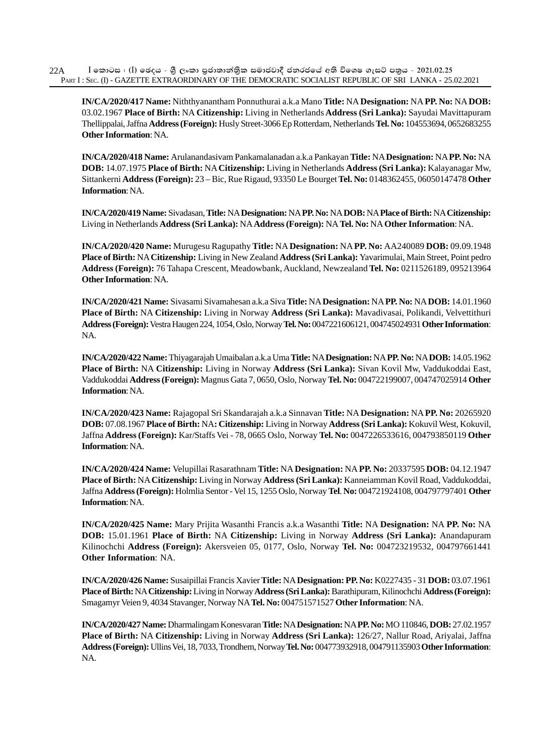**IN/CA/2020/417 Name:** Niththyanantham Ponnuthurai a.k.a Mano **Title:** NA **Designation:** NA **PP. No:** NA **DOB:** 03.02.1967 **Place of Birth:** NA **Citizenship:** Living in Netherlands **Address (Sri Lanka):** Sayudai Mavittapuram Thellippalai, Jaffna **Address (Foreign):** Husly Street-3066 Ep Rotterdam, Netherlands **Tel. No:** 104553694, 0652683255 **Other Information**: NA.

**IN/CA/2020/418 Name:** Arulanandasivam Pankamalanadan a.k.a Pankayan **Title:** NA **Designation:** NA **PP. No:** NA **DOB:** 14.07.1975 **Place of Birth:** NA **Citizenship:** Living in Netherlands **Address (Sri Lanka):** Kalayanagar Mw, Sittankerni **Address (Foreign):** 23 – Bic, Rue Rigaud, 93350 Le Bourget **Tel. No:** 0148362455, 06050147478 **Other Information**: NA.

**IN/CA/2020/419 Name:** Sivadasan, **Title:** NA **Designation:** NA **PP. No:** NA **DOB:** NA **Place of Birth:** NA **Citizenship:** Living in Netherlands **Address (Sri Lanka):** NA **Address (Foreign):** NA **Tel. No:** NA **Other Information**: NA.

**IN/CA/2020/420 Name:** Murugesu Ragupathy **Title:** NA **Designation:** NA **PP. No:** AA240089 **DOB:** 09.09.1948 **Place of Birth:** NA **Citizenship:** Living in New Zealand **Address (Sri Lanka):** Yavarimulai, Main Street, Point pedro **Address (Foreign):** 76 Tahapa Crescent, Meadowbank, Auckland, Newzealand **Tel. No:** 0211526189, 095213964 **Other Information**: NA.

**IN/CA/2020/421 Name:** Sivasami Sivamahesan a.k.a Siva **Title:** NA **Designation:** NA **PP. No:** NA **DOB:** 14.01.1960 **Place of Birth:** NA **Citizenship:** Living in Norway **Address (Sri Lanka):** Mavadivasai, Polikandi, Velvettithuri **Address (Foreign):** Vestra Haugen 224, 1054, Oslo, Norway **Tel. No:** 0047221606121, 004745024931 **Other Information**: NA.

**IN/CA/2020/422 Name:** Thiyagarajah Umaibalan a.k.a Uma **Title:** NA **Designation:** NA **PP. No:** NA **DOB:** 14.05.1962 **Place of Birth:** NA **Citizenship:** Living in Norway **Address (Sri Lanka):** Sivan Kovil Mw, Vaddukoddai East, Vaddukoddai **Address (Foreign):** Magnus Gata 7, 0650, Oslo, Norway **Tel. No:** 004722199007, 004747025914 **Other Information**: NA.

**IN/CA/2020/423 Name:** Rajagopal Sri Skandarajah a.k.a Sinnavan **Title:** NA **Designation:** NA **PP. No:** 20265920 **DOB:** 07.08.1967 **Place of Birth:** NA**: Citizenship:** Living in Norway **Address (Sri Lanka):** Kokuvil West, Kokuvil, Jaffna **Address (Foreign):** Kar/Staffs Vei - 78, 0665 Oslo, Norway **Tel. No:** 0047226533616, 004793850119 **Other Information**: NA.

**IN/CA/2020/424 Name:** Velupillai Rasarathnam **Title:** NA **Designation:** NA **PP. No:** 20337595 **DOB:** 04.12.1947 **Place of Birth:** NA **Citizenship:** Living in Norway **Address (Sri Lanka):** Kanneiamman Kovil Road, Vaddukoddai, Jaffna **Address (Foreign):** Holmlia Sentor - Vel 15, 1255 Oslo, Norway **Tel**. **No:** 004721924108, 004797797401 **Other Information**: NA.

**IN/CA/2020/425 Name:** Mary Prijita Wasanthi Francis a.k.a Wasanthi **Title:** NA **Designation:** NA **PP. No:** NA **DOB:** 15.01.1961 **Place of Birth:** NA **Citizenship:** Living in Norway **Address (Sri Lanka):** Anandapuram Kilinochchi **Address (Foreign):** Akersveien 05, 0177, Oslo, Norway **Tel. No:** 004723219532, 004797661441 **Other Information**: NA.

**IN/CA/2020/426 Name:** Susaipillai Francis Xavier **Title:** NA **Designation: PP. No:** K0227435 - 31 **DOB:** 03.07.1961 **Place of Birth:** NA **Citizenship:** Living in Norway **Address (Sri Lanka):** Barathipuram, Kilinochchi **Address (Foreign):** Smagamyr Veien 9, 4034 Stavanger, Norway NA **Tel. No:** 004751571527 **Other Information**: NA.

**IN/CA/2020/427 Name:** Dharmalingam Konesvaran **Title:** NA **Designation:** NA **PP. No:** MO 110846, **DOB:** 27.02.1957 **Place of Birth:** NA **Citizenship:** Living in Norway **Address (Sri Lanka):** 126/27, Nallur Road, Ariyalai, Jaffna **Address (Foreign):** Ullins Vei, 18, 7033, Trondhem, Norway **Tel. No:** 004773932918, 004791135903 **Other Information**: NA.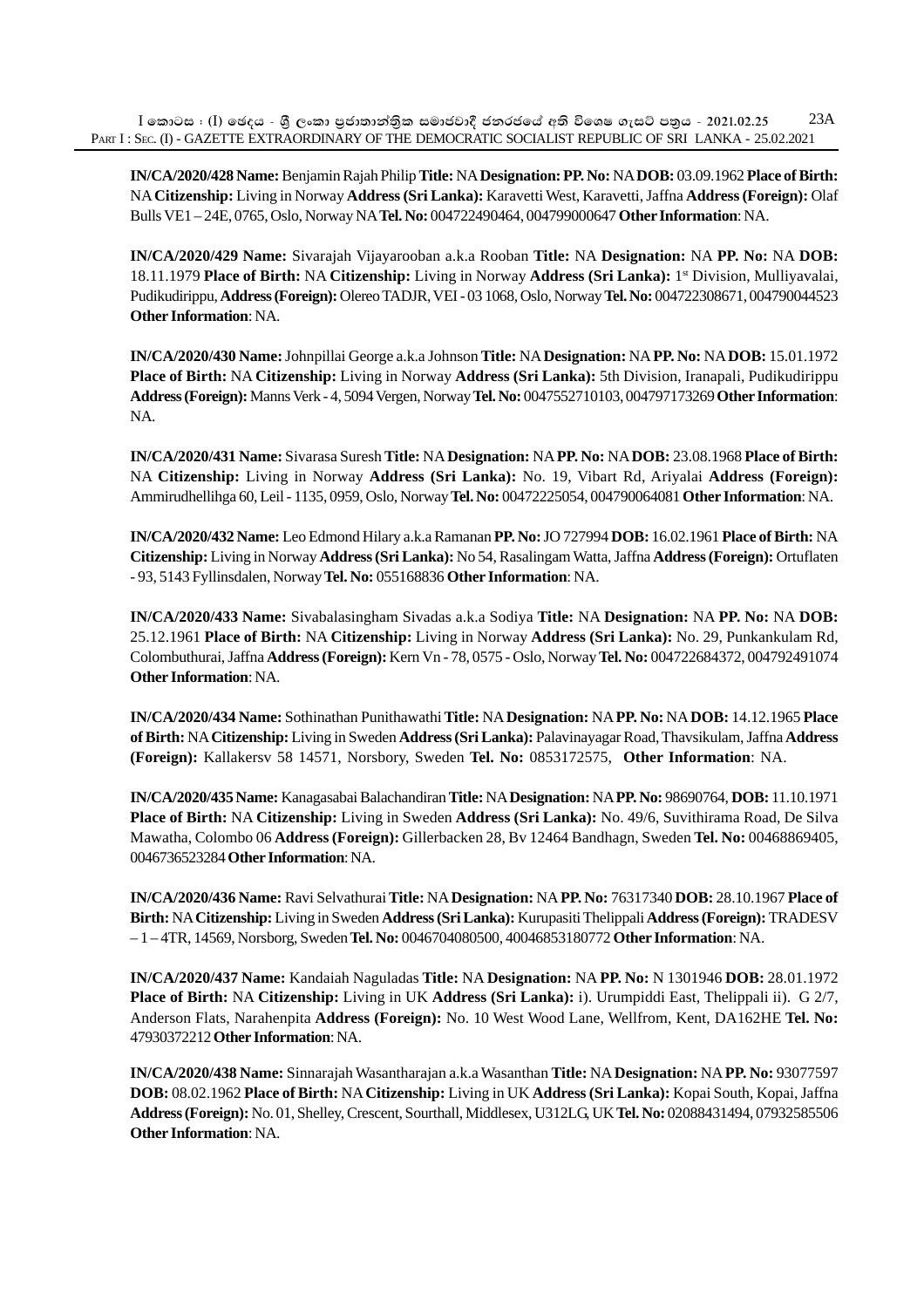**IN/CA/2020/428 Name:** Benjamin Rajah Philip **Title:** NA **Designation: PP. No:** NA **DOB:** 03.09.1962 **Place of Birth:** NA **Citizenship:** Living in Norway **Address (Sri Lanka):** Karavetti West, Karavetti, Jaffna **Address (Foreign):** Olaf Bulls VE1 – 24E, 0765, Oslo, Norway NA **Tel. No:** 004722490464, 004799000647 **Other Information**: NA.

**IN/CA/2020/429 Name:** Sivarajah Vijayarooban a.k.a Rooban **Title:** NA **Designation:** NA **PP. No:** NA **DOB:** 18.11.1979 **Place of Birth:** NA **Citizenship:** Living in Norway **Address (Sri Lanka):** 1st Division, Mulliyavalai, Pudikudirippu, **Address (Foreign):** Olereo TADJR, VEI - 03 1068, Oslo, Norway **Tel. No:** 004722308671, 004790044523 **Other Information**: NA.

**IN/CA/2020/430 Name:** Johnpillai George a.k.a Johnson **Title:** NA **Designation:** NA **PP. No:** NA **DOB:** 15.01.1972 **Place of Birth:** NA **Citizenship:** Living in Norway **Address (Sri Lanka):** 5th Division, Iranapali, Pudikudirippu **Address (Foreign):** Manns Verk - 4, 5094 Vergen, Norway **Tel. No:** 0047552710103, 004797173269 **Other Information**: NA.

**IN/CA/2020/431 Name:** Sivarasa Suresh **Title:** NA **Designation:** NA **PP. No:** NA **DOB:** 23.08.1968 **Place of Birth:** NA **Citizenship:** Living in Norway **Address (Sri Lanka):** No. 19, Vibart Rd, Ariyalai **Address (Foreign):** Ammirudhellihga 60, Leil - 1135, 0959, Oslo, Norway **Tel. No:** 00472225054, 004790064081 **Other Information**: NA.

**IN/CA/2020/432 Name:** Leo Edmond Hilary a.k.a Ramanan **PP. No:** JO 727994 **DOB:** 16.02.1961 **Place of Birth:** NA **Citizenship:** Living in Norway **Address (Sri Lanka):** No 54, Rasalingam Watta, Jaffna **Address (Foreign):** Ortuflaten - 93, 5143 Fyllinsdalen, Norway **Tel. No:** 055168836 **Other Information**: NA.

**IN/CA/2020/433 Name:** Sivabalasingham Sivadas a.k.a Sodiya **Title:** NA **Designation:** NA **PP. No:** NA **DOB:** 25.12.1961 **Place of Birth:** NA **Citizenship:** Living in Norway **Address (Sri Lanka):** No. 29, Punkankulam Rd, Colombuthurai, Jaffna **Address (Foreign):** Kern Vn - 78, 0575 - Oslo, Norway **Tel. No:** 004722684372, 004792491074 **Other Information**: NA.

**IN/CA/2020/434 Name:** Sothinathan Punithawathi **Title:** NA **Designation:** NA **PP. No:** NA **DOB:** 14.12.1965 **Place of Birth:** NA **Citizenship:** Living in Sweden **Address (Sri Lanka):** Palavinayagar Road, Thavsikulam, Jaffna **Address (Foreign):** Kallakersv 58 14571, Norsbory, Sweden **Tel. No:** 0853172575, **Other Information**: NA.

**IN/CA/2020/435 Name:** Kanagasabai Balachandiran **Title:** NA **Designation:** NA **PP. No:** 98690764, **DOB:** 11.10.1971 **Place of Birth:** NA **Citizenship:** Living in Sweden **Address (Sri Lanka):** No. 49/6, Suvithirama Road, De Silva Mawatha, Colombo 06 **Address (Foreign):** Gillerbacken 28, Bv 12464 Bandhagn, Sweden **Tel. No:** 00468869405, 0046736523284 **Other Information**: NA.

**IN/CA/2020/436 Name:** Ravi Selvathurai **Title:** NA **Designation:** NA **PP. No:** 76317340 **DOB:** 28.10.1967 **Place of Birth:** NA **Citizenship:** Living in Sweden **Address (Sri Lanka):** Kurupasiti Thelippali **Address (Foreign):** TRADESV – 1 – 4TR, 14569, Norsborg, Sweden **Tel. No:** 0046704080500, 40046853180772 **Other Information**: NA.

**IN/CA/2020/437 Name:** Kandaiah Naguladas **Title:** NA **Designation:** NA **PP. No:** N 1301946 **DOB:** 28.01.1972 **Place of Birth:** NA **Citizenship:** Living in UK **Address (Sri Lanka):** i). Urumpiddi East, Thelippali ii). G 2/7, Anderson Flats, Narahenpita **Address (Foreign):** No. 10 West Wood Lane, Wellfrom, Kent, DA162HE **Tel. No:** 47930372212 **Other Information**: NA.

**IN/CA/2020/438 Name:** Sinnarajah Wasantharajan a.k.a Wasanthan **Title:** NA **Designation:** NA **PP. No:** 93077597 **DOB:** 08.02.1962 **Place of Birth:** NA **Citizenship:** Living in UK **Address (Sri Lanka):** Kopai South, Kopai, Jaffna **Address (Foreign):** No. 01, Shelley, Crescent, Sourthall, Middlesex, U312LG, UK **Tel. No:** 02088431494, 07932585506 **Other Information**: NA.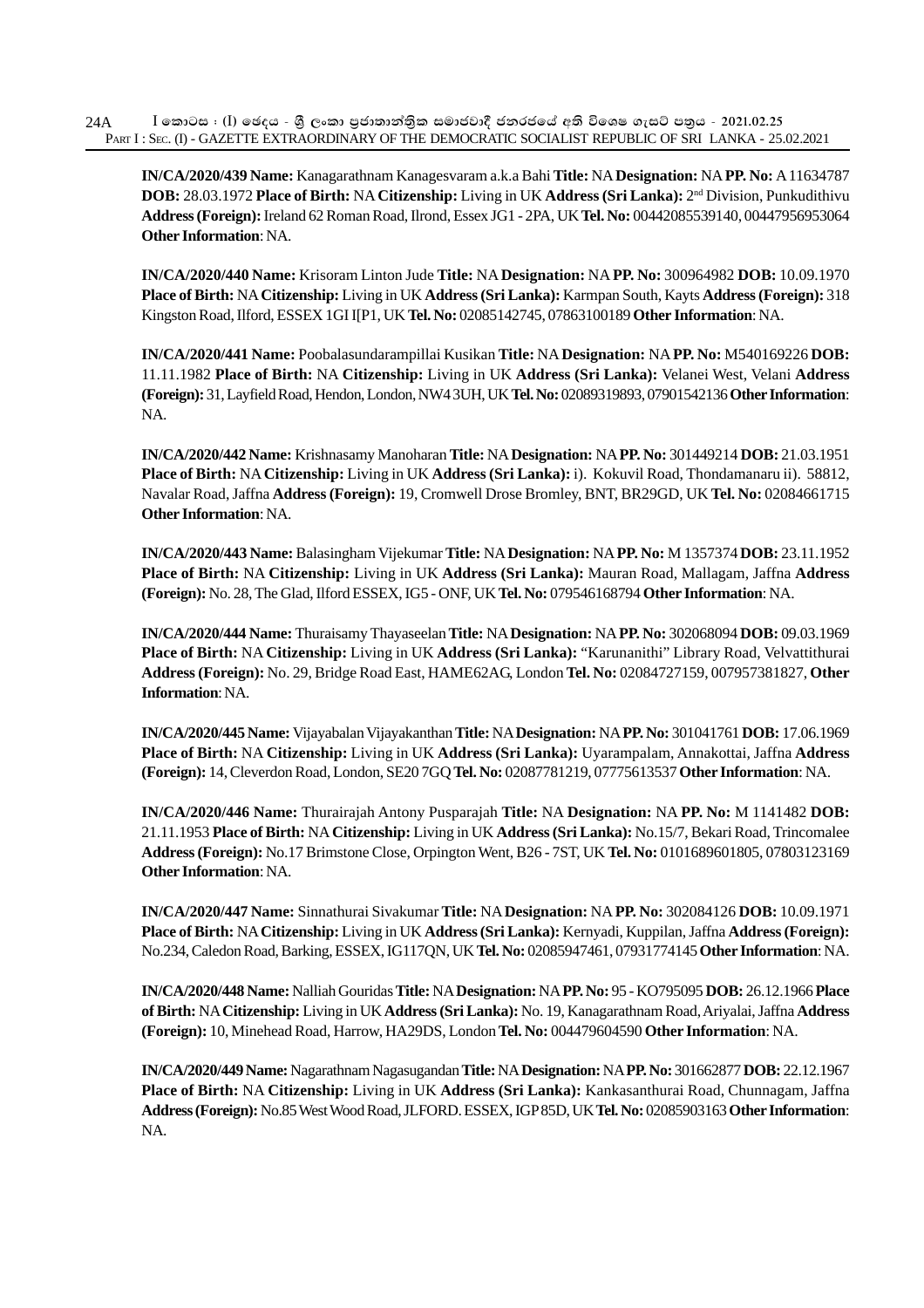**IN/CA/2020/439 Name:** Kanagarathnam Kanagesvaram a.k.a Bahi **Title:** NA **Designation:** NA **PP. No:** A 11634787 **DOB:** 28.03.1972 **Place of Birth:** NA **Citizenship:** Living in UK **Address (Sri Lanka):** 2nd Division, Punkudithivu **Address (Foreign):** Ireland 62 Roman Road, Ilrond, Essex JG1 - 2PA, UK **Tel. No:** 00442085539140, 00447956953064 **Other Information**: NA.

**IN/CA/2020/440 Name:** Krisoram Linton Jude **Title:** NA **Designation:** NA **PP. No:** 300964982 **DOB:** 10.09.1970 **Place of Birth:** NA **Citizenship:** Living in UK **Address (Sri Lanka):** Karmpan South, Kayts **Address (Foreign):** 318 Kingston Road, Ilford, ESSEX 1GI I[P1, UK **Tel. No:** 02085142745, 07863100189 **Other Information**: NA.

**IN/CA/2020/441 Name:** Poobalasundarampillai Kusikan **Title:** NA **Designation:** NA **PP. No:** M540169226 **DOB:** 11.11.1982 **Place of Birth:** NA **Citizenship:** Living in UK **Address (Sri Lanka):** Velanei West, Velani **Address (Foreign):** 31, Layfield Road, Hendon, London, NW4 3UH, UK **Tel. No:** 02089139893, 07901542136 **Other Information**: NA.

**IN/CA/2020/442 Name:** Krishnasamy Manoharan **Title:** NA **Designation:** NA **PP. No:** 301449214 **DOB:** 21.03.1951 **Place of Birth:** NA **Citizenship:** Living in UK **Address (Sri Lanka):** i). Kokuvil Road, Thondamanaru ii). 58812, Navalar Road, Jaffna **Address (Foreign):** 19, Cromwell Drose Bromley, BNT, BR29GD, UK **Tel. No:** 02084661715 **Other Information**: NA.

**IN/CA/2020/443 Name:** Balasingham Vijekumar **Title:** NA **Designation:** NA **PP. No:** M 1357374 **DOB:** 23.11.1952 **Place of Birth:** NA **Citizenship:** Living in UK **Address (Sri Lanka):** Mauran Road, Mallagam, Jaffna **Address (Foreign):** No. 28, The Glad, Ilford ESSEX, IG5 - ONF, UK **Tel. No:** 079546168794 **Other Information**: NA.

**IN/CA/2020/444 Name:** Thuraisamy Thayaseelan **Title:** NA **Designation:** NA **PP. No:** 302068094 **DOB:** 09.03.1969 **Place of Birth:** NA **Citizenship:** Living in UK **Address (Sri Lanka):** "Karunanithi" Library Road, Velvattithurai **Address (Foreign):** No. 29, Bridge Road East, HAME62AG, London **Tel. No:** 02084727159, 007957381827, **Other Information**: NA.

**IN/CA/2020/445 Name:** Vijayabalan Vijayakanthan **Title:** NA **Designation:** NA **PP. No:** 301041761 **DOB:** 17.06.1969 **Place of Birth:** NA **Citizenship:** Living in UK **Address (Sri Lanka):** Uyarampalam, Annakottai, Jaffna **Address (Foreign):** 14, Cleverdon Road, London, SE20 7GQ **Tel. No:** 02087781219, 07775613537 **Other Information**: NA.

**IN/CA/2020/446 Name:** Thurairajah Antony Pusparajah **Title:** NA **Designation:** NA **PP. No:** M 1141482 **DOB:** 21.11.1953 **Place of Birth:** NA **Citizenship:** Living in UK **Address (Sri Lanka):** No.15/7, Bekari Road, Trincomalee **Address (Foreign):** No.17 Brimstone Close, Orpington Went, B26 - 7ST, UK **Tel. No:** 0101689601805, 07803123169 **Other Information**: NA.

**IN/CA/2020/447 Name:** Sinnathurai Sivakumar **Title:** NA **Designation:** NA **PP. No:** 302084126 **DOB:** 10.09.1971 **Place of Birth:** NA **Citizenship:** Living in UK **Address (Sri Lanka):** Kernyadi, Kuppilan, Jaffna **Address (Foreign):** No.234, Caledon Road, Barking, ESSEX, IG117QN, UK **Tel. No:** 02085947461, 07931774145 **Other Information**: NA.

**IN/CA/2020/448 Name:** Nalliah Gouridas **Title:** NA **Designation:** NA **PP. No:** 95 - KO795095 **DOB:** 26.12.1966 **Place of Birth:** NA **Citizenship:** Living in UK **Address (Sri Lanka):** No. 19, Kanagarathnam Road, Ariyalai, Jaffna **Address (Foreign):** 10, Minehead Road, Harrow, HA29DS, London **Tel. No:** 004479604590 **Other Information**: NA.

**IN/CA/2020/449 Name:** Nagarathnam Nagasugandan **Title:** NA **Designation:** NA **PP. No:** 301662877 **DOB:** 22.12.1967 **Place of Birth:** NA **Citizenship:** Living in UK **Address (Sri Lanka):** Kankasanthurai Road, Chunnagam, Jaffna **Address (Foreign):** No.85 West Wood Road, JLFORD. ESSEX, IGP 85D, UK **Tel. No:** 02085903163 **Other Information**: NA.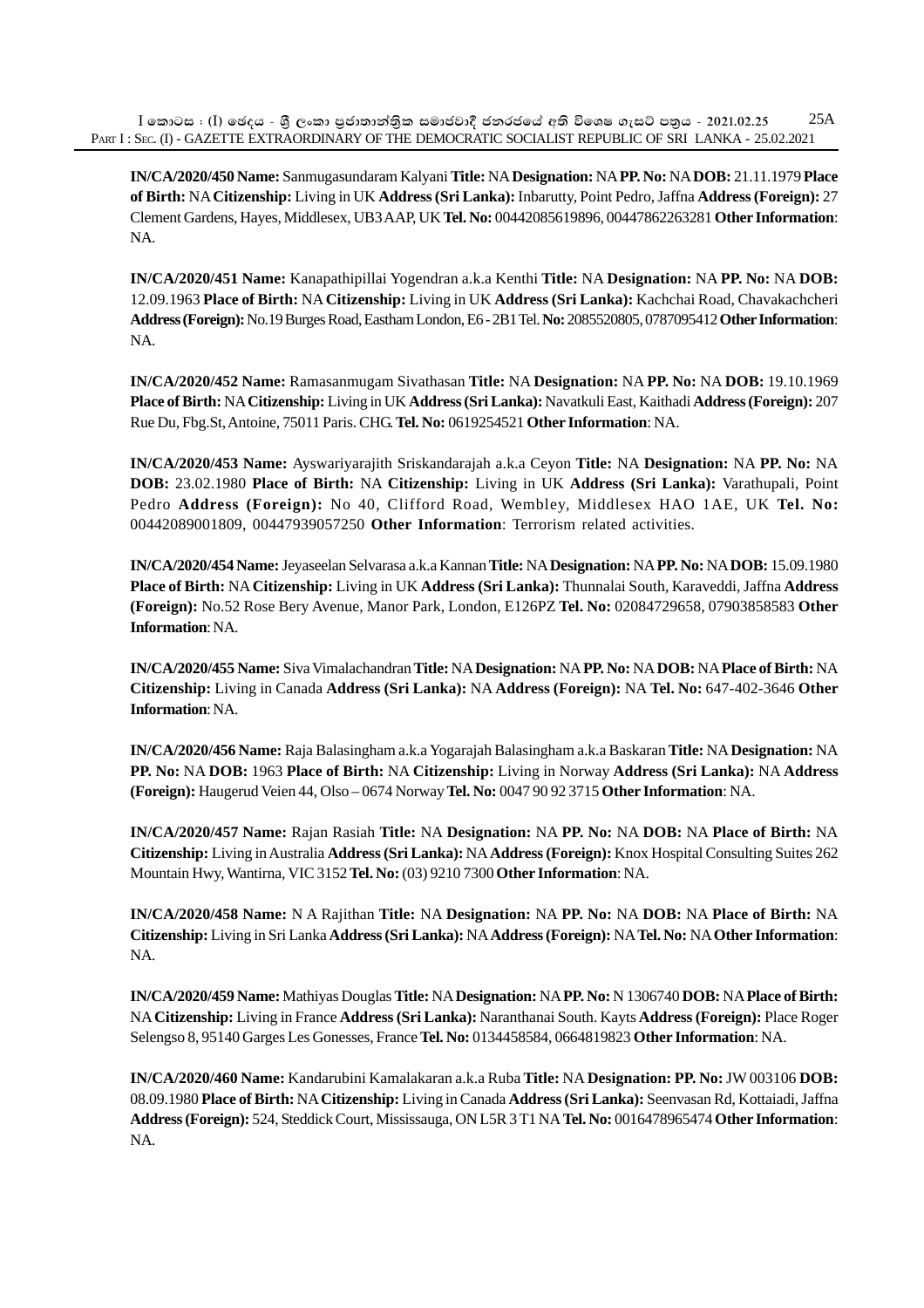**IN/CA/2020/450 Name:** Sanmugasundaram Kalyani **Title:** NA **Designation:** NA **PP. No:** NA **DOB:** 21.11.1979 **Place of Birth:** NA **Citizenship:** Living in UK **Address (Sri Lanka):** Inbarutty, Point Pedro, Jaffna **Address (Foreign):** 27 Clement Gardens, Hayes, Middlesex, UB3 AAP, UK **Tel. No:** 00442085619896, 00447862263281 **Other Information**: NA.

**IN/CA/2020/451 Name:** Kanapathipillai Yogendran a.k.a Kenthi **Title:** NA **Designation:** NA **PP. No:** NA **DOB:** 12.09.1963 **Place of Birth:** NA **Citizenship:** Living in UK **Address (Sri Lanka):** Kachchai Road, Chavakachcheri **Address (Foreign):** No.19 Burges Road, Eastham London, E6 - 2B1 Tel. **No:** 2085520805, 0787095412 **Other Information**: NA.

**IN/CA/2020/452 Name:** Ramasanmugam Sivathasan **Title:** NA **Designation:** NA **PP. No:** NA **DOB:** 19.10.1969 **Place of Birth:** NA **Citizenship:** Living in UK **Address (Sri Lanka):** Navatkuli East, Kaithadi **Address (Foreign):** 207 Rue Du, Fbg.St, Antoine, 75011 Paris. CHG. **Tel. No:** 0619254521 **Other Information**: NA.

**IN/CA/2020/453 Name:** Ayswariyarajith Sriskandarajah a.k.a Ceyon **Title:** NA **Designation:** NA **PP. No:** NA **DOB:** 23.02.1980 **Place of Birth:** NA **Citizenship:** Living in UK **Address (Sri Lanka):** Varathupali, Point Pedro **Address (Foreign):** No 40, Clifford Road, Wembley, Middlesex HAO 1AE, UK **Tel. No:** 00442089001809, 00447939057250 **Other Information**: Terrorism related activities.

**IN/CA/2020/454 Name:** Jeyaseelan Selvarasa a.k.a Kannan **Title:** NA **Designation:** NA **PP. No:** NA **DOB:** 15.09.1980 **Place of Birth:** NA **Citizenship:** Living in UK **Address (Sri Lanka):** Thunnalai South, Karaveddi, Jaffna **Address (Foreign):** No.52 Rose Bery Avenue, Manor Park, London, E126PZ **Tel. No:** 02084729658, 07903858583 **Other Information**: NA.

**IN/CA/2020/455 Name:** Siva Vimalachandran **Title:** NA **Designation:** NA **PP. No:** NA **DOB:** NA **Place of Birth:** NA **Citizenship:** Living in Canada **Address (Sri Lanka):** NA **Address (Foreign):** NA **Tel. No:** 647-402-3646 **Other Information**: NA.

**IN/CA/2020/456 Name:** Raja Balasingham a.k.a Yogarajah Balasingham a.k.a Baskaran **Title:** NA **Designation:** NA **PP. No:** NA **DOB:** 1963 **Place of Birth:** NA **Citizenship:** Living in Norway **Address (Sri Lanka):** NA **Address (Foreign):** Haugerud Veien 44, Olso – 0674 Norway **Tel. No:** 0047 90 92 3715 **Other Information**: NA.

**IN/CA/2020/457 Name:** Rajan Rasiah **Title:** NA **Designation:** NA **PP. No:** NA **DOB:** NA **Place of Birth:** NA **Citizenship:** Living in Australia **Address (Sri Lanka):** NA **Address (Foreign):** Knox Hospital Consulting Suites 262 Mountain Hwy, Wantirna, VIC 3152 **Tel. No:** (03) 9210 7300 **Other Information**: NA.

**IN/CA/2020/458 Name:** N A Rajithan **Title:** NA **Designation:** NA **PP. No:** NA **DOB:** NA **Place of Birth:** NA **Citizenship:** Living in Sri Lanka **Address (Sri Lanka):** NA **Address (Foreign):** NA **Tel. No:** NA **Other Information**: NA.

**IN/CA/2020/459 Name:** Mathiyas Douglas **Title:** NA **Designation:** NA **PP. No:** N 1306740 **DOB:** NA **Place of Birth:** NA **Citizenship:** Living in France **Address (Sri Lanka):** Naranthanai South. Kayts **Address (Foreign):** Place Roger Selengso 8, 95140 Garges Les Gonesses, France **Tel. No:** 0134458584, 0664819823 **Other Information**: NA.

**IN/CA/2020/460 Name:** Kandarubini Kamalakaran a.k.a Ruba **Title:** NA **Designation: PP. No:** JW 003106 **DOB:** 08.09.1980 **Place of Birth:** NA **Citizenship:** Living in Canada **Address (Sri Lanka):** Seenvasan Rd, Kottaiadi, Jaffna **Address (Foreign):** 524, Steddick Court, Mississauga, ON L5R 3 T1 NA **Tel. No:** 0016478965474 **Other Information**: NA.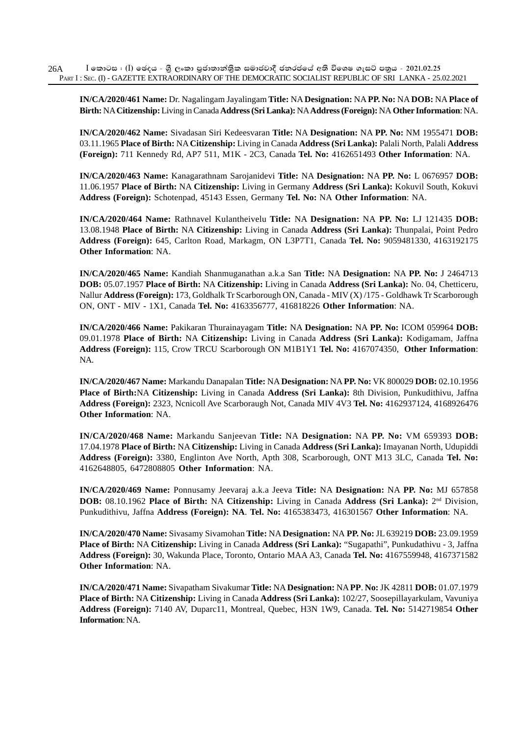**IN/CA/2020/461 Name:** Dr. Nagalingam Jayalingam **Title:** NA **Designation:** NA **PP. No:** NA **DOB:** NA **Place of Birth:** NA **Citizenship:** Living in Canada **Address (Sri Lanka):** NA **Address (Foreign):** NA **Other Information**: NA.

**IN/CA/2020/462 Name:** Sivadasan Siri Kedeesvaran **Title:** NA **Designation:** NA **PP. No:** NM 1955471 **DOB:** 03.11.1965 **Place of Birth:** NA **Citizenship:** Living in Canada **Address (Sri Lanka):** Palali North, Palali **Address (Foreign):** 711 Kennedy Rd, AP7 511, M1K - 2C3, Canada **Tel. No:** 4162651493 **Other Information**: NA.

**IN/CA/2020/463 Name:** Kanagarathnam Sarojanidevi **Title:** NA **Designation:** NA **PP. No:** L 0676957 **DOB:** 11.06.1957 **Place of Birth:** NA **Citizenship:** Living in Germany **Address (Sri Lanka):** Kokuvil South, Kokuvi **Address (Foreign):** Schotenpad, 45143 Essen, Germany **Tel. No:** NA **Other Information**: NA.

**IN/CA/2020/464 Name:** Rathnavel Kulantheivelu **Title:** NA **Designation:** NA **PP. No:** LJ 121435 **DOB:** 13.08.1948 **Place of Birth:** NA **Citizenship:** Living in Canada **Address (Sri Lanka):** Thunpalai, Point Pedro **Address (Foreign):** 645, Carlton Road, Markagm, ON L3P7T1, Canada **Tel. No:** 9059481330, 4163192175 **Other Information**: NA.

**IN/CA/2020/465 Name:** Kandiah Shanmuganathan a.k.a San **Title:** NA **Designation:** NA **PP. No:** J 2464713 **DOB:** 05.07.1957 **Place of Birth:** NA **Citizenship:** Living in Canada **Address (Sri Lanka):** No. 04, Chetticeru, Nallur **Address (Foreign):** 173, Goldhalk Tr Scarborough ON, Canada - MIV (X) /175 - Goldhawk Tr Scarborough ON, ONT - MIV - 1X1, Canada **Tel. No:** 4163356777, 416818226 **Other Information**: NA.

**IN/CA/2020/466 Name:** Pakikaran Thurainayagam **Title:** NA **Designation:** NA **PP. No:** ICOM 059964 **DOB:** 09.01.1978 **Place of Birth:** NA **Citizenship:** Living in Canada **Address (Sri Lanka):** Kodigamam, Jaffna **Address (Foreign):** 115, Crow TRCU Scarborough ON M1B1Y1 **Tel. No:** 4167074350, **Other Information**: NA.

**IN/CA/2020/467 Name:** Markandu Danapalan **Title:** NA **Designation:** NA **PP. No:** VK 800029 **DOB:** 02.10.1956 **Place of Birth:**NA **Citizenship:** Living in Canada **Address (Sri Lanka):** 8th Division, Punkudithivu, Jaffna **Address (Foreign):** 2323, Ncnicoll Ave Scarboraugh Not, Canada MIV 4V3 **Tel. No:** 4162937124, 4168926476 **Other Information**: NA.

**IN/CA/2020/468 Name:** Markandu Sanjeevan **Title:** NA **Designation:** NA **PP. No:** VM 659393 **DOB:** 17.04.1978 **Place of Birth:** NA **Citizenship:** Living in Canada **Address (Sri Lanka):** Imayanan North, Udupiddi **Address (Foreign):** 3380, Englinton Ave North, Apth 308, Scarborough, ONT M13 3LC, Canada **Tel. No:** 4162648805, 6472808805 **Other Information**: NA.

**IN/CA/2020/469 Name:** Ponnusamy Jeevaraj a.k.a Jeeva **Title:** NA **Designation:** NA **PP. No:** MJ 657858 **DOB:** 08.10.1962 **Place of Birth:** NA **Citizenship:** Living in Canada **Address (Sri Lanka):** 2nd Division, Punkudithivu, Jaffna **Address (Foreign): NA**. **Tel. No:** 4165383473, 416301567 **Other Information**: NA.

**IN/CA/2020/470 Name:** Sivasamy Sivamohan **Title:** NA **Designation:** NA **PP. No:** JL 639219 **DOB:** 23.09.1959 **Place of Birth:** NA **Citizenship:** Living in Canada **Address (Sri Lanka):** "Sugapathi", Punkudathivu - 3, Jaffna **Address (Foreign):** 30, Wakunda Place, Toronto, Ontario MAA A3, Canada **Tel. No:** 4167559948, 4167371582 **Other Information**: NA.

**IN/CA/2020/471 Name:** Sivapatham Sivakumar **Title:** NA **Designation:** NA **PP**. **No:** JK 42811 **DOB:** 01.07.1979 **Place of Birth:** NA **Citizenship:** Living in Canada **Address (Sri Lanka):** 102/27, Soosepillayarkulam, Vavuniya **Address (Foreign):** 7140 AV, Duparc11, Montreal, Quebec, H3N 1W9, Canada. **Tel. No:** 5142719854 **Other Information**: NA.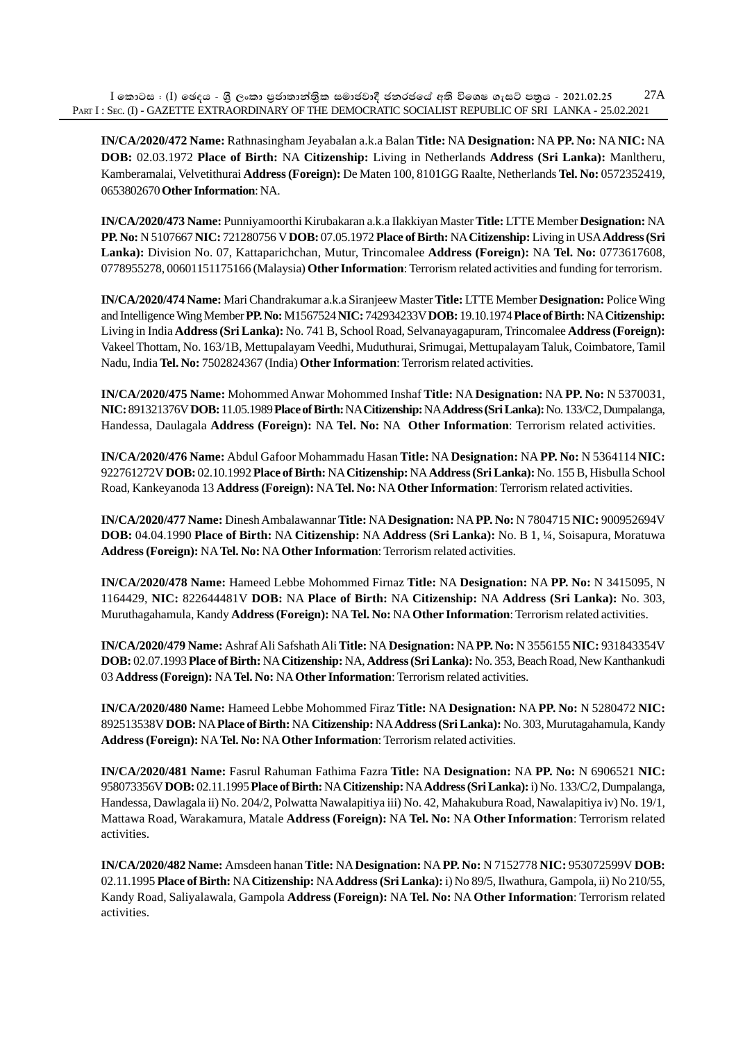**IN/CA/2020/472 Name:** Rathnasingham Jeyabalan a.k.a Balan **Title:** NA **Designation:** NA **PP. No:** NA **NIC:** NA **DOB:** 02.03.1972 **Place of Birth:** NA **Citizenship:** Living in Netherlands **Address (Sri Lanka):** Manltheru, Kamberamalai, Velvetithurai **Address (Foreign):** De Maten 100, 8101GG Raalte, Netherlands **Tel. No:** 0572352419, 0653802670 **Other Information**: NA.

**IN/CA/2020/473 Name:** Punniyamoorthi Kirubakaran a.k.a Ilakkiyan Master **Title:** LTTE Member **Designation:** NA **PP. No:** N 5107667 **NIC:** 721280756 V **DOB:** 07.05.1972 **Place of Birth:** NA **Citizenship:** Living in USA **Address (Sri Lanka):** Division No. 07, Kattaparichchan, Mutur, Trincomalee **Address (Foreign):** NA **Tel. No:** 0773617608, 0778955278, 00601151175166 (Malaysia) **Other Information**: Terrorism related activities and funding for terrorism.

**IN/CA/2020/474 Name:** Mari Chandrakumar a.k.a Siranjeew Master **Title:** LTTE Member **Designation:** Police Wing and Intelligence Wing Member **PP. No:** M1567524 **NIC:** 742934233V **DOB:** 19.10.1974 **Place of Birth:** NA **Citizenship:** Living in India **Address (Sri Lanka):** No. 741 B, School Road, Selvanayagapuram, Trincomalee **Address (Foreign):** Vakeel Thottam, No. 163/1B, Mettupalayam Veedhi, Muduthurai, Srimugai, Mettupalayam Taluk, Coimbatore, Tamil Nadu, India **Tel. No:** 7502824367 (India) **Other Information**: Terrorism related activities.

**IN/CA/2020/475 Name:** Mohommed Anwar Mohommed Inshaf **Title:** NA **Designation:** NA **PP. No:** N 5370031, **NIC:** 891321376V **DOB:** 11.05.1989 **Place of Birth:** NA **Citizenship:** NA **Address (Sri Lanka):** No. 133/C2, Dumpalanga, Handessa, Daulagala **Address (Foreign):** NA **Tel. No:** NA **Other Information**: Terrorism related activities.

**IN/CA/2020/476 Name:** Abdul Gafoor Mohammadu Hasan **Title:** NA **Designation:** NA **PP. No:** N 5364114 **NIC:** 922761272V **DOB:** 02.10.1992 **Place of Birth:** NA **Citizenship:** NA **Address (Sri Lanka):** No. 155 B, Hisbulla School Road, Kankeyanoda 13 **Address (Foreign):** NA **Tel. No:** NA **Other Information**: Terrorism related activities.

**IN/CA/2020/477 Name:** Dinesh Ambalawannar **Title:** NA **Designation:** NA **PP. No:** N 7804715 **NIC:** 900952694V **DOB:** 04.04.1990 **Place of Birth:** NA **Citizenship:** NA **Address (Sri Lanka):** No. B 1, ¼, Soisapura, Moratuwa **Address (Foreign):** NA **Tel. No:** NA **Other Information**: Terrorism related activities.

**IN/CA/2020/478 Name:** Hameed Lebbe Mohommed Firnaz **Title:** NA **Designation:** NA **PP. No:** N 3415095, N 1164429, **NIC:** 822644481V **DOB:** NA **Place of Birth:** NA **Citizenship:** NA **Address (Sri Lanka):** No. 303, Muruthagahamula, Kandy **Address (Foreign):** NA **Tel. No:** NA **Other Information**: Terrorism related activities.

**IN/CA/2020/479 Name:** Ashraf Ali Safshath Ali **Title:** NA **Designation:** NA **PP. No:** N 3556155 **NIC:** 931843354V **DOB:** 02.07.1993 **Place of Birth:** NA **Citizenship:** NA, **Address (Sri Lanka):** No. 353, Beach Road, New Kanthankudi 03 **Address (Foreign):** NA **Tel. No:** NA **Other Information**: Terrorism related activities.

**IN/CA/2020/480 Name:** Hameed Lebbe Mohommed Firaz **Title:** NA **Designation:** NA **PP. No:** N 5280472 **NIC:** 892513538V **DOB:** NA **Place of Birth:** NA **Citizenship:** NA **Address (Sri Lanka):** No. 303, Murutagahamula, Kandy **Address (Foreign):** NA **Tel. No:** NA **Other Information**: Terrorism related activities.

**IN/CA/2020/481 Name:** Fasrul Rahuman Fathima Fazra **Title:** NA **Designation:** NA **PP. No:** N 6906521 **NIC:** 958073356V **DOB:** 02.11.1995 **Place of Birth:** NA **Citizenship:** NA **Address (Sri Lanka):** i) No. 133/C/2, Dumpalanga, Handessa, Dawlagala ii) No. 204/2, Polwatta Nawalapitiya iii) No. 42, Mahakubura Road, Nawalapitiya iv) No. 19/1, Mattawa Road, Warakamura, Matale **Address (Foreign):** NA **Tel. No:** NA **Other Information**: Terrorism related activities.

**IN/CA/2020/482 Name:** Amsdeen hanan **Title:** NA **Designation:** NA **PP. No:** N 7152778 **NIC:** 953072599V **DOB:** 02.11.1995 **Place of Birth:** NA **Citizenship:** NA **Address (Sri Lanka):** i) No 89/5, Ilwathura, Gampola, ii) No 210/55, Kandy Road, Saliyalawala, Gampola **Address (Foreign):** NA **Tel. No:** NA **Other Information**: Terrorism related activities.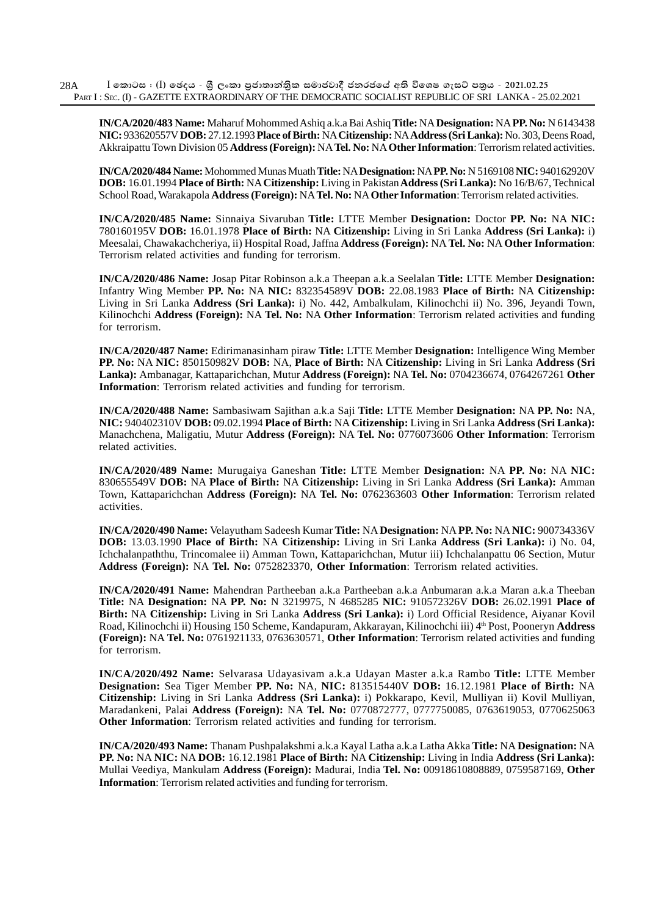**IN/CA/2020/483 Name:** Maharuf Mohommed Ashiq a.k.a Bai Ashiq **Title:** NA **Designation:** NA **PP. No:** N 6143438 **NIC:** 933620557V **DOB:** 27.12.1993 **Place of Birth:** NA **Citizenship:** NA **Address (Sri Lanka):** No. 303, Deens Road, Akkraipattu Town Division 05 **Address (Foreign):** NA **Tel. No:** NA **Other Information**: Terrorism related activities.

**IN/CA/2020/484 Name:** Mohommed Munas Muath **Title:** NA **Designation:** NA **PP. No:** N 5169108 **NIC:** 940162920V **DOB:** 16.01.1994 **Place of Birth:** NA **Citizenship:** Living in Pakistan **Address (Sri Lanka):** No 16/B/67, Technical School Road, Warakapola **Address (Foreign):** NA **Tel. No:** NA **Other Information**: Terrorism related activities.

**IN/CA/2020/485 Name:** Sinnaiya Sivaruban **Title:** LTTE Member **Designation:** Doctor **PP. No:** NA **NIC:** 780160195V **DOB:** 16.01.1978 **Place of Birth:** NA **Citizenship:** Living in Sri Lanka **Address (Sri Lanka):** i) Meesalai, Chawakachcheriya, ii) Hospital Road, Jaffna **Address (Foreign):** NA **Tel. No:** NA **Other Information**: Terrorism related activities and funding for terrorism.

**IN/CA/2020/486 Name:** Josap Pitar Robinson a.k.a Theepan a.k.a Seelalan **Title:** LTTE Member **Designation:** Infantry Wing Member **PP. No:** NA **NIC:** 832354589V **DOB:** 22.08.1983 **Place of Birth:** NA **Citizenship:** Living in Sri Lanka **Address (Sri Lanka):** i) No. 442, Ambalkulam, Kilinochchi ii) No. 396, Jeyandi Town, Kilinochchi **Address (Foreign):** NA **Tel. No:** NA **Other Information**: Terrorism related activities and funding for terrorism.

**IN/CA/2020/487 Name:** Edirimanasinham piraw **Title:** LTTE Member **Designation:** Intelligence Wing Member **PP. No:** NA **NIC:** 850150982V **DOB:** NA, **Place of Birth:** NA **Citizenship:** Living in Sri Lanka **Address (Sri Lanka):** Ambanagar, Kattaparichchan, Mutur **Address (Foreign):** NA **Tel. No:** 0704236674, 0764267261 **Other Information**: Terrorism related activities and funding for terrorism.

**IN/CA/2020/488 Name:** Sambasiwam Sajithan a.k.a Saji **Title:** LTTE Member **Designation:** NA **PP. No:** NA, **NIC:** 940402310V **DOB:** 09.02.1994 **Place of Birth:** NA **Citizenship:** Living in Sri Lanka **Address (Sri Lanka):** Manachchena, Maligatiu, Mutur **Address (Foreign):** NA **Tel. No:** 0776073606 **Other Information**: Terrorism related activities.

**IN/CA/2020/489 Name:** Murugaiya Ganeshan **Title:** LTTE Member **Designation:** NA **PP. No:** NA **NIC:** 830655549V **DOB:** NA **Place of Birth:** NA **Citizenship:** Living in Sri Lanka **Address (Sri Lanka):** Amman Town, Kattaparichchan **Address (Foreign):** NA **Tel. No:** 0762363603 **Other Information**: Terrorism related activities.

**IN/CA/2020/490 Name:** Velayutham Sadeesh Kumar **Title:** NA **Designation:** NA **PP. No:** NA **NIC:** 900734336V **DOB:** 13.03.1990 **Place of Birth:** NA **Citizenship:** Living in Sri Lanka **Address (Sri Lanka):** i) No. 04, Ichchalanpaththu, Trincomalee ii) Amman Town, Kattaparichchan, Mutur iii) Ichchalanpattu 06 Section, Mutur **Address (Foreign):** NA **Tel. No:** 0752823370, **Other Information**: Terrorism related activities.

**IN/CA/2020/491 Name:** Mahendran Partheeban a.k.a Partheeban a.k.a Anbumaran a.k.a Maran a.k.a Theeban **Title:** NA **Designation:** NA **PP. No:** N 3219975, N 4685285 **NIC:** 910572326V **DOB:** 26.02.1991 **Place of Birth:** NA **Citizenship:** Living in Sri Lanka **Address (Sri Lanka):** i) Lord Official Residence, Aiyanar Kovil Road, Kilinochchi ii) Housing 150 Scheme, Kandapuram, Akkarayan, Kilinochchi iii) 4th Post, Pooneryn **Address (Foreign):** NA **Tel. No:** 0761921133, 0763630571, **Other Information**: Terrorism related activities and funding for terrorism.

**IN/CA/2020/492 Name:** Selvarasa Udayasivam a.k.a Udayan Master a.k.a Rambo **Title:** LTTE Member **Designation:** Sea Tiger Member **PP. No:** NA, **NIC:** 813515440V **DOB:** 16.12.1981 **Place of Birth:** NA **Citizenship:** Living in Sri Lanka **Address (Sri Lanka):** i) Pokkarapo, Kevil, Mulliyan ii) Kovil Mulliyan, Maradankeni, Palai **Address (Foreign):** NA **Tel. No:** 0770872777, 0777750085, 0763619053, 0770625063 **Other Information**: Terrorism related activities and funding for terrorism.

**IN/CA/2020/493 Name:** Thanam Pushpalakshmi a.k.a Kayal Latha a.k.a Latha Akka **Title:** NA **Designation:** NA **PP. No:** NA **NIC:** NA **DOB:** 16.12.1981 **Place of Birth:** NA **Citizenship:** Living in India **Address (Sri Lanka):** Mullai Veediya, Mankulam **Address (Foreign):** Madurai, India **Tel. No:** 00918610808889, 0759587169, **Other Information**: Terrorism related activities and funding for terrorism.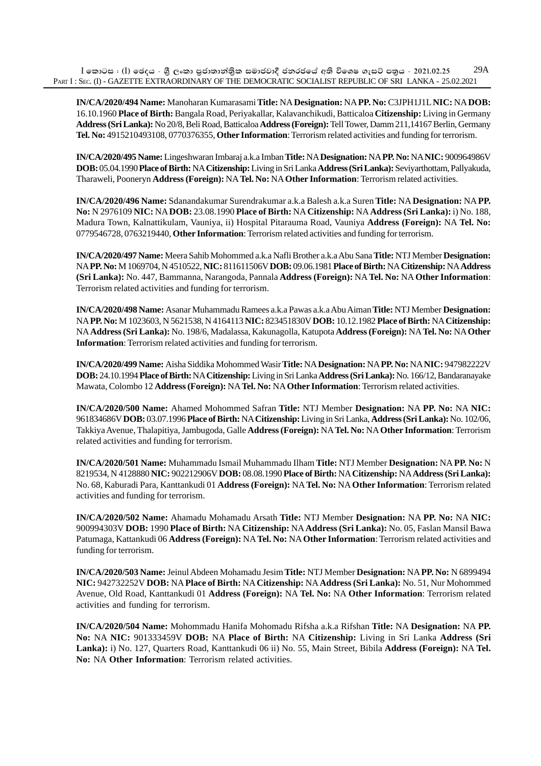**IN/CA/2020/494 Name:** Manoharan Kumarasami **Title:** NA **Designation:** NA **PP. No:** C3JPH1J1L **NIC:** NA **DOB:** 16.10.1960 **Place of Birth:** Bangala Road, Periyakallar, Kalavanchikudi, Batticaloa **Citizenship:** Living in Germany **Address (Sri Lanka):** No 20/8, Beli Road, Batticaloa **Address (Foreign):** Tell Tower, Damm 211,14167 Berlin, Germany **Tel. No:** 4915210493108, 0770376355, **Other Information**: Terrorism related activities and funding for terrorism.

**IN/CA/2020/495 Name:** Lingeshwaran Imbaraj a.k.a Imban **Title:** NA **Designation:** NA **PP. No:** NA **NIC:** 900964986V **DOB:** 05.04.1990 **Place of Birth:** NA **Citizenship:** Living in Sri Lanka **Address (Sri Lanka):** Seviyarthottam, Pallyakuda, Tharaweli, Pooneryn **Address (Foreign):** NA **Tel. No:** NA **Other Information**: Terrorism related activities.

**IN/CA/2020/496 Name:** Sdanandakumar Surendrakumar a.k.a Balesh a.k.a Suren **Title:** NA **Designation:** NA **PP. No:** N 2976109 **NIC:** NA **DOB:** 23.08.1990 **Place of Birth:** NA **Citizenship:** NA **Address (Sri Lanka):** i) No. 188, Madura Town, Kalnattikulam, Vauniya, ii) Hospital Pitarauma Road, Vauniya **Address (Foreign):** NA **Tel. No:** 0779546728, 0763219440, **Other Information**: Terrorism related activities and funding for terrorism.

**IN/CA/2020/497 Name:** Meera Sahib Mohommed a.k.a Nafli Brother a.k.a Abu Sana **Title:** NTJ Member **Designation:** NA **PP. No:** M 1069704, N 4510522, **NIC:** 811611506V **DOB:** 09.06.1981 **Place of Birth:** NA **Citizenship:** NA **Address (Sri Lanka):** No. 447, Bammanna, Narangoda, Pannala **Address (Foreign):** NA **Tel. No:** NA **Other Information**: Terrorism related activities and funding for terrorism.

**IN/CA/2020/498 Name:** Asanar Muhammadu Ramees a.k.a Pawas a.k.a Abu Aiman **Title:** NTJ Member **Designation:** NA **PP. No:** M 1023603, N 5621538, N 4164113 **NIC:** 823451830V **DOB:** 10.12.1982 **Place of Birth:** NA **Citizenship:** NA **Address (Sri Lanka):** No. 198/6, Madalassa, Kakunagolla, Katupota **Address (Foreign):** NA **Tel. No:** NA **Other Information**: Terrorism related activities and funding for terrorism.

**IN/CA/2020/499 Name:** Aisha Siddika Mohommed Wasir **Title:** NA **Designation:** NA **PP. No:** NA **NIC:** 947982222V **DOB:** 24.10.1994 **Place of Birth:** NA **Citizenship:** Living in Sri Lanka **Address (Sri Lanka):** No. 166/12, Bandaranayake Mawata, Colombo 12 **Address (Foreign):** NA **Tel. No:** NA **Other Information**: Terrorism related activities.

**IN/CA/2020/500 Name:** Ahamed Mohommed Safran **Title:** NTJ Member **Designation:** NA **PP. No:** NA **NIC:** 961834686V **DOB:** 03.07.1996 **Place of Birth:** NA **Citizenship:** Living in Sri Lanka, **Address (Sri Lanka):** No. 102/06, Takkiya Avenue, Thalapitiya, Jambugoda, Galle **Address (Foreign):** NA **Tel. No:** NA **Other Information**: Terrorism related activities and funding for terrorism.

**IN/CA/2020/501 Name:** Muhammadu Ismail Muhammadu Ilham **Title:** NTJ Member **Designation:** NA **PP. No:** N 8219534, N 4128880 **NIC:** 902212906V **DOB:** 08.08.1990 **Place of Birth:** NA **Citizenship:** NA **Address (Sri Lanka):** No. 68, Kaburadi Para, Kanttankudi 01 **Address (Foreign):** NA **Tel. No:** NA **Other Information**: Terrorism related activities and funding for terrorism.

**IN/CA/2020/502 Name:** Ahamadu Mohamadu Arsath **Title:** NTJ Member **Designation:** NA **PP. No:** NA **NIC:** 900994303V **DOB:** 1990 **Place of Birth:** NA **Citizenship:** NA **Address (Sri Lanka):** No. 05, Faslan Mansil Bawa Patumaga, Kattankudi 06 **Address (Foreign):** NA **Tel. No:** NA **Other Information**: Terrorism related activities and funding for terrorism.

**IN/CA/2020/503 Name:** Jeinul Abdeen Mohamadu Jesim **Title:** NTJ Member **Designation:** NA **PP. No:** N 6899494 **NIC:** 942732252V **DOB:** NA **Place of Birth:** NA **Citizenship:** NA **Address (Sri Lanka):** No. 51, Nur Mohommed Avenue, Old Road, Kanttankudi 01 **Address (Foreign):** NA **Tel. No:** NA **Other Information**: Terrorism related activities and funding for terrorism.

**IN/CA/2020/504 Name:** Mohommadu Hanifa Mohomadu Rifsha a.k.a Rifshan **Title:** NA **Designation:** NA **PP. No:** NA **NIC:** 901333459V **DOB:** NA **Place of Birth:** NA **Citizenship:** Living in Sri Lanka **Address (Sri Lanka):** i) No. 127, Quarters Road, Kanttankudi 06 ii) No. 55, Main Street, Bibila **Address (Foreign):** NA **Tel. No:** NA **Other Information**: Terrorism related activities.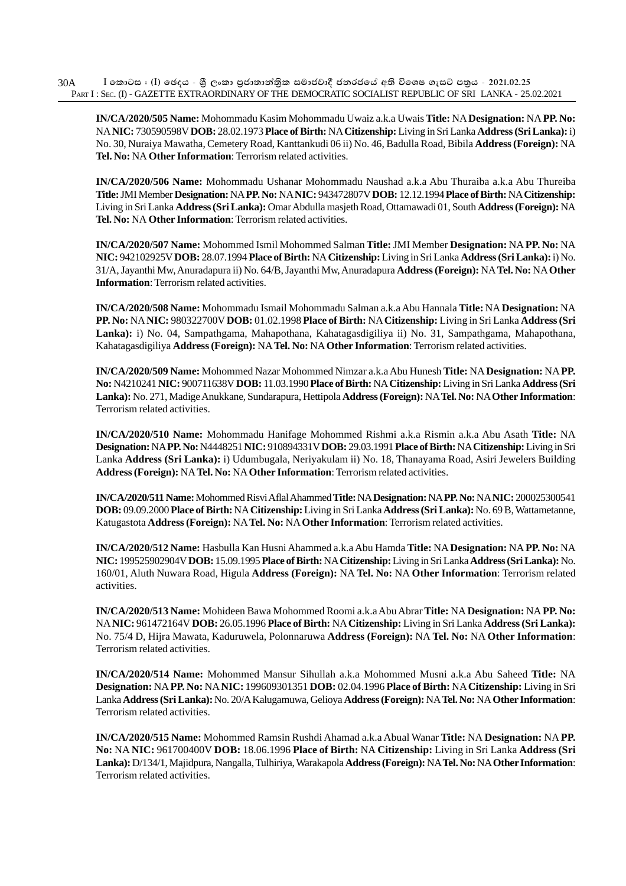**IN/CA/2020/505 Name:** Mohommadu Kasim Mohommadu Uwaiz a.k.a Uwais **Title:** NA **Designation:** NA **PP. No:** NA **NIC:** 730590598V **DOB:** 28.02.1973 **Place of Birth:** NA **Citizenship:** Living in Sri Lanka **Address (Sri Lanka):** i) No. 30, Nuraiya Mawatha, Cemetery Road, Kanttankudi 06 ii) No. 46, Badulla Road, Bibila **Address (Foreign):** NA **Tel. No:** NA **Other Information**: Terrorism related activities.

**IN/CA/2020/506 Name:** Mohommadu Ushanar Mohommadu Naushad a.k.a Abu Thuraiba a.k.a Abu Thureiba **Title:** JMI Member **Designation:** NA **PP. No:** NA **NIC:** 943472807V **DOB:** 12.12.1994 **Place of Birth:** NA **Citizenship:** Living in Sri Lanka **Address (Sri Lanka):** Omar Abdulla masjeth Road, Ottamawadi 01, South **Address (Foreign):** NA **Tel. No:** NA **Other Information**: Terrorism related activities.

**IN/CA/2020/507 Name:** Mohommed Ismil Mohommed Salman **Title:** JMI Member **Designation:** NA **PP. No:** NA **NIC:** 942102925V **DOB:** 28.07.1994 **Place of Birth:** NA **Citizenship:** Living in Sri Lanka **Address (Sri Lanka):** i) No. 31/A, Jayanthi Mw, Anuradapura ii) No. 64/B, Jayanthi Mw, Anuradapura **Address (Foreign):** NA **Tel. No:** NA **Other Information**: Terrorism related activities.

**IN/CA/2020/508 Name:** Mohommadu Ismail Mohommadu Salman a.k.a Abu Hannala **Title:** NA **Designation:** NA **PP. No:** NA **NIC:** 980322700V **DOB:** 01.02.1998 **Place of Birth:** NA **Citizenship:** Living in Sri Lanka **Address (Sri Lanka):** i) No. 04, Sampathgama, Mahapothana, Kahatagasdigiliya ii) No. 31, Sampathgama, Mahapothana, Kahatagasdigiliya **Address (Foreign):** NA **Tel. No:** NA **Other Information**: Terrorism related activities.

**IN/CA/2020/509 Name:** Mohommed Nazar Mohommed Nimzar a.k.a Abu Hunesh **Title:** NA **Designation:** NA **PP. No:** N4210241 **NIC:** 900711638V **DOB:** 11.03.1990 **Place of Birth:** NA **Citizenship:** Living in Sri Lanka **Address (Sri Lanka):** No. 271, Madige Anukkane, Sundarapura, Hettipola **Address (Foreign):** NA **Tel. No:** NA **Other Information**: Terrorism related activities.

**IN/CA/2020/510 Name:** Mohommadu Hanifage Mohommed Rishmi a.k.a Rismin a.k.a Abu Asath **Title:** NA **Designation:** NA **PP. No:** N4448251 **NIC:** 910894331V **DOB:** 29.03.1991 **Place of Birth:** NA **Citizenship:** Living in Sri Lanka **Address (Sri Lanka):** i) Udumbugala, Neriyakulam ii) No. 18, Thanayama Road, Asiri Jewelers Building **Address (Foreign):** NA **Tel. No:** NA **Other Information**: Terrorism related activities.

**IN/CA/2020/511 Name:** Mohommed Risvi Aflal Ahammed **Title:** NA **Designation:** NA **PP. No:** NA **NIC:** 200025300541 **DOB:** 09.09.2000 **Place of Birth:** NA **Citizenship:** Living in Sri Lanka **Address (Sri Lanka):** No. 69 B, Wattametanne, Katugastota **Address (Foreign):** NA **Tel. No:** NA **Other Information**: Terrorism related activities.

**IN/CA/2020/512 Name:** Hasbulla Kan Husni Ahammed a.k.a Abu Hamda **Title:** NA **Designation:** NA **PP. No:** NA **NIC:** 199525902904V **DOB:** 15.09.1995 **Place of Birth:** NA **Citizenship:** Living in Sri Lanka **Address (Sri Lanka):** No. 160/01, Aluth Nuwara Road, Higula **Address (Foreign):** NA **Tel. No:** NA **Other Information**: Terrorism related activities.

**IN/CA/2020/513 Name:** Mohideen Bawa Mohommed Roomi a.k.a Abu Abrar **Title:** NA **Designation:** NA **PP. No:** NA **NIC:** 961472164V **DOB:** 26.05.1996 **Place of Birth:** NA **Citizenship:** Living in Sri Lanka **Address (Sri Lanka):** No. 75/4 D, Hijra Mawata, Kaduruwela, Polonnaruwa **Address (Foreign):** NA **Tel. No:** NA **Other Information**: Terrorism related activities.

**IN/CA/2020/514 Name:** Mohommed Mansur Sihullah a.k.a Mohommed Musni a.k.a Abu Saheed **Title:** NA **Designation:** NA **PP. No:** NA **NIC:** 199609301351 **DOB:** 02.04.1996 **Place of Birth:** NA **Citizenship:** Living in Sri Lanka **Address (Sri Lanka):** No. 20/A Kalugamuwa, Gelioya **Address (Foreign):** NA **Tel. No:** NA **Other Information**: Terrorism related activities.

**IN/CA/2020/515 Name:** Mohommed Ramsin Rushdi Ahamad a.k.a Abual Wanar **Title:** NA **Designation:** NA **PP. No:** NA **NIC:** 961700400V **DOB:** 18.06.1996 **Place of Birth:** NA **Citizenship:** Living in Sri Lanka **Address (Sri Lanka):** D/134/1, Majidpura, Nangalla, Tulhiriya, Warakapola **Address (Foreign):** NA **Tel. No:** NA **Other Information**: Terrorism related activities.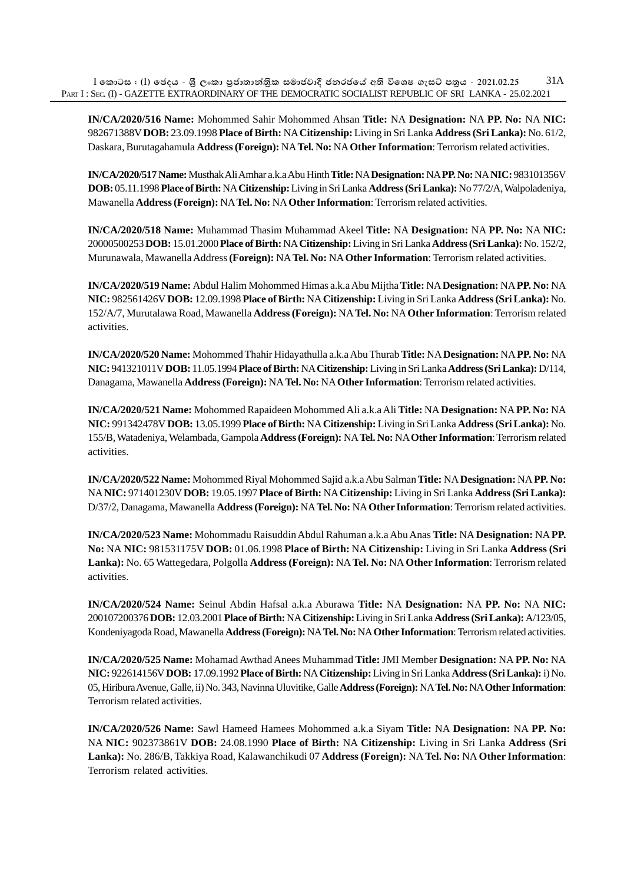**IN/CA/2020/516 Name:** Mohommed Sahir Mohommed Ahsan **Title:** NA **Designation:** NA **PP. No:** NA **NIC:** 982671388V **DOB:** 23.09.1998 **Place of Birth:** NA **Citizenship:** Living in Sri Lanka **Address (Sri Lanka):** No. 61/2, Daskara, Burutagahamula **Address (Foreign):** NA **Tel. No:** NA **Other Information**: Terrorism related activities.

**IN/CA/2020/517 Name:** Musthak Ali Amhar a.k.a Abu Hinth **Title:** NA **Designation:** NA **PP. No:** NA **NIC:** 983101356V **DOB:** 05.11.1998 **Place of Birth:** NA **Citizenship:** Living in Sri Lanka **Address (Sri Lanka):** No 77/2/A, Walpoladeniya, Mawanella **Address (Foreign):** NA **Tel. No:** NA **Other Information**: Terrorism related activities.

**IN/CA/2020/518 Name:** Muhammad Thasim Muhammad Akeel **Title:** NA **Designation:** NA **PP. No:** NA **NIC:** 20000500253 **DOB:** 15.01.2000 **Place of Birth:** NA **Citizenship:** Living in Sri Lanka **Address (Sri Lanka):** No. 152/2, Murunawala, Mawanella Address **(Foreign):** NA **Tel. No:** NA **Other Information**: Terrorism related activities.

**IN/CA/2020/519 Name:** Abdul Halim Mohommed Himas a.k.a Abu Mijtha **Title:** NA **Designation:** NA **PP. No:** NA **NIC:** 982561426V **DOB:** 12.09.1998 **Place of Birth:** NA **Citizenship:** Living in Sri Lanka **Address (Sri Lanka):** No. 152/A/7, Murutalawa Road, Mawanella **Address (Foreign):** NA **Tel. No:** NA **Other Information**: Terrorism related activities.

**IN/CA/2020/520 Name:** Mohommed Thahir Hidayathulla a.k.a Abu Thurab **Title:** NA **Designation:** NA **PP. No:** NA **NIC:** 941321011V **DOB:** 11.05.1994 **Place of Birth:** NA **Citizenship:** Living in Sri Lanka **Address (Sri Lanka):** D/114, Danagama, Mawanella **Address (Foreign):** NA **Tel. No:** NA **Other Information**: Terrorism related activities.

**IN/CA/2020/521 Name:** Mohommed Rapaideen Mohommed Ali a.k.a Ali **Title:** NA **Designation:** NA **PP. No:** NA **NIC:** 991342478V **DOB:** 13.05.1999 **Place of Birth:** NA **Citizenship:** Living in Sri Lanka **Address (Sri Lanka):** No. 155/B, Watadeniya, Welambada, Gampola **Address (Foreign):** NA **Tel. No:** NA **Other Information**: Terrorism related activities.

**IN/CA/2020/522 Name:** Mohommed Riyal Mohommed Sajid a.k.a Abu Salman **Title:** NA **Designation:** NA **PP. No:** NA **NIC:** 971401230V **DOB:** 19.05.1997 **Place of Birth:** NA **Citizenship:** Living in Sri Lanka **Address (Sri Lanka):** D/37/2, Danagama, Mawanella **Address (Foreign):** NA **Tel. No:** NA **Other Information**: Terrorism related activities.

**IN/CA/2020/523 Name:** Mohommadu Raisuddin Abdul Rahuman a.k.a Abu Anas **Title:** NA **Designation:** NA **PP. No:** NA **NIC:** 981531175V **DOB:** 01.06.1998 **Place of Birth:** NA **Citizenship:** Living in Sri Lanka **Address (Sri Lanka):** No. 65 Wattegedara, Polgolla **Address (Foreign):** NA **Tel. No:** NA **Other Information**: Terrorism related activities.

**IN/CA/2020/524 Name:** Seinul Abdin Hafsal a.k.a Aburawa **Title:** NA **Designation:** NA **PP. No:** NA **NIC:** 200107200376 **DOB:** 12.03.2001 **Place of Birth:** NA **Citizenship:** Living in Sri Lanka **Address (Sri Lanka):** A/123/05, Kondeniyagoda Road, Mawanella **Address (Foreign):** NA **Tel. No:** NA **Other Information**: Terrorism related activities.

**IN/CA/2020/525 Name:** Mohamad Awthad Anees Muhammad **Title:** JMI Member **Designation:** NA **PP. No:** NA **NIC:** 922614156V **DOB:** 17.09.1992 **Place of Birth:** NA **Citizenship:** Living in Sri Lanka **Address (Sri Lanka):** i) No. 05, Hiribura Avenue, Galle, ii) No. 343, Navinna Uluvitike, Galle **Address (Foreign):** NA **Tel. No:** NA **Other Information**: Terrorism related activities.

**IN/CA/2020/526 Name:** Sawl Hameed Hamees Mohommed a.k.a Siyam **Title:** NA **Designation:** NA **PP. No:** NA **NIC:** 902373861V **DOB:** 24.08.1990 **Place of Birth:** NA **Citizenship:** Living in Sri Lanka **Address (Sri Lanka):** No. 286/B, Takkiya Road, Kalawanchikudi 07 **Address (Foreign):** NA **Tel. No:** NA **Other Information**: Terrorism related activities.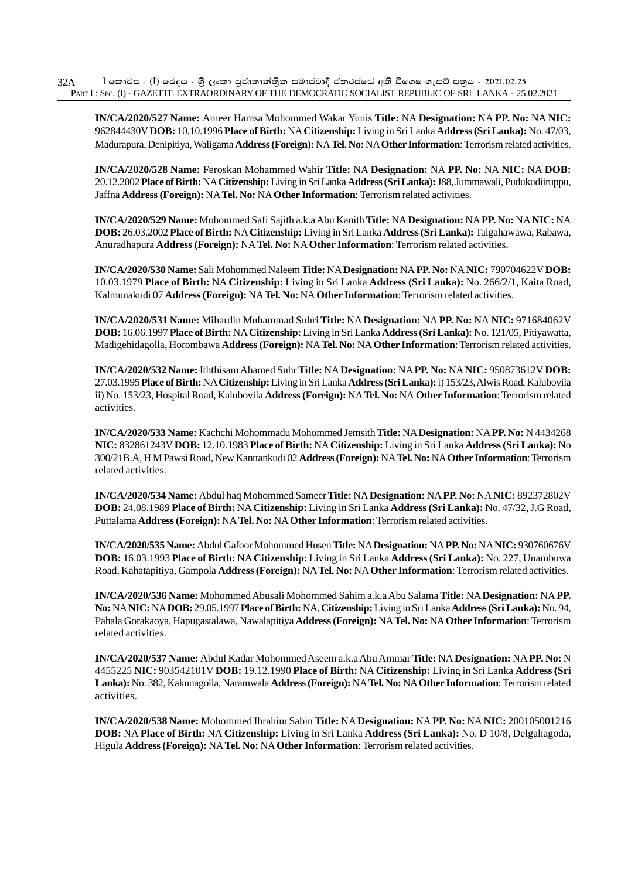**IN/CA/2020/527 Name:** Ameer Hamsa Mohommed Wakar Yunis **Title:** NA **Designation:** NA **PP. No:** NA **NIC:** 962844430V **DOB:** 10.10.1996 **Place of Birth:** NA **Citizenship:** Living in Sri Lanka **Address (Sri Lanka):** No. 47/03, Madurapura, Denipitiya, Waligama **Address (Foreign):** NA **Tel. No:** NA **Other Information**: Terrorism related activities.

**IN/CA/2020/528 Name:** Feroskan Mohammed Wahir **Title:** NA **Designation:** NA **PP. No:** NA **NIC:** NA **DOB:** 20.12.2002 **Place of Birth:** NA **Citizenship:** Living in Sri Lanka **Address (Sri Lanka):** J88, Jummawali, Pudukudiiruppu, Jaffna **Address (Foreign):** NA **Tel. No:** NA **Other Information**: Terrorism related activities.

**IN/CA/2020/529 Name:** Mohommed Safi Sajith a.k.a Abu Kanith **Title:** NA **Designation:** NA **PP. No:** NA **NIC:** NA **DOB:** 26.03.2002 **Place of Birth:** NA **Citizenship:** Living in Sri Lanka **Address (Sri Lanka):** Talgahawawa, Rabawa, Anuradhapura **Address (Foreign):** NA **Tel. No:** NA **Other Information**: Terrorism related activities.

**IN/CA/2020/530 Name:** Sali Mohommed Naleem **Title:** NA **Designation:** NA **PP. No:** NA **NIC:** 790704622V **DOB:** 10.03.1979 **Place of Birth:** NA **Citizenship:** Living in Sri Lanka **Address (Sri Lanka):** No. 266/2/1, Kaita Road, Kalmunakudi 07 **Address (Foreign):** NA **Tel. No:** NA **Other Information**: Terrorism related activities.

**IN/CA/2020/531 Name:** Mihardin Muhammad Suhri **Title:** NA **Designation:** NA **PP. No:** NA **NIC:** 971684062V **DOB:** 16.06.1997 **Place of Birth:** NA **Citizenship:** Living in Sri Lanka **Address (Sri Lanka):** No. 121/05, Pitiyawatta, Madigehidagolla, Horombawa **Address (Foreign):** NA **Tel. No:** NA **Other Information**: Terrorism related activities.

**IN/CA/2020/532 Name:** Iththisam Ahamed Suhr **Title:** NA **Designation:** NA **PP. No:** NA **NIC:** 950873612V **DOB:** 27.03.1995 **Place of Birth:** NA **Citizenship:** Living in Sri Lanka **Address (Sri Lanka):** i) 153/23, Alwis Road, Kalubovila ii) No. 153/23, Hospital Road, Kalubovila **Address (Foreign):** NA **Tel. No:** NA **Other Information**: Terrorism related activities.

**IN/CA/2020/533 Name:** Kachchi Mohommadu Mohommed Jemsith **Title:** NA **Designation:** NA **PP. No:** N 4434268 **NIC:** 832861243V **DOB:** 12.10.1983 **Place of Birth:** NA **Citizenship:** Living in Sri Lanka **Address (Sri Lanka):** No 300/21B.A, H M Pawsi Road, New Kanttankudi 02 **Address (Foreign):** NA **Tel. No:** NA **Other Information**: Terrorism related activities.

**IN/CA/2020/534 Name:** Abdul haq Mohommed Sameer **Title:** NA **Designation:** NA **PP. No:** NA **NIC:** 892372802V **DOB:** 24.08.1989 **Place of Birth:** NA **Citizenship:** Living in Sri Lanka **Address (Sri Lanka):** No. 47/32, J.G Road, Puttalama **Address (Foreign):** NA **Tel. No:** NA **Other Information**: Terrorism related activities.

**IN/CA/2020/535 Name:** Abdul Gafoor Mohommed Husen **Title:** NA **Designation:** NA **PP. No:** NA **NIC:** 930760676V **DOB:** 16.03.1993 **Place of Birth:** NA **Citizenship:** Living in Sri Lanka **Address (Sri Lanka):** No. 227, Unambuwa Road, Kahatapitiya, Gampola **Address (Foreign):** NA **Tel. No:** NA **Other Information**: Terrorism related activities.

**IN/CA/2020/536 Name:** Mohommed Abusali Mohommed Sahim a.k.a Abu Salama **Title:** NA **Designation:** NA **PP. No:** NA **NIC:** NA **DOB:** 29.05.1997 **Place of Birth:** NA, **Citizenship:** Living in Sri Lanka **Address (Sri Lanka):** No. 94, Pahala Gorakaoya, Hapugastalawa, Nawalapitiya **Address (Foreign):** NA **Tel. No:** NA **Other Information**: Terrorism related activities.

**IN/CA/2020/537 Name:** Abdul Kadar Mohommed Aseem a.k.a Abu Ammar **Title:** NA **Designation:** NA **PP. No:** N 4455225 **NIC:** 903542101V **DOB:** 19.12.1990 **Place of Birth:** NA **Citizenship:** Living in Sri Lanka **Address (Sri Lanka):** No. 382, Kakunagolla, Naramwala **Address (Foreign):** NA **Tel. No:** NA **Other Information**: Terrorism related activities.

**IN/CA/2020/538 Name:** Mohommed Ibrahim Sabin **Title:** NA **Designation:** NA **PP. No:** NA **NIC:** 200105001216 **DOB:** NA **Place of Birth:** NA **Citizenship:** Living in Sri Lanka **Address (Sri Lanka):** No. D 10/8, Delgahagoda, Higula **Address (Foreign):** NA **Tel. No:** NA **Other Information**: Terrorism related activities.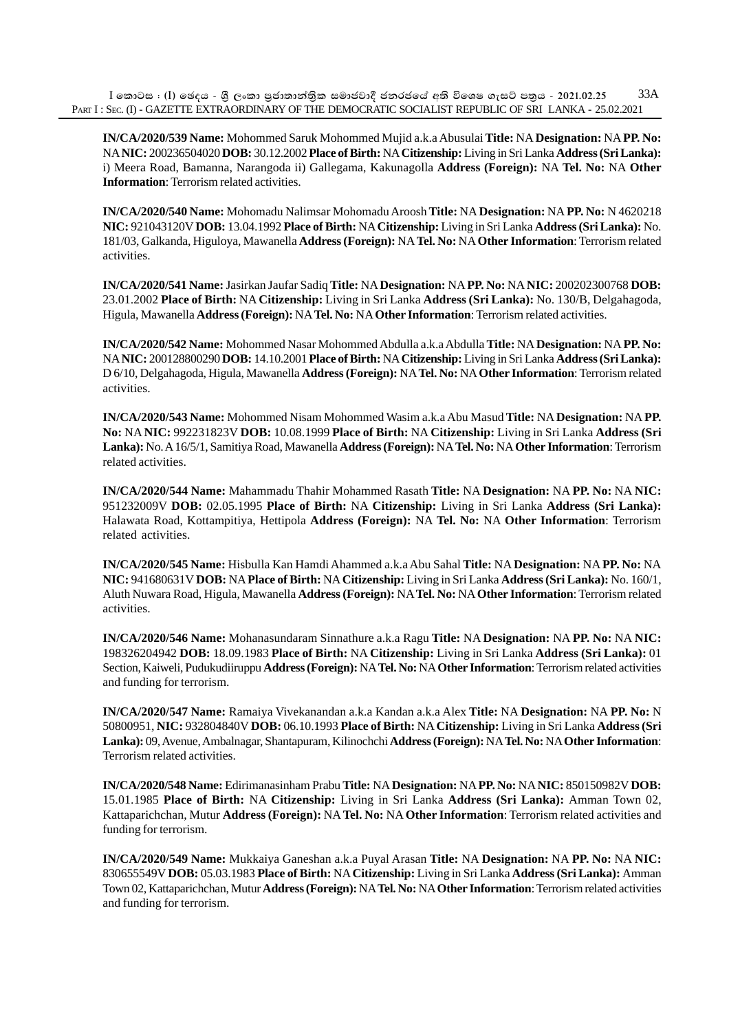**IN/CA/2020/539 Name:** Mohommed Saruk Mohommed Mujid a.k.a Abusulai **Title:** NA **Designation:** NA **PP. No:** NA **NIC:** 200236504020 **DOB:** 30.12.2002 **Place of Birth:** NA **Citizenship:** Living in Sri Lanka **Address (Sri Lanka):** i) Meera Road, Bamanna, Narangoda ii) Gallegama, Kakunagolla **Address (Foreign):** NA **Tel. No:** NA **Other Information**: Terrorism related activities.

**IN/CA/2020/540 Name:** Mohomadu Nalimsar Mohomadu Aroosh **Title:** NA **Designation:** NA **PP. No:** N 4620218 **NIC:** 921043120V **DOB:** 13.04.1992 **Place of Birth:** NA **Citizenship:** Living in Sri Lanka **Address (Sri Lanka):** No. 181/03, Galkanda, Higuloya, Mawanella **Address (Foreign):** NA **Tel. No:** NA **Other Information**: Terrorism related activities.

**IN/CA/2020/541 Name:** Jasirkan Jaufar Sadiq **Title:** NA **Designation:** NA **PP. No:** NA **NIC:** 200202300768 **DOB:** 23.01.2002 **Place of Birth:** NA **Citizenship:** Living in Sri Lanka **Address (Sri Lanka):** No. 130/B, Delgahagoda, Higula, Mawanella **Address (Foreign):** NA **Tel. No:** NA **Other Information**: Terrorism related activities.

**IN/CA/2020/542 Name:** Mohommed Nasar Mohommed Abdulla a.k.a Abdulla **Title:** NA **Designation:** NA **PP. No:** NA **NIC:** 200128800290 **DOB:** 14.10.2001 **Place of Birth:** NA **Citizenship:** Living in Sri Lanka **Address (Sri Lanka):** D 6/10, Delgahagoda, Higula, Mawanella **Address (Foreign):** NA **Tel. No:** NA **Other Information**: Terrorism related activities.

**IN/CA/2020/543 Name:** Mohommed Nisam Mohommed Wasim a.k.a Abu Masud **Title:** NA **Designation:** NA **PP. No:** NA **NIC:** 992231823V **DOB:** 10.08.1999 **Place of Birth:** NA **Citizenship:** Living in Sri Lanka **Address (Sri Lanka):** No. A 16/5/1, Samitiya Road, Mawanella **Address (Foreign):** NA **Tel. No:** NA **Other Information**: Terrorism related activities.

**IN/CA/2020/544 Name:** Mahammadu Thahir Mohammed Rasath **Title:** NA **Designation:** NA **PP. No:** NA **NIC:** 951232009V **DOB:** 02.05.1995 **Place of Birth:** NA **Citizenship:** Living in Sri Lanka **Address (Sri Lanka):** Halawata Road, Kottampitiya, Hettipola **Address (Foreign):** NA **Tel. No:** NA **Other Information**: Terrorism related activities.

**IN/CA/2020/545 Name:** Hisbulla Kan Hamdi Ahammed a.k.a Abu Sahal **Title:** NA **Designation:** NA **PP. No:** NA **NIC:** 941680631V **DOB:** NA **Place of Birth:** NA **Citizenship:** Living in Sri Lanka **Address (Sri Lanka):** No. 160/1, Aluth Nuwara Road, Higula, Mawanella **Address (Foreign):** NA **Tel. No:** NA **Other Information**: Terrorism related activities.

**IN/CA/2020/546 Name:** Mohanasundaram Sinnathure a.k.a Ragu **Title:** NA **Designation:** NA **PP. No:** NA **NIC:** 198326204942 **DOB:** 18.09.1983 **Place of Birth:** NA **Citizenship:** Living in Sri Lanka **Address (Sri Lanka):** 01 Section, Kaiweli, Pudukudiiruppu **Address (Foreign):** NA **Tel. No:** NA **Other Information**: Terrorism related activities and funding for terrorism.

**IN/CA/2020/547 Name:** Ramaiya Vivekanandan a.k.a Kandan a.k.a Alex **Title:** NA **Designation:** NA **PP. No:** N 50800951, **NIC:** 932804840V **DOB:** 06.10.1993 **Place of Birth:** NA **Citizenship:** Living in Sri Lanka **Address (Sri Lanka):** 09, Avenue, Ambalnagar, Shantapuram, Kilinochchi **Address (Foreign):** NA **Tel. No:** NA **Other Information**: Terrorism related activities.

**IN/CA/2020/548 Name:** Edirimanasinham Prabu **Title:** NA **Designation:** NA **PP. No:** NA **NIC:** 850150982V **DOB:** 15.01.1985 **Place of Birth:** NA **Citizenship:** Living in Sri Lanka **Address (Sri Lanka):** Amman Town 02, Kattaparichchan, Mutur **Address (Foreign):** NA **Tel. No:** NA **Other Information**: Terrorism related activities and funding for terrorism.

**IN/CA/2020/549 Name:** Mukkaiya Ganeshan a.k.a Puyal Arasan **Title:** NA **Designation:** NA **PP. No:** NA **NIC:** 830655549V **DOB:** 05.03.1983 **Place of Birth:** NA **Citizenship:** Living in Sri Lanka **Address (Sri Lanka):** Amman Town 02, Kattaparichchan, Mutur **Address (Foreign):** NA **Tel. No:** NA **Other Information**: Terrorism related activities and funding for terrorism.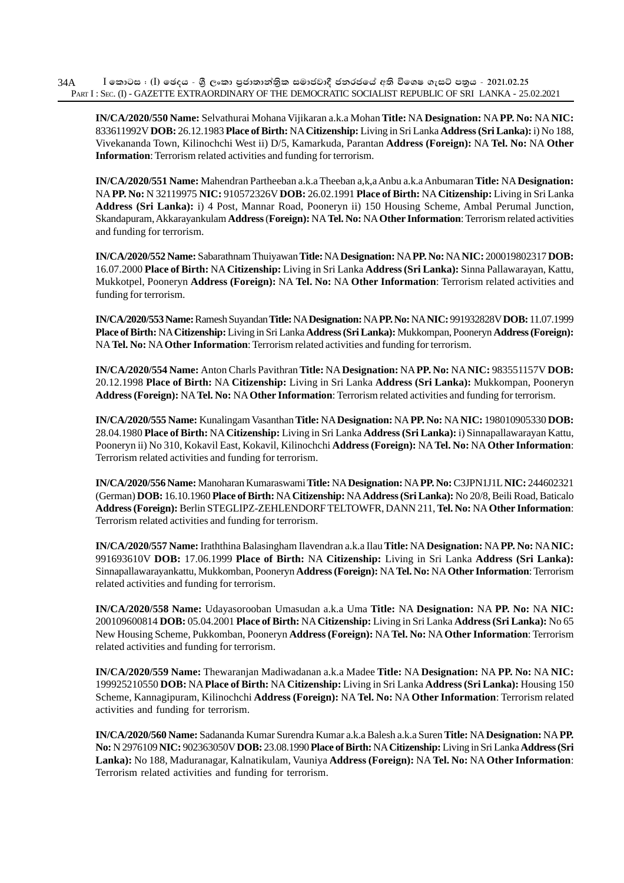**IN/CA/2020/550 Name:** Selvathurai Mohana Vijikaran a.k.a Mohan **Title:** NA **Designation:** NA **PP. No:** NA **NIC:** 833611992V **DOB:** 26.12.1983 **Place of Birth:** NA **Citizenship:** Living in Sri Lanka **Address (Sri Lanka):** i) No 188, Vivekananda Town, Kilinochchi West ii) D/5, Kamarkuda, Parantan **Address (Foreign):** NA **Tel. No:** NA **Other Information**: Terrorism related activities and funding for terrorism.

**IN/CA/2020/551 Name:** Mahendran Partheeban a.k.a Theeban a,k,a Anbu a.k.a Anbumaran **Title:** NA **Designation:** NA **PP. No:** N 32119975 **NIC:** 910572326V **DOB:** 26.02.1991 **Place of Birth:** NA **Citizenship:** Living in Sri Lanka **Address (Sri Lanka):** i) 4 Post, Mannar Road, Pooneryn ii) 150 Housing Scheme, Ambal Perumal Junction, Skandapuram, Akkarayankulam **Address** (**Foreign):** NA **Tel. No:** NA **Other Information**: Terrorism related activities and funding for terrorism.

**IN/CA/2020/552 Name:** Sabarathnam Thuiyawan **Title:** NA **Designation:** NA **PP. No:** NA **NIC:** 200019802317 **DOB:** 16.07.2000 **Place of Birth:** NA **Citizenship:** Living in Sri Lanka **Address (Sri Lanka):** Sinna Pallawarayan, Kattu, Mukkotpel, Pooneryn **Address (Foreign):** NA **Tel. No:** NA **Other Information**: Terrorism related activities and funding for terrorism.

**IN/CA/2020/553 Name:** Ramesh Suyandan **Title:** NA **Designation:** NA **PP. No:** NA **NIC:** 991932828V **DOB:** 11.07.1999 **Place of Birth:** NA **Citizenship:** Living in Sri Lanka **Address (Sri Lanka):** Mukkompan, Pooneryn **Address (Foreign):** NA **Tel. No:** NA **Other Information**: Terrorism related activities and funding for terrorism.

**IN/CA/2020/554 Name:** Anton Charls Pavithran **Title:** NA **Designation:** NA **PP. No:** NA **NIC:** 983551157V **DOB:** 20.12.1998 **Place of Birth:** NA **Citizenship:** Living in Sri Lanka **Address (Sri Lanka):** Mukkompan, Pooneryn **Address (Foreign):** NA **Tel. No:** NA **Other Information**: Terrorism related activities and funding for terrorism.

**IN/CA/2020/555 Name:** Kunalingam Vasanthan **Title:** NA **Designation:** NA **PP. No:** NA **NIC:** 198010905330 **DOB:** 28.04.1980 **Place of Birth:** NA **Citizenship:** Living in Sri Lanka **Address (Sri Lanka):** i) Sinnapallawarayan Kattu, Pooneryn ii) No 310, Kokavil East, Kokavil, Kilinochchi **Address (Foreign):** NA **Tel. No:** NA **Other Information**: Terrorism related activities and funding for terrorism.

**IN/CA/2020/556 Name:** Manoharan Kumaraswami **Title:** NA **Designation:** NA **PP. No:** C3JPN1J1L **NIC:** 244602321 (German) **DOB:** 16.10.1960 **Place of Birth:** NA **Citizenship:** NA **Address (Sri Lanka):** No 20/8, Beili Road, Baticalo **Address (Foreign):** Berlin STEGLIPZ-ZEHLENDORF TELTOWFR, DANN 211, **Tel. No:** NA **Other Information**: Terrorism related activities and funding for terrorism.

**IN/CA/2020/557 Name:** Iraththina Balasingham Ilavendran a.k.a Ilau **Title:** NA **Designation:** NA **PP. No:** NA **NIC:** 991693610V **DOB:** 17.06.1999 **Place of Birth:** NA **Citizenship:** Living in Sri Lanka **Address (Sri Lanka):** Sinnapallawarayankattu, Mukkomban, Pooneryn **Address (Foreign):** NA **Tel. No:** NA **Other Information**: Terrorism related activities and funding for terrorism.

**IN/CA/2020/558 Name:** Udayasorooban Umasudan a.k.a Uma **Title:** NA **Designation:** NA **PP. No:** NA **NIC:** 200109600814 **DOB:** 05.04.2001 **Place of Birth:** NA **Citizenship:** Living in Sri Lanka **Address (Sri Lanka):** No 65 New Housing Scheme, Pukkomban, Pooneryn **Address (Foreign):** NA **Tel. No:** NA **Other Information**: Terrorism related activities and funding for terrorism.

**IN/CA/2020/559 Name:** Thewaranjan Madiwadanan a.k.a Madee **Title:** NA **Designation:** NA **PP. No:** NA **NIC:** 199925210550 **DOB:** NA **Place of Birth:** NA **Citizenship:** Living in Sri Lanka **Address (Sri Lanka):** Housing 150 Scheme, Kannagipuram, Kilinochchi **Address (Foreign):** NA **Tel. No:** NA **Other Information**: Terrorism related activities and funding for terrorism.

**IN/CA/2020/560 Name:** Sadananda Kumar Surendra Kumar a.k.a Balesh a.k.a Suren **Title:** NA **Designation:** NA **PP. No:** N 2976109 **NIC:** 902363050V **DOB:** 23.08.1990 **Place of Birth:** NA **Citizenship:** Living in Sri Lanka **Address (Sri Lanka):** No 188, Maduranagar, Kalnatikulam, Vauniya **Address (Foreign):** NA **Tel. No:** NA **Other Information**: Terrorism related activities and funding for terrorism.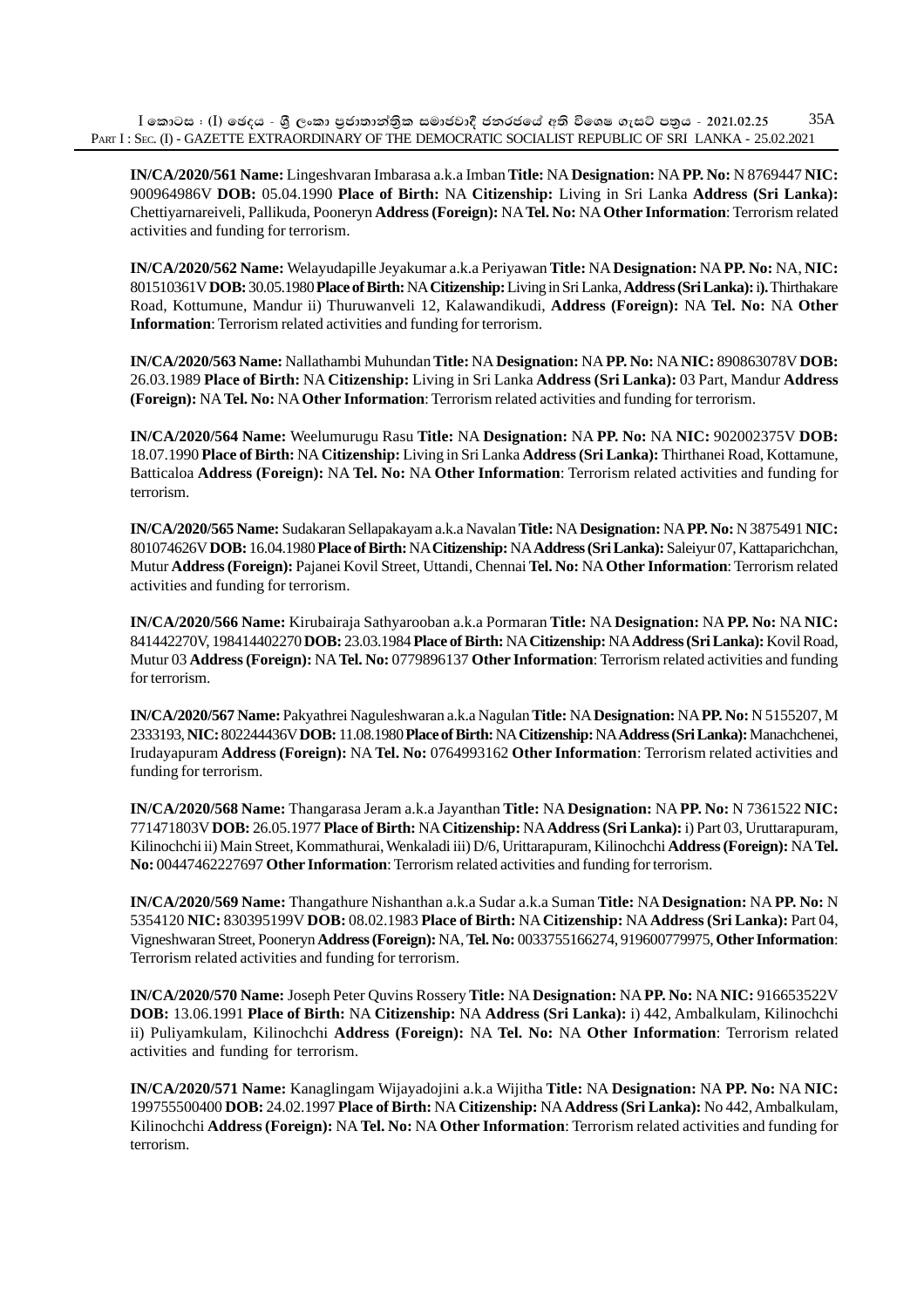**IN/CA/2020/561 Name:** Lingeshvaran Imbarasa a.k.a Imban **Title:** NA **Designation:** NA **PP. No:** N 8769447 **NIC:** 900964986V **DOB:** 05.04.1990 **Place of Birth:** NA **Citizenship:** Living in Sri Lanka **Address (Sri Lanka):** Chettiyarnareiveli, Pallikuda, Pooneryn **Address (Foreign):** NA **Tel. No:** NA **Other Information**: Terrorism related activities and funding for terrorism.

**IN/CA/2020/562 Name:** Welayudapille Jeyakumar a.k.a Periyawan **Title:** NA **Designation:** NA **PP. No:** NA, **NIC:** 801510361V **DOB:** 30.05.1980 **Place of Birth:** NA **Citizenship:** Living in Sri Lanka, **Address (Sri Lanka):** i**).** Thirthakare Road, Kottumune, Mandur ii) Thuruwanveli 12, Kalawandikudi, **Address (Foreign):** NA **Tel. No:** NA **Other Information**: Terrorism related activities and funding for terrorism.

**IN/CA/2020/563 Name:** Nallathambi Muhundan **Title:** NA **Designation:** NA **PP. No:** NA **NIC:** 890863078V **DOB:** 26.03.1989 **Place of Birth:** NA **Citizenship:** Living in Sri Lanka **Address (Sri Lanka):** 03 Part, Mandur **Address (Foreign):** NA **Tel. No:** NA **Other Information**: Terrorism related activities and funding for terrorism.

**IN/CA/2020/564 Name:** Weelumurugu Rasu **Title:** NA **Designation:** NA **PP. No:** NA **NIC:** 902002375V **DOB:** 18.07.1990 **Place of Birth:** NA **Citizenship:** Living in Sri Lanka **Address (Sri Lanka):** Thirthanei Road, Kottamune, Batticaloa **Address (Foreign):** NA **Tel. No:** NA **Other Information**: Terrorism related activities and funding for terrorism.

**IN/CA/2020/565 Name:** Sudakaran Sellapakayam a.k.a Navalan **Title:** NA **Designation:** NA **PP. No:** N 3875491 **NIC:** 801074626V **DOB:** 16.04.1980 **Place of Birth:** NA **Citizenship:** NA **Address (Sri Lanka):** Saleiyur 07, Kattaparichchan, Mutur **Address (Foreign):** Pajanei Kovil Street, Uttandi, Chennai **Tel. No:** NA **Other Information**: Terrorism related activities and funding for terrorism.

**IN/CA/2020/566 Name:** Kirubairaja Sathyarooban a.k.a Pormaran **Title:** NA **Designation:** NA **PP. No:** NA **NIC:** 841442270V, 198414402270 **DOB:** 23.03.1984 **Place of Birth:** NA **Citizenship:** NA **Address (Sri Lanka):** Kovil Road, Mutur 03 **Address (Foreign):** NA **Tel. No:** 0779896137 **Other Information**: Terrorism related activities and funding for terrorism.

**IN/CA/2020/567 Name:** Pakyathrei Naguleshwaran a.k.a Nagulan **Title:** NA **Designation:** NA **PP. No:** N 5155207, M 2333193, **NIC:** 802244436V **DOB:** 11.08.1980 **Place of Birth:** NA **Citizenship:** NA **Address (Sri Lanka):** Manachchenei, Irudayapuram **Address (Foreign):** NA **Tel. No:** 0764993162 **Other Information**: Terrorism related activities and funding for terrorism.

**IN/CA/2020/568 Name:** Thangarasa Jeram a.k.a Jayanthan **Title:** NA **Designation:** NA **PP. No:** N 7361522 **NIC:** 771471803V **DOB:** 26.05.1977 **Place of Birth:** NA **Citizenship:** NA **Address (Sri Lanka):** i) Part 03, Uruttarapuram, Kilinochchi ii) Main Street, Kommathurai, Wenkaladi iii) D/6, Urittarapuram, Kilinochchi **Address (Foreign):** NA **Tel. No:** 00447462227697 **Other Information**: Terrorism related activities and funding for terrorism.

**IN/CA/2020/569 Name:** Thangathure Nishanthan a.k.a Sudar a.k.a Suman **Title:** NA **Designation:** NA **PP. No:** N 5354120 **NIC:** 830395199V **DOB:** 08.02.1983 **Place of Birth:** NA **Citizenship:** NA **Address (Sri Lanka):** Part 04, Vigneshwaran Street, Pooneryn **Address (Foreign):** NA, **Tel. No:** 0033755166274, 919600779975, **Other Information**: Terrorism related activities and funding for terrorism.

**IN/CA/2020/570 Name:** Joseph Peter Quvins Rossery **Title:** NA **Designation:** NA **PP. No:** NA **NIC:** 916653522V **DOB:** 13.06.1991 **Place of Birth:** NA **Citizenship:** NA **Address (Sri Lanka):** i) 442, Ambalkulam, Kilinochchi ii) Puliyamkulam, Kilinochchi **Address (Foreign):** NA **Tel. No:** NA **Other Information**: Terrorism related activities and funding for terrorism.

**IN/CA/2020/571 Name:** Kanaglingam Wijayadojini a.k.a Wijitha **Title:** NA **Designation:** NA **PP. No:** NA **NIC:** 199755500400 **DOB:** 24.02.1997 **Place of Birth:** NA **Citizenship:** NA **Address (Sri Lanka):** No 442, Ambalkulam, Kilinochchi **Address (Foreign):** NA **Tel. No:** NA **Other Information**: Terrorism related activities and funding for terrorism.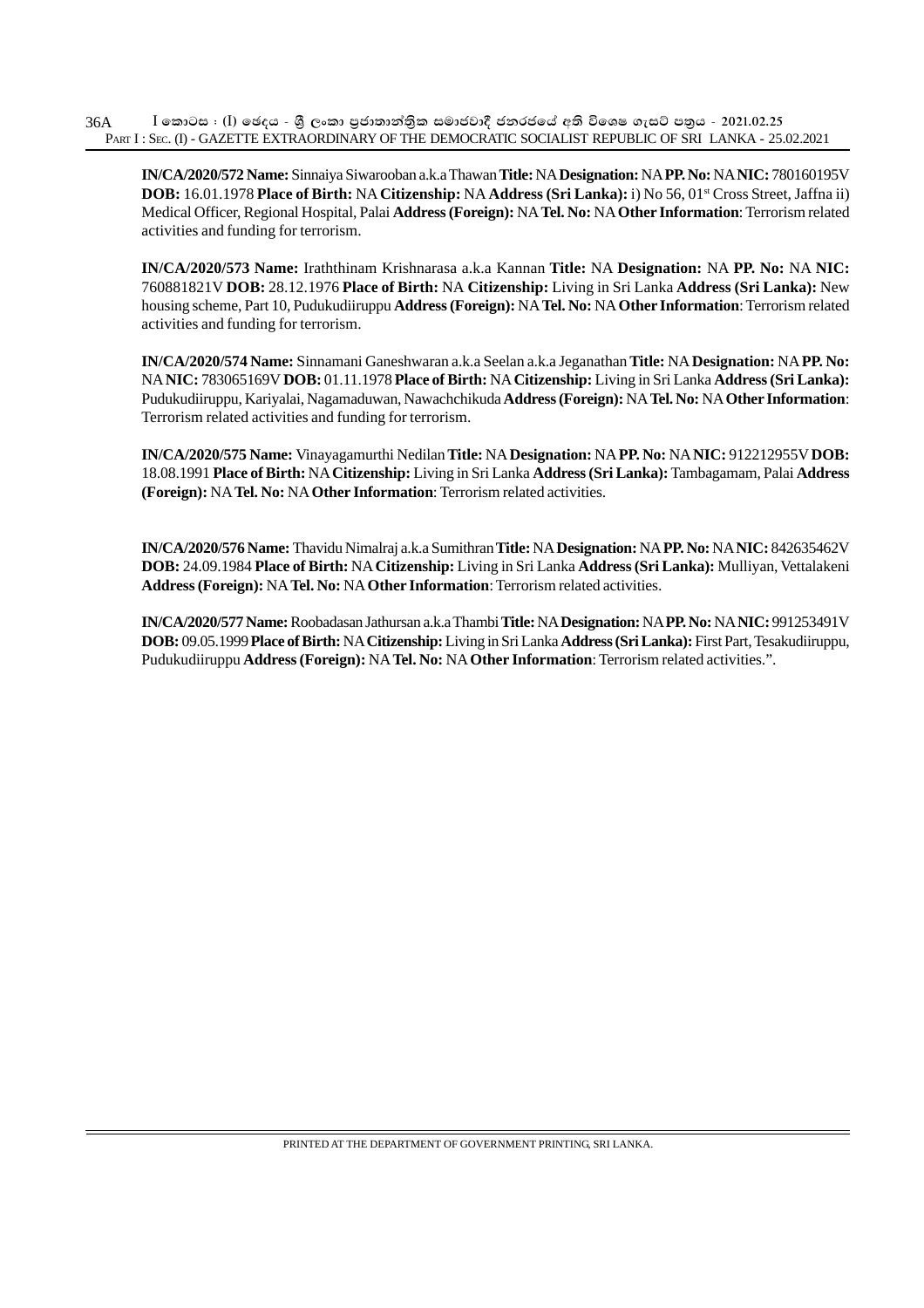**IN/CA/2020/572 Name:** Sinnaiya Siwarooban a.k.a Thawan **Title:** NA **Designation:** NA **PP. No:** NA **NIC:** 780160195V **DOB:** 16.01.1978 **Place of Birth:** NA **Citizenship:** NA **Address (Sri Lanka):** i) No 56, 01st Cross Street, Jaffna ii) Medical Officer, Regional Hospital, Palai **Address (Foreign):** NA **Tel. No:** NA **Other Information**: Terrorism related activities and funding for terrorism.

**IN/CA/2020/573 Name:** Iraththinam Krishnarasa a.k.a Kannan **Title:** NA **Designation:** NA **PP. No:** NA **NIC:** 760881821V **DOB:** 28.12.1976 **Place of Birth:** NA **Citizenship:** Living in Sri Lanka **Address (Sri Lanka):** New housing scheme, Part 10, Pudukudiiruppu **Address (Foreign):** NA **Tel. No:** NA **Other Information**: Terrorism related activities and funding for terrorism.

**IN/CA/2020/574 Name:** Sinnamani Ganeshwaran a.k.a Seelan a.k.a Jeganathan **Title:** NA **Designation:** NA **PP. No:** NA **NIC:** 783065169V **DOB:** 01.11.1978 **Place of Birth:** NA **Citizenship:** Living in Sri Lanka **Address (Sri Lanka):** Pudukudiiruppu, Kariyalai, Nagamaduwan, Nawachchikuda **Address (Foreign):** NA **Tel. No:** NA **Other Information**: Terrorism related activities and funding for terrorism.

**IN/CA/2020/575 Name:** Vinayagamurthi Nedilan **Title:** NA **Designation:** NA **PP. No:** NA **NIC:** 912212955V **DOB:** 18.08.1991 **Place of Birth:** NA **Citizenship:** Living in Sri Lanka **Address (Sri Lanka):** Tambagamam, Palai **Address (Foreign):** NA **Tel. No:** NA **Other Information**: Terrorism related activities.

**IN/CA/2020/576 Name:** Thavidu Nimalraj a.k.a Sumithran **Title:** NA **Designation:** NA **PP. No:** NA **NIC:** 842635462V **DOB:** 24.09.1984 **Place of Birth:** NA **Citizenship:** Living in Sri Lanka **Address (Sri Lanka):** Mulliyan, Vettalakeni **Address (Foreign):** NA **Tel. No:** NA **Other Information**: Terrorism related activities.

**IN/CA/2020/577 Name:** Roobadasan Jathursan a.k.a Thambi **Title:** NA **Designation:** NA **PP. No:** NA **NIC:** 991253491V **DOB:** 09.05.1999 **Place of Birth:** NA **Citizenship:** Living in Sri Lanka **Address (Sri Lanka):** First Part, Tesakudiiruppu, Pudukudiiruppu **Address (Foreign):** NA **Tel. No:** NA **Other Information**: Terrorism related activities.".

PRINTED AT THE DEPARTMENT OF GOVERNMENT PRINTING, SRI LANKA.